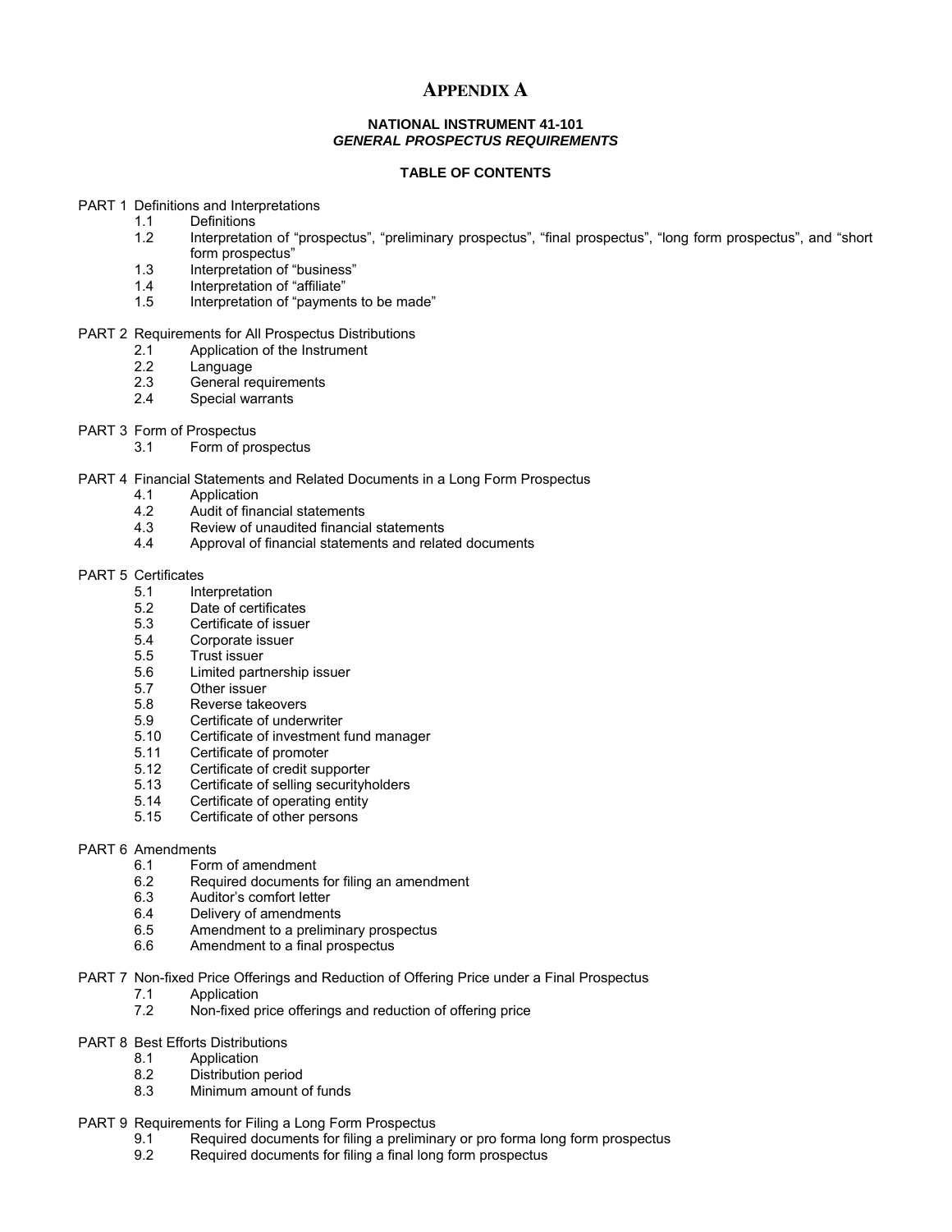# APPENDIX A

**NATIONAL INSTRUMENT 41-101**
***GENERAL PROSPECTUS REQUIREMENTS***

**TABLE OF CONTENTS**

PART 1 Definitions and Interpretations
- 1.1 Definitions
- 1.2 Interpretation of "prospectus", "preliminary prospectus", "final prospectus", "long form prospectus", and "short form prospectus"
- 1.3 Interpretation of "business"
- 1.4 Interpretation of "affiliate"
- 1.5 Interpretation of "payments to be made"

PART 2 Requirements for All Prospectus Distributions
- 2.1 Application of the Instrument
- 2.2 Language
- 2.3 General requirements
- 2.4 Special warrants

PART 3 Form of Prospectus
- 3.1 Form of prospectus

PART 4 Financial Statements and Related Documents in a Long Form Prospectus
- 4.1 Application
- 4.2 Audit of financial statements
- 4.3 Review of unaudited financial statements
- 4.4 Approval of financial statements and related documents

PART 5 Certificates
- 5.1 Interpretation
- 5.2 Date of certificates
- 5.3 Certificate of issuer
- 5.4 Corporate issuer
- 5.5 Trust issuer
- 5.6 Limited partnership issuer
- 5.7 Other issuer
- 5.8 Reverse takeovers
- 5.9 Certificate of underwriter
- 5.10 Certificate of investment fund manager
- 5.11 Certificate of promoter
- 5.12 Certificate of credit supporter
- 5.13 Certificate of selling securityholders
- 5.14 Certificate of operating entity
- 5.15 Certificate of other persons

PART 6 Amendments
- 6.1 Form of amendment
- 6.2 Required documents for filing an amendment
- 6.3 Auditor's comfort letter
- 6.4 Delivery of amendments
- 6.5 Amendment to a preliminary prospectus
- 6.6 Amendment to a final prospectus

PART 7 Non-fixed Price Offerings and Reduction of Offering Price under a Final Prospectus
- 7.1 Application
- 7.2 Non-fixed price offerings and reduction of offering price

PART 8 Best Efforts Distributions
- 8.1 Application
- 8.2 Distribution period
- 8.3 Minimum amount of funds

PART 9 Requirements for Filing a Long Form Prospectus
- 9.1 Required documents for filing a preliminary or pro forma long form prospectus
- 9.2 Required documents for filing a final long form prospectus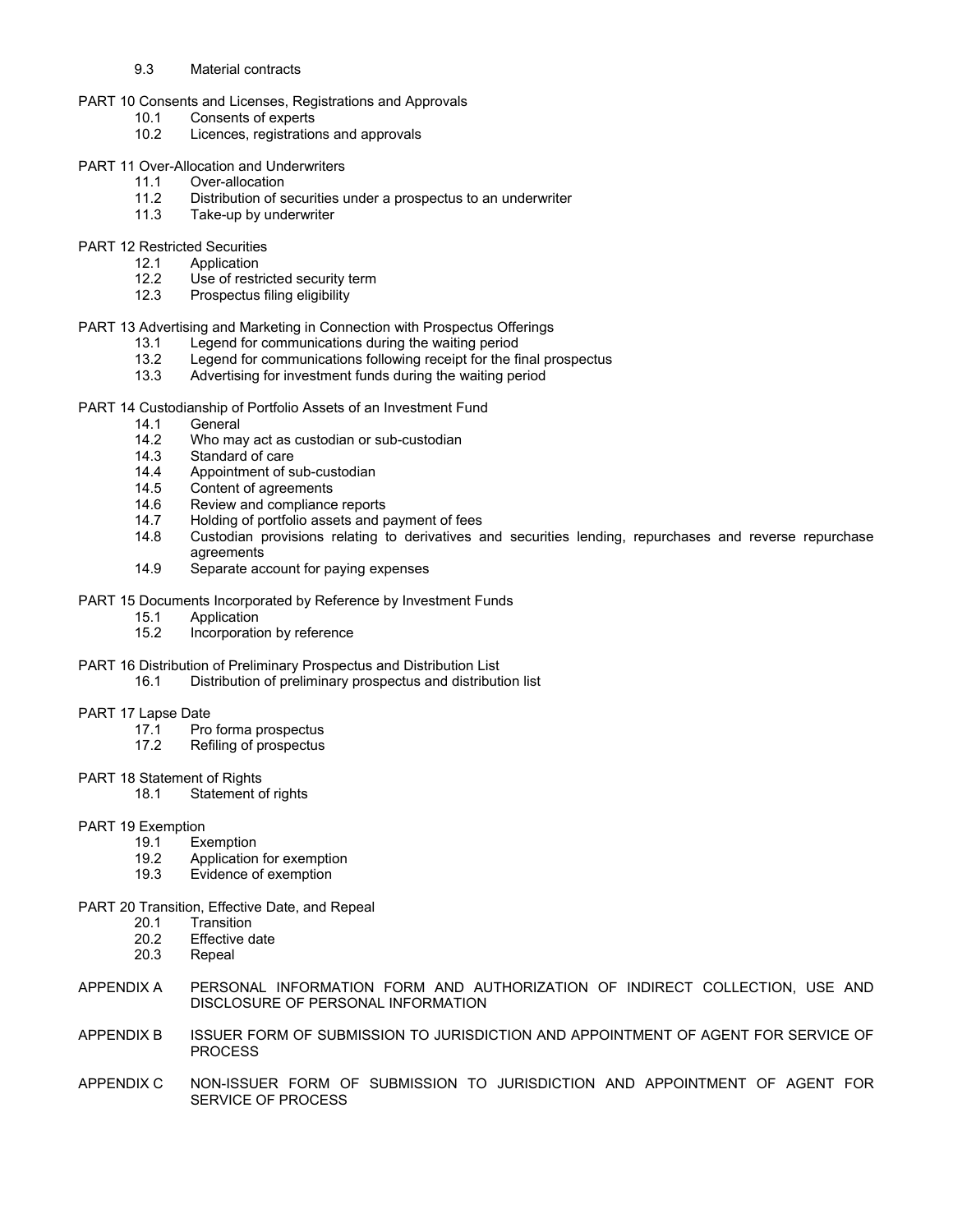9.3 Material contracts

PART 10 Consents and Licenses, Registrations and Approvals
- 10.1 Consents of experts
- 10.2 Licences, registrations and approvals

PART 11 Over-Allocation and Underwriters
- 11.1 Over-allocation
- 11.2 Distribution of securities under a prospectus to an underwriter
- 11.3 Take-up by underwriter

PART 12 Restricted Securities
- 12.1 Application
- 12.2 Use of restricted security term
- 12.3 Prospectus filing eligibility

PART 13 Advertising and Marketing in Connection with Prospectus Offerings
- 13.1 Legend for communications during the waiting period
- 13.2 Legend for communications following receipt for the final prospectus
- 13.3 Advertising for investment funds during the waiting period

PART 14 Custodianship of Portfolio Assets of an Investment Fund
- 14.1 General
- 14.2 Who may act as custodian or sub-custodian
- 14.3 Standard of care
- 14.4 Appointment of sub-custodian
- 14.5 Content of agreements
- 14.6 Review and compliance reports
- 14.7 Holding of portfolio assets and payment of fees
- 14.8 Custodian provisions relating to derivatives and securities lending, repurchases and reverse repurchase agreements
- 14.9 Separate account for paying expenses

PART 15 Documents Incorporated by Reference by Investment Funds
- 15.1 Application
- 15.2 Incorporation by reference

PART 16 Distribution of Preliminary Prospectus and Distribution List
- 16.1 Distribution of preliminary prospectus and distribution list

PART 17 Lapse Date
- 17.1 Pro forma prospectus
- 17.2 Refiling of prospectus

PART 18 Statement of Rights
- 18.1 Statement of rights

PART 19 Exemption
- 19.1 Exemption
- 19.2 Application for exemption
- 19.3 Evidence of exemption

PART 20 Transition, Effective Date, and Repeal
- 20.1 Transition
- 20.2 Effective date
- 20.3 Repeal

APPENDIX A PERSONAL INFORMATION FORM AND AUTHORIZATION OF INDIRECT COLLECTION, USE AND DISCLOSURE OF PERSONAL INFORMATION

APPENDIX B ISSUER FORM OF SUBMISSION TO JURISDICTION AND APPOINTMENT OF AGENT FOR SERVICE OF PROCESS

APPENDIX C NON-ISSUER FORM OF SUBMISSION TO JURISDICTION AND APPOINTMENT OF AGENT FOR SERVICE OF PROCESS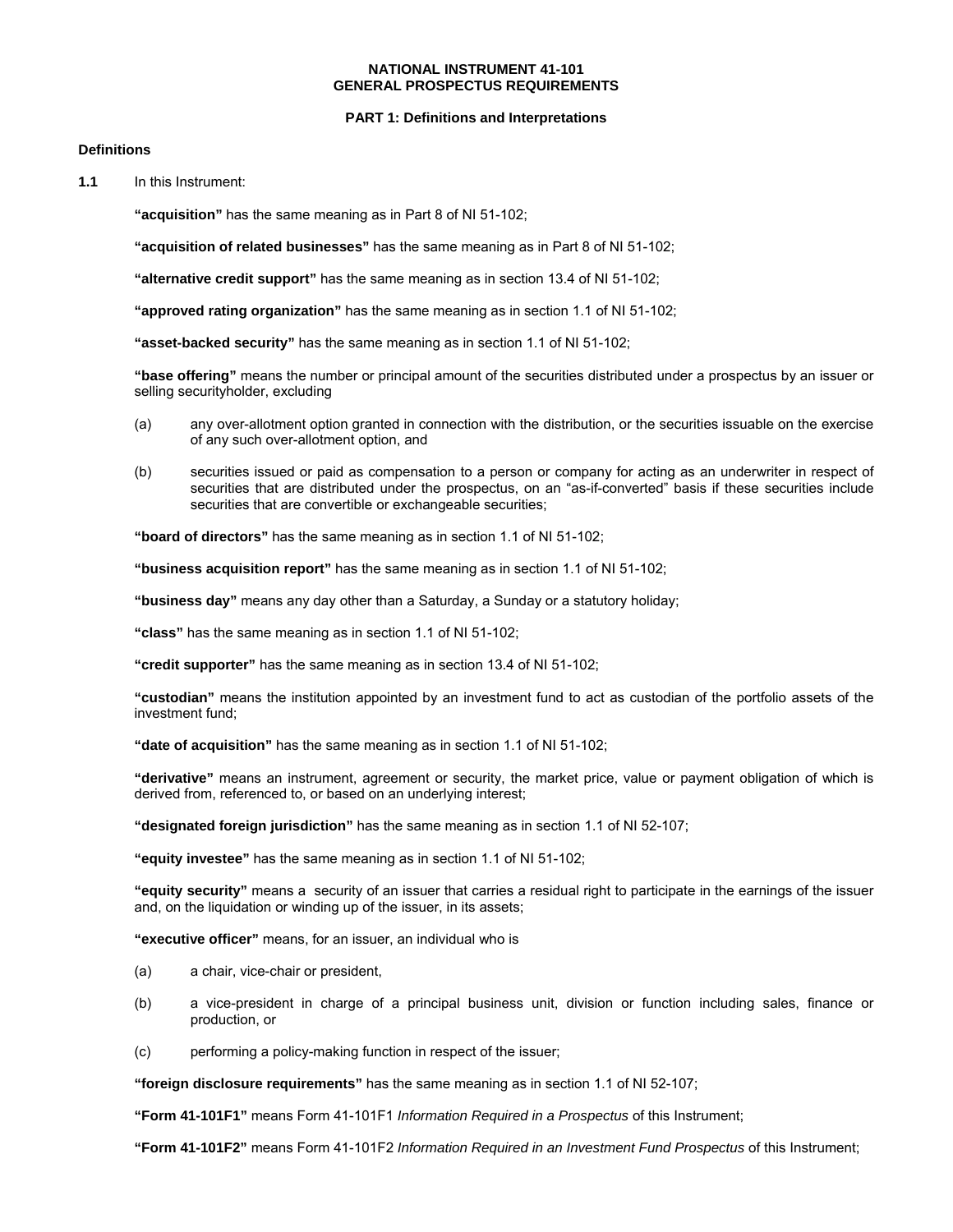# NATIONAL INSTRUMENT 41-101
# GENERAL PROSPECTUS REQUIREMENTS

## PART 1: Definitions and Interpretations

### Definitions

**1.1** In this Instrument:

**"acquisition"** has the same meaning as in Part 8 of NI 51-102;

**"acquisition of related businesses"** has the same meaning as in Part 8 of NI 51-102;

**"alternative credit support"** has the same meaning as in section 13.4 of NI 51-102;

**"approved rating organization"** has the same meaning as in section 1.1 of NI 51-102;

**"asset-backed security"** has the same meaning as in section 1.1 of NI 51-102;

**"base offering"** means the number or principal amount of the securities distributed under a prospectus by an issuer or selling securityholder, excluding

(a) any over-allotment option granted in connection with the distribution, or the securities issuable on the exercise of any such over-allotment option, and

(b) securities issued or paid as compensation to a person or company for acting as an underwriter in respect of securities that are distributed under the prospectus, on an "as-if-converted" basis if these securities include securities that are convertible or exchangeable securities;

**"board of directors"** has the same meaning as in section 1.1 of NI 51-102;

**"business acquisition report"** has the same meaning as in section 1.1 of NI 51-102;

**"business day"** means any day other than a Saturday, a Sunday or a statutory holiday;

**"class"** has the same meaning as in section 1.1 of NI 51-102;

**"credit supporter"** has the same meaning as in section 13.4 of NI 51-102;

**"custodian"** means the institution appointed by an investment fund to act as custodian of the portfolio assets of the investment fund;

**"date of acquisition"** has the same meaning as in section 1.1 of NI 51-102;

**"derivative"** means an instrument, agreement or security, the market price, value or payment obligation of which is derived from, referenced to, or based on an underlying interest;

**"designated foreign jurisdiction"** has the same meaning as in section 1.1 of NI 52-107;

**"equity investee"** has the same meaning as in section 1.1 of NI 51-102;

**"equity security"** means a security of an issuer that carries a residual right to participate in the earnings of the issuer and, on the liquidation or winding up of the issuer, in its assets;

**"executive officer"** means, for an issuer, an individual who is

(a) a chair, vice-chair or president,

(b) a vice-president in charge of a principal business unit, division or function including sales, finance or production, or

(c) performing a policy-making function in respect of the issuer;

**"foreign disclosure requirements"** has the same meaning as in section 1.1 of NI 52-107;

**"Form 41-101F1"** means Form 41-101F1 *Information Required in a Prospectus* of this Instrument;

**"Form 41-101F2"** means Form 41-101F2 *Information Required in an Investment Fund Prospectus* of this Instrument;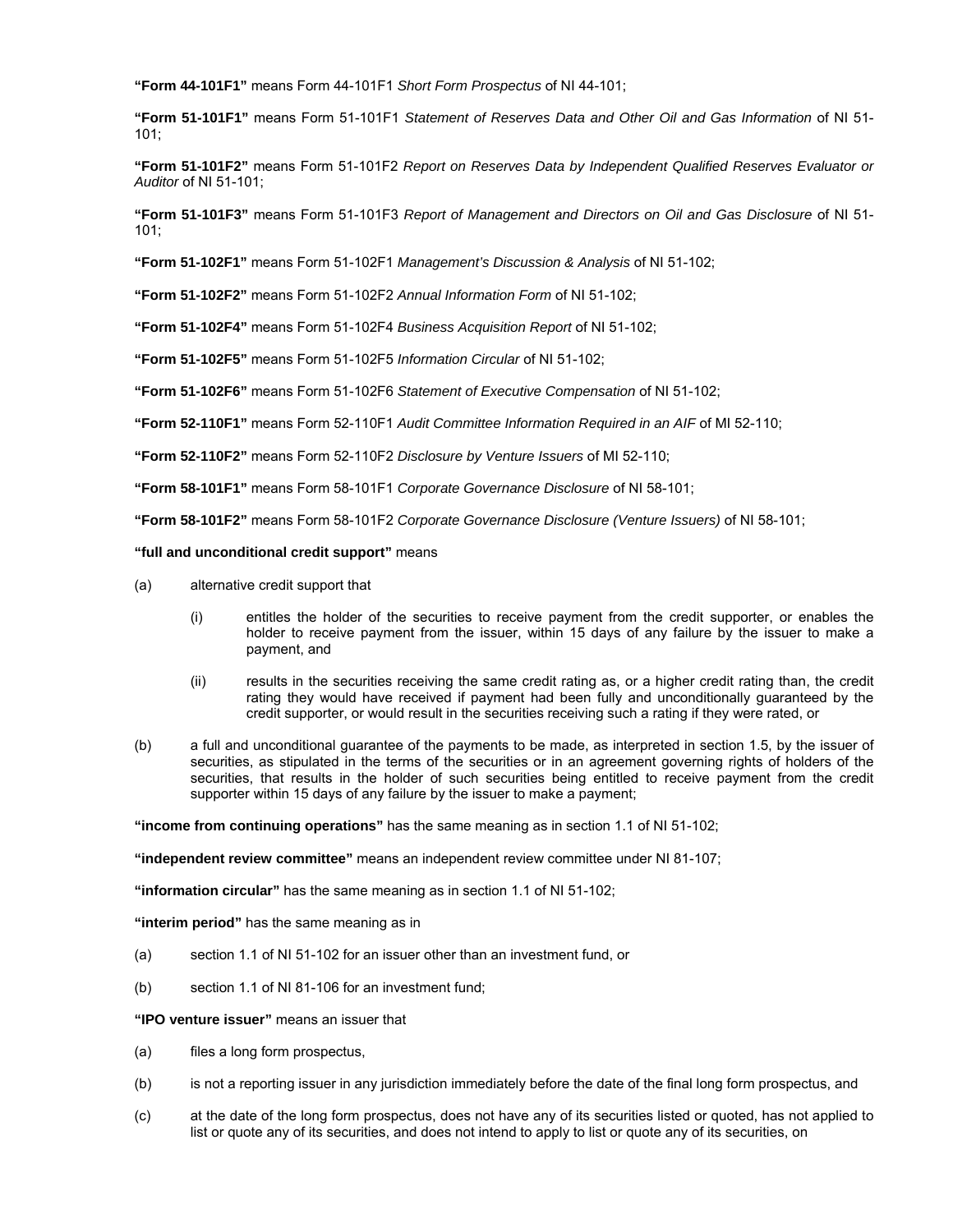**"Form 44-101F1"** means Form 44-101F1 *Short Form Prospectus* of NI 44-101;

**"Form 51-101F1"** means Form 51-101F1 *Statement of Reserves Data and Other Oil and Gas Information* of NI 51-101;

**"Form 51-101F2"** means Form 51-101F2 *Report on Reserves Data by Independent Qualified Reserves Evaluator or Auditor* of NI 51-101;

**"Form 51-101F3"** means Form 51-101F3 *Report of Management and Directors on Oil and Gas Disclosure* of NI 51-101;

**"Form 51-102F1"** means Form 51-102F1 *Management's Discussion & Analysis* of NI 51-102;

**"Form 51-102F2"** means Form 51-102F2 *Annual Information Form* of NI 51-102;

**"Form 51-102F4"** means Form 51-102F4 *Business Acquisition Report* of NI 51-102;

**"Form 51-102F5"** means Form 51-102F5 *Information Circular* of NI 51-102;

**"Form 51-102F6"** means Form 51-102F6 *Statement of Executive Compensation* of NI 51-102;

**"Form 52-110F1"** means Form 52-110F1 *Audit Committee Information Required in an AIF* of MI 52-110;

**"Form 52-110F2"** means Form 52-110F2 *Disclosure by Venture Issuers* of MI 52-110;

**"Form 58-101F1"** means Form 58-101F1 *Corporate Governance Disclosure* of NI 58-101;

**"Form 58-101F2"** means Form 58-101F2 *Corporate Governance Disclosure (Venture Issuers)* of NI 58-101;

**"full and unconditional credit support"** means

(a) alternative credit support that

(i) entitles the holder of the securities to receive payment from the credit supporter, or enables the holder to receive payment from the issuer, within 15 days of any failure by the issuer to make a payment, and

(ii) results in the securities receiving the same credit rating as, or a higher credit rating than, the credit rating they would have received if payment had been fully and unconditionally guaranteed by the credit supporter, or would result in the securities receiving such a rating if they were rated, or

(b) a full and unconditional guarantee of the payments to be made, as interpreted in section 1.5, by the issuer of securities, as stipulated in the terms of the securities or in an agreement governing rights of holders of the securities, that results in the holder of such securities being entitled to receive payment from the credit supporter within 15 days of any failure by the issuer to make a payment;

**"income from continuing operations"** has the same meaning as in section 1.1 of NI 51-102;

**"independent review committee"** means an independent review committee under NI 81-107;

**"information circular"** has the same meaning as in section 1.1 of NI 51-102;

**"interim period"** has the same meaning as in

(a) section 1.1 of NI 51-102 for an issuer other than an investment fund, or

(b) section 1.1 of NI 81-106 for an investment fund;

**"IPO venture issuer"** means an issuer that

(a) files a long form prospectus,

(b) is not a reporting issuer in any jurisdiction immediately before the date of the final long form prospectus, and

(c) at the date of the long form prospectus, does not have any of its securities listed or quoted, has not applied to list or quote any of its securities, and does not intend to apply to list or quote any of its securities, on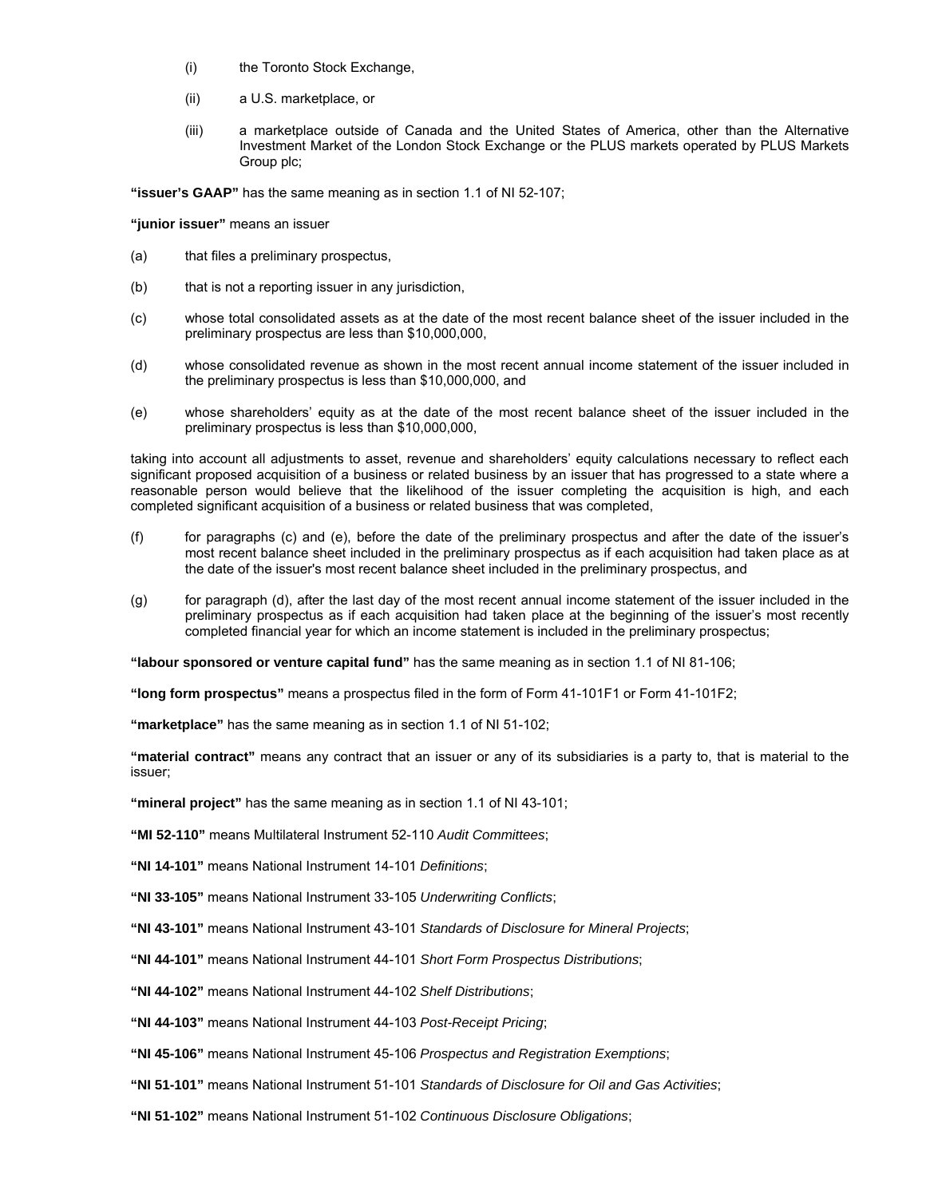(i) the Toronto Stock Exchange,

(ii) a U.S. marketplace, or

(iii) a marketplace outside of Canada and the United States of America, other than the Alternative Investment Market of the London Stock Exchange or the PLUS markets operated by PLUS Markets Group plc;

**"issuer's GAAP"** has the same meaning as in section 1.1 of NI 52-107;

**"junior issuer"** means an issuer

(a) that files a preliminary prospectus,

(b) that is not a reporting issuer in any jurisdiction,

(c) whose total consolidated assets as at the date of the most recent balance sheet of the issuer included in the preliminary prospectus are less than $10,000,000,

(d) whose consolidated revenue as shown in the most recent annual income statement of the issuer included in the preliminary prospectus is less than $10,000,000, and

(e) whose shareholders' equity as at the date of the most recent balance sheet of the issuer included in the preliminary prospectus is less than $10,000,000,

taking into account all adjustments to asset, revenue and shareholders' equity calculations necessary to reflect each significant proposed acquisition of a business or related business by an issuer that has progressed to a state where a reasonable person would believe that the likelihood of the issuer completing the acquisition is high, and each completed significant acquisition of a business or related business that was completed,

(f) for paragraphs (c) and (e), before the date of the preliminary prospectus and after the date of the issuer's most recent balance sheet included in the preliminary prospectus as if each acquisition had taken place as at the date of the issuer's most recent balance sheet included in the preliminary prospectus, and

(g) for paragraph (d), after the last day of the most recent annual income statement of the issuer included in the preliminary prospectus as if each acquisition had taken place at the beginning of the issuer's most recently completed financial year for which an income statement is included in the preliminary prospectus;

**"labour sponsored or venture capital fund"** has the same meaning as in section 1.1 of NI 81-106;

**"long form prospectus"** means a prospectus filed in the form of Form 41-101F1 or Form 41-101F2;

**"marketplace"** has the same meaning as in section 1.1 of NI 51-102;

**"material contract"** means any contract that an issuer or any of its subsidiaries is a party to, that is material to the issuer;

**"mineral project"** has the same meaning as in section 1.1 of NI 43-101;

**"MI 52-110"** means Multilateral Instrument 52-110 *Audit Committees*;

**"NI 14-101"** means National Instrument 14-101 *Definitions*;

**"NI 33-105"** means National Instrument 33-105 *Underwriting Conflicts*;

**"NI 43-101"** means National Instrument 43-101 *Standards of Disclosure for Mineral Projects*;

**"NI 44-101"** means National Instrument 44-101 *Short Form Prospectus Distributions*;

**"NI 44-102"** means National Instrument 44-102 *Shelf Distributions*;

**"NI 44-103"** means National Instrument 44-103 *Post-Receipt Pricing*;

**"NI 45-106"** means National Instrument 45-106 *Prospectus and Registration Exemptions*;

**"NI 51-101"** means National Instrument 51-101 *Standards of Disclosure for Oil and Gas Activities*;

**"NI 51-102"** means National Instrument 51-102 *Continuous Disclosure Obligations*;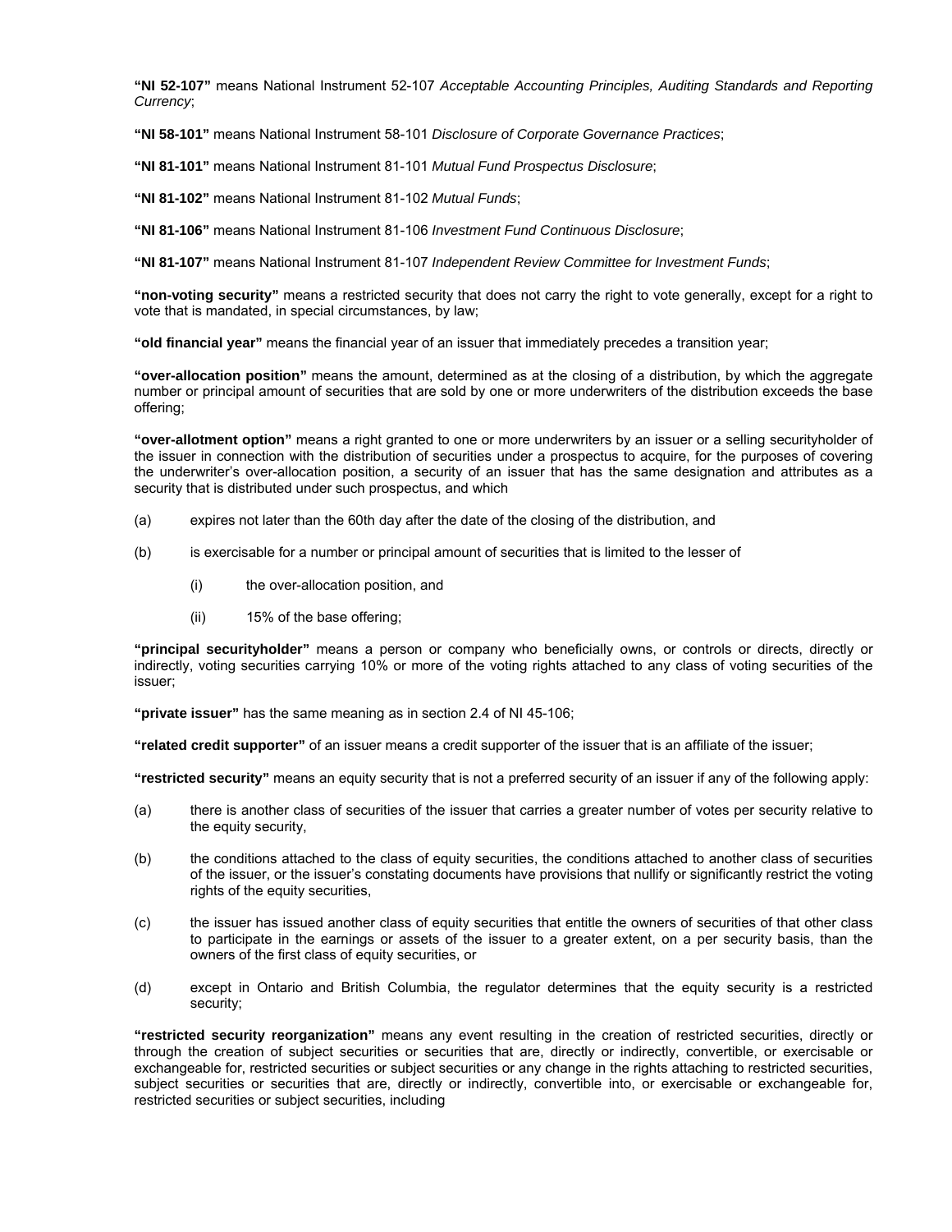**"NI 52-107"** means National Instrument 52-107 *Acceptable Accounting Principles, Auditing Standards and Reporting Currency*;

**"NI 58-101"** means National Instrument 58-101 *Disclosure of Corporate Governance Practices*;

**"NI 81-101"** means National Instrument 81-101 *Mutual Fund Prospectus Disclosure*;

**"NI 81-102"** means National Instrument 81-102 *Mutual Funds*;

**"NI 81-106"** means National Instrument 81-106 *Investment Fund Continuous Disclosure*;

**"NI 81-107"** means National Instrument 81-107 *Independent Review Committee for Investment Funds*;

**"non-voting security"** means a restricted security that does not carry the right to vote generally, except for a right to vote that is mandated, in special circumstances, by law;

**"old financial year"** means the financial year of an issuer that immediately precedes a transition year;

**"over-allocation position"** means the amount, determined as at the closing of a distribution, by which the aggregate number or principal amount of securities that are sold by one or more underwriters of the distribution exceeds the base offering;

**"over-allotment option"** means a right granted to one or more underwriters by an issuer or a selling securityholder of the issuer in connection with the distribution of securities under a prospectus to acquire, for the purposes of covering the underwriter's over-allocation position, a security of an issuer that has the same designation and attributes as a security that is distributed under such prospectus, and which

(a) expires not later than the 60th day after the date of the closing of the distribution, and

(b) is exercisable for a number or principal amount of securities that is limited to the lesser of

(i) the over-allocation position, and

(ii) 15% of the base offering;

**"principal securityholder"** means a person or company who beneficially owns, or controls or directs, directly or indirectly, voting securities carrying 10% or more of the voting rights attached to any class of voting securities of the issuer;

**"private issuer"** has the same meaning as in section 2.4 of NI 45-106;

**"related credit supporter"** of an issuer means a credit supporter of the issuer that is an affiliate of the issuer;

**"restricted security"** means an equity security that is not a preferred security of an issuer if any of the following apply:

(a) there is another class of securities of the issuer that carries a greater number of votes per security relative to the equity security,

(b) the conditions attached to the class of equity securities, the conditions attached to another class of securities of the issuer, or the issuer's constating documents have provisions that nullify or significantly restrict the voting rights of the equity securities,

(c) the issuer has issued another class of equity securities that entitle the owners of securities of that other class to participate in the earnings or assets of the issuer to a greater extent, on a per security basis, than the owners of the first class of equity securities, or

(d) except in Ontario and British Columbia, the regulator determines that the equity security is a restricted security;

**"restricted security reorganization"** means any event resulting in the creation of restricted securities, directly or through the creation of subject securities or securities that are, directly or indirectly, convertible, or exercisable or exchangeable for, restricted securities or subject securities or any change in the rights attaching to restricted securities, subject securities or securities that are, directly or indirectly, convertible into, or exercisable or exchangeable for, restricted securities or subject securities, including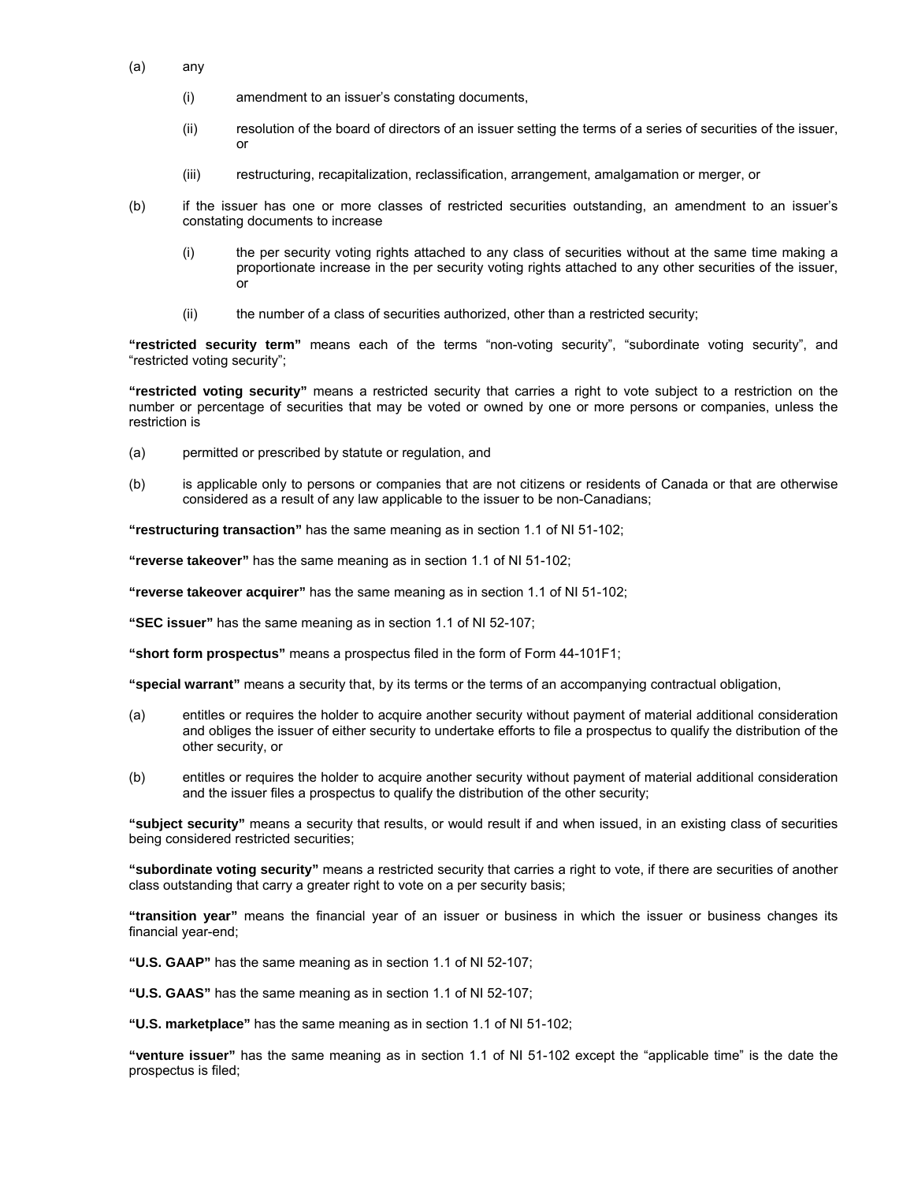(a) any

 (i) amendment to an issuer's constating documents,

 (ii) resolution of the board of directors of an issuer setting the terms of a series of securities of the issuer, or

 (iii) restructuring, recapitalization, reclassification, arrangement, amalgamation or merger, or

(b) if the issuer has one or more classes of restricted securities outstanding, an amendment to an issuer's constating documents to increase

 (i) the per security voting rights attached to any class of securities without at the same time making a proportionate increase in the per security voting rights attached to any other securities of the issuer, or

 (ii) the number of a class of securities authorized, other than a restricted security;

**"restricted security term"** means each of the terms "non-voting security", "subordinate voting security", and "restricted voting security";

**"restricted voting security"** means a restricted security that carries a right to vote subject to a restriction on the number or percentage of securities that may be voted or owned by one or more persons or companies, unless the restriction is

(a) permitted or prescribed by statute or regulation, and

(b) is applicable only to persons or companies that are not citizens or residents of Canada or that are otherwise considered as a result of any law applicable to the issuer to be non-Canadians;

**"restructuring transaction"** has the same meaning as in section 1.1 of NI 51-102;

**"reverse takeover"** has the same meaning as in section 1.1 of NI 51-102;

**"reverse takeover acquirer"** has the same meaning as in section 1.1 of NI 51-102;

**"SEC issuer"** has the same meaning as in section 1.1 of NI 52-107;

**"short form prospectus"** means a prospectus filed in the form of Form 44-101F1;

**"special warrant"** means a security that, by its terms or the terms of an accompanying contractual obligation,

(a) entitles or requires the holder to acquire another security without payment of material additional consideration and obliges the issuer of either security to undertake efforts to file a prospectus to qualify the distribution of the other security, or

(b) entitles or requires the holder to acquire another security without payment of material additional consideration and the issuer files a prospectus to qualify the distribution of the other security;

**"subject security"** means a security that results, or would result if and when issued, in an existing class of securities being considered restricted securities;

**"subordinate voting security"** means a restricted security that carries a right to vote, if there are securities of another class outstanding that carry a greater right to vote on a per security basis;

**"transition year"** means the financial year of an issuer or business in which the issuer or business changes its financial year-end;

**"U.S. GAAP"** has the same meaning as in section 1.1 of NI 52-107;

**"U.S. GAAS"** has the same meaning as in section 1.1 of NI 52-107;

**"U.S. marketplace"** has the same meaning as in section 1.1 of NI 51-102;

**"venture issuer"** has the same meaning as in section 1.1 of NI 51-102 except the "applicable time" is the date the prospectus is filed;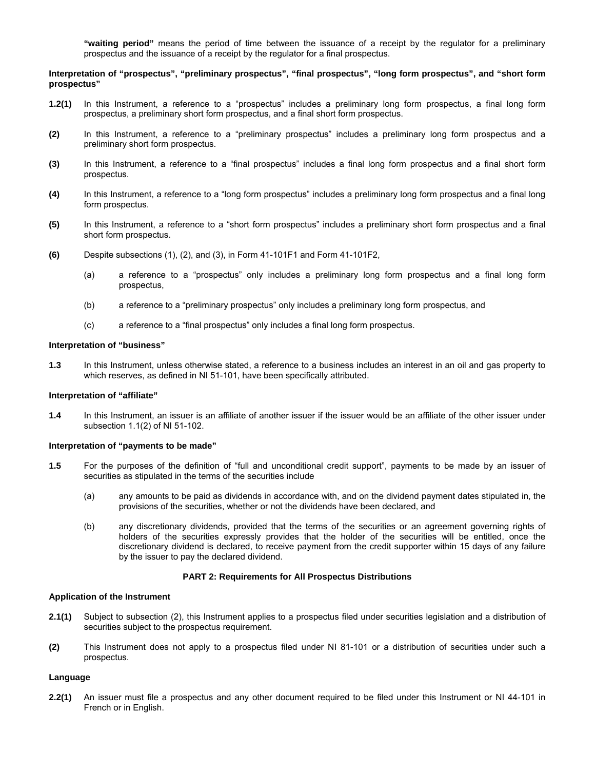**"waiting period"** means the period of time between the issuance of a receipt by the regulator for a preliminary prospectus and the issuance of a receipt by the regulator for a final prospectus.

**Interpretation of "prospectus", "preliminary prospectus", "final prospectus", "long form prospectus", and "short form prospectus"**

**1.2(1)** In this Instrument, a reference to a "prospectus" includes a preliminary long form prospectus, a final long form prospectus, a preliminary short form prospectus, and a final short form prospectus.

**(2)** In this Instrument, a reference to a "preliminary prospectus" includes a preliminary long form prospectus and a preliminary short form prospectus.

**(3)** In this Instrument, a reference to a "final prospectus" includes a final long form prospectus and a final short form prospectus.

**(4)** In this Instrument, a reference to a "long form prospectus" includes a preliminary long form prospectus and a final long form prospectus.

**(5)** In this Instrument, a reference to a "short form prospectus" includes a preliminary short form prospectus and a final short form prospectus.

**(6)** Despite subsections (1), (2), and (3), in Form 41-101F1 and Form 41-101F2,

(a) a reference to a "prospectus" only includes a preliminary long form prospectus and a final long form prospectus,

(b) a reference to a "preliminary prospectus" only includes a preliminary long form prospectus, and

(c) a reference to a "final prospectus" only includes a final long form prospectus.

**Interpretation of "business"**

**1.3** In this Instrument, unless otherwise stated, a reference to a business includes an interest in an oil and gas property to which reserves, as defined in NI 51-101, have been specifically attributed.

**Interpretation of "affiliate"**

**1.4** In this Instrument, an issuer is an affiliate of another issuer if the issuer would be an affiliate of the other issuer under subsection 1.1(2) of NI 51-102.

**Interpretation of "payments to be made"**

**1.5** For the purposes of the definition of "full and unconditional credit support", payments to be made by an issuer of securities as stipulated in the terms of the securities include

(a) any amounts to be paid as dividends in accordance with, and on the dividend payment dates stipulated in, the provisions of the securities, whether or not the dividends have been declared, and

(b) any discretionary dividends, provided that the terms of the securities or an agreement governing rights of holders of the securities expressly provides that the holder of the securities will be entitled, once the discretionary dividend is declared, to receive payment from the credit supporter within 15 days of any failure by the issuer to pay the declared dividend.

## PART 2: Requirements for All Prospectus Distributions

**Application of the Instrument**

**2.1(1)** Subject to subsection (2), this Instrument applies to a prospectus filed under securities legislation and a distribution of securities subject to the prospectus requirement.

**(2)** This Instrument does not apply to a prospectus filed under NI 81-101 or a distribution of securities under such a prospectus.

**Language**

**2.2(1)** An issuer must file a prospectus and any other document required to be filed under this Instrument or NI 44-101 in French or in English.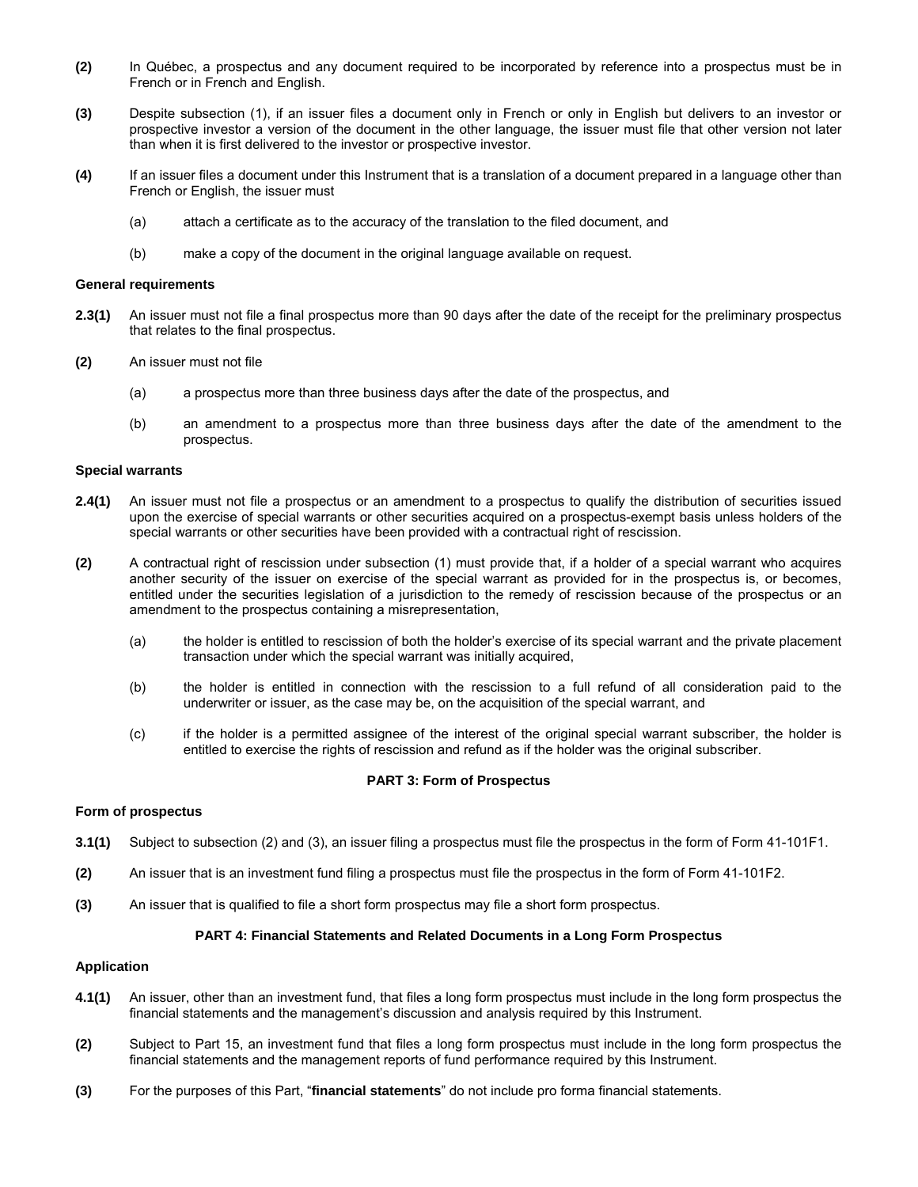**(2)** In Québec, a prospectus and any document required to be incorporated by reference into a prospectus must be in French or in French and English.

**(3)** Despite subsection (1), if an issuer files a document only in French or only in English but delivers to an investor or prospective investor a version of the document in the other language, the issuer must file that other version not later than when it is first delivered to the investor or prospective investor.

**(4)** If an issuer files a document under this Instrument that is a translation of a document prepared in a language other than French or English, the issuer must

(a) attach a certificate as to the accuracy of the translation to the filed document, and

(b) make a copy of the document in the original language available on request.

**General requirements**

**2.3(1)** An issuer must not file a final prospectus more than 90 days after the date of the receipt for the preliminary prospectus that relates to the final prospectus.

**(2)** An issuer must not file

(a) a prospectus more than three business days after the date of the prospectus, and

(b) an amendment to a prospectus more than three business days after the date of the amendment to the prospectus.

**Special warrants**

**2.4(1)** An issuer must not file a prospectus or an amendment to a prospectus to qualify the distribution of securities issued upon the exercise of special warrants or other securities acquired on a prospectus-exempt basis unless holders of the special warrants or other securities have been provided with a contractual right of rescission.

**(2)** A contractual right of rescission under subsection (1) must provide that, if a holder of a special warrant who acquires another security of the issuer on exercise of the special warrant as provided for in the prospectus is, or becomes, entitled under the securities legislation of a jurisdiction to the remedy of rescission because of the prospectus or an amendment to the prospectus containing a misrepresentation,

(a) the holder is entitled to rescission of both the holder's exercise of its special warrant and the private placement transaction under which the special warrant was initially acquired,

(b) the holder is entitled in connection with the rescission to a full refund of all consideration paid to the underwriter or issuer, as the case may be, on the acquisition of the special warrant, and

(c) if the holder is a permitted assignee of the interest of the original special warrant subscriber, the holder is entitled to exercise the rights of rescission and refund as if the holder was the original subscriber.

## PART 3: Form of Prospectus

**Form of prospectus**

**3.1(1)** Subject to subsection (2) and (3), an issuer filing a prospectus must file the prospectus in the form of Form 41-101F1.

**(2)** An issuer that is an investment fund filing a prospectus must file the prospectus in the form of Form 41-101F2.

**(3)** An issuer that is qualified to file a short form prospectus may file a short form prospectus.

## PART 4: Financial Statements and Related Documents in a Long Form Prospectus

**Application**

**4.1(1)** An issuer, other than an investment fund, that files a long form prospectus must include in the long form prospectus the financial statements and the management's discussion and analysis required by this Instrument.

**(2)** Subject to Part 15, an investment fund that files a long form prospectus must include in the long form prospectus the financial statements and the management reports of fund performance required by this Instrument.

**(3)** For the purposes of this Part, "**financial statements**" do not include pro forma financial statements.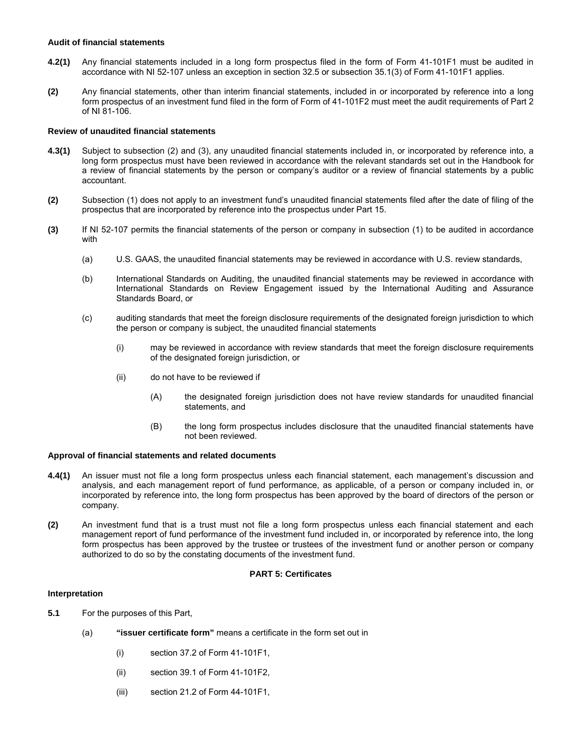**Audit of financial statements**

**4.2(1)** Any financial statements included in a long form prospectus filed in the form of Form 41-101F1 must be audited in accordance with NI 52-107 unless an exception in section 32.5 or subsection 35.1(3) of Form 41-101F1 applies.

**(2)** Any financial statements, other than interim financial statements, included in or incorporated by reference into a long form prospectus of an investment fund filed in the form of Form of 41-101F2 must meet the audit requirements of Part 2 of NI 81-106.

**Review of unaudited financial statements**

**4.3(1)** Subject to subsection (2) and (3), any unaudited financial statements included in, or incorporated by reference into, a long form prospectus must have been reviewed in accordance with the relevant standards set out in the Handbook for a review of financial statements by the person or company's auditor or a review of financial statements by a public accountant.

**(2)** Subsection (1) does not apply to an investment fund's unaudited financial statements filed after the date of filing of the prospectus that are incorporated by reference into the prospectus under Part 15.

**(3)** If NI 52-107 permits the financial statements of the person or company in subsection (1) to be audited in accordance with

(a) U.S. GAAS, the unaudited financial statements may be reviewed in accordance with U.S. review standards,

(b) International Standards on Auditing, the unaudited financial statements may be reviewed in accordance with International Standards on Review Engagement issued by the International Auditing and Assurance Standards Board, or

(c) auditing standards that meet the foreign disclosure requirements of the designated foreign jurisdiction to which the person or company is subject, the unaudited financial statements

(i) may be reviewed in accordance with review standards that meet the foreign disclosure requirements of the designated foreign jurisdiction, or

(ii) do not have to be reviewed if

(A) the designated foreign jurisdiction does not have review standards for unaudited financial statements, and

(B) the long form prospectus includes disclosure that the unaudited financial statements have not been reviewed.

**Approval of financial statements and related documents**

**4.4(1)** An issuer must not file a long form prospectus unless each financial statement, each management's discussion and analysis, and each management report of fund performance, as applicable, of a person or company included in, or incorporated by reference into, the long form prospectus has been approved by the board of directors of the person or company.

**(2)** An investment fund that is a trust must not file a long form prospectus unless each financial statement and each management report of fund performance of the investment fund included in, or incorporated by reference into, the long form prospectus has been approved by the trustee or trustees of the investment fund or another person or company authorized to do so by the constating documents of the investment fund.

## PART 5: Certificates

**Interpretation**

**5.1** For the purposes of this Part,

(a) **"issuer certificate form"** means a certificate in the form set out in

(i) section 37.2 of Form 41-101F1,

(ii) section 39.1 of Form 41-101F2,

(iii) section 21.2 of Form 44-101F1,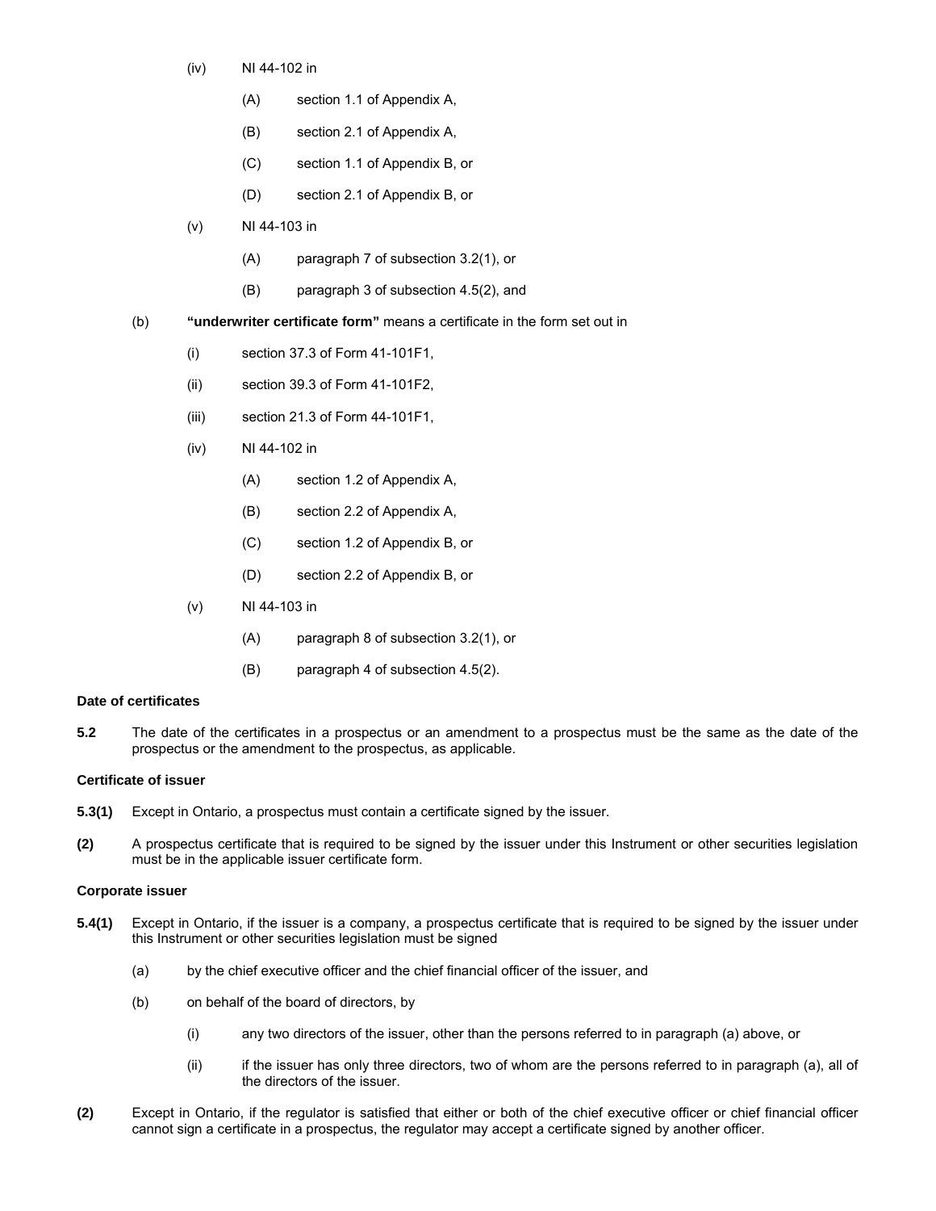(iv) NI 44-102 in

(A) section 1.1 of Appendix A,

(B) section 2.1 of Appendix A,

(C) section 1.1 of Appendix B, or

(D) section 2.1 of Appendix B, or

(v) NI 44-103 in

(A) paragraph 7 of subsection 3.2(1), or

(B) paragraph 3 of subsection 4.5(2), and

(b) **"underwriter certificate form"** means a certificate in the form set out in

(i) section 37.3 of Form 41-101F1,

(ii) section 39.3 of Form 41-101F2,

(iii) section 21.3 of Form 44-101F1,

(iv) NI 44-102 in

(A) section 1.2 of Appendix A,

(B) section 2.2 of Appendix A,

(C) section 1.2 of Appendix B, or

(D) section 2.2 of Appendix B, or

(v) NI 44-103 in

(A) paragraph 8 of subsection 3.2(1), or

(B) paragraph 4 of subsection 4.5(2).

**Date of certificates**

**5.2** The date of the certificates in a prospectus or an amendment to a prospectus must be the same as the date of the prospectus or the amendment to the prospectus, as applicable.

**Certificate of issuer**

**5.3(1)** Except in Ontario, a prospectus must contain a certificate signed by the issuer.

**(2)** A prospectus certificate that is required to be signed by the issuer under this Instrument or other securities legislation must be in the applicable issuer certificate form.

**Corporate issuer**

**5.4(1)** Except in Ontario, if the issuer is a company, a prospectus certificate that is required to be signed by the issuer under this Instrument or other securities legislation must be signed

(a) by the chief executive officer and the chief financial officer of the issuer, and

(b) on behalf of the board of directors, by

(i) any two directors of the issuer, other than the persons referred to in paragraph (a) above, or

(ii) if the issuer has only three directors, two of whom are the persons referred to in paragraph (a), all of the directors of the issuer.

**(2)** Except in Ontario, if the regulator is satisfied that either or both of the chief executive officer or chief financial officer cannot sign a certificate in a prospectus, the regulator may accept a certificate signed by another officer.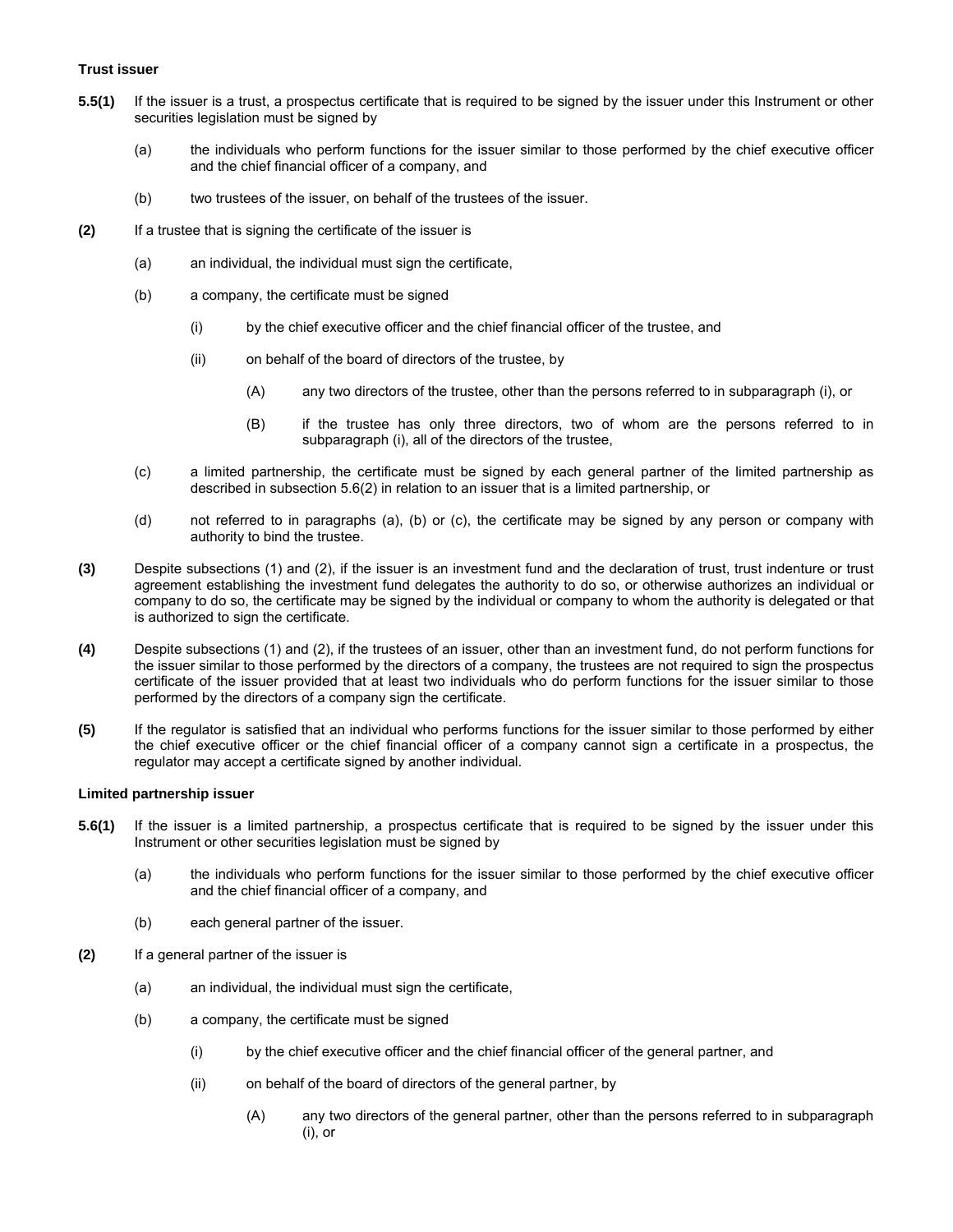**Trust issuer**

**5.5(1)** If the issuer is a trust, a prospectus certificate that is required to be signed by the issuer under this Instrument or other securities legislation must be signed by

(a) the individuals who perform functions for the issuer similar to those performed by the chief executive officer and the chief financial officer of a company, and

(b) two trustees of the issuer, on behalf of the trustees of the issuer.

**(2)** If a trustee that is signing the certificate of the issuer is

(a) an individual, the individual must sign the certificate,

(b) a company, the certificate must be signed

(i) by the chief executive officer and the chief financial officer of the trustee, and

(ii) on behalf of the board of directors of the trustee, by

(A) any two directors of the trustee, other than the persons referred to in subparagraph (i), or

(B) if the trustee has only three directors, two of whom are the persons referred to in subparagraph (i), all of the directors of the trustee,

(c) a limited partnership, the certificate must be signed by each general partner of the limited partnership as described in subsection 5.6(2) in relation to an issuer that is a limited partnership, or

(d) not referred to in paragraphs (a), (b) or (c), the certificate may be signed by any person or company with authority to bind the trustee.

**(3)** Despite subsections (1) and (2), if the issuer is an investment fund and the declaration of trust, trust indenture or trust agreement establishing the investment fund delegates the authority to do so, or otherwise authorizes an individual or company to do so, the certificate may be signed by the individual or company to whom the authority is delegated or that is authorized to sign the certificate.

**(4)** Despite subsections (1) and (2), if the trustees of an issuer, other than an investment fund, do not perform functions for the issuer similar to those performed by the directors of a company, the trustees are not required to sign the prospectus certificate of the issuer provided that at least two individuals who do perform functions for the issuer similar to those performed by the directors of a company sign the certificate.

**(5)** If the regulator is satisfied that an individual who performs functions for the issuer similar to those performed by either the chief executive officer or the chief financial officer of a company cannot sign a certificate in a prospectus, the regulator may accept a certificate signed by another individual.

**Limited partnership issuer**

**5.6(1)** If the issuer is a limited partnership, a prospectus certificate that is required to be signed by the issuer under this Instrument or other securities legislation must be signed by

(a) the individuals who perform functions for the issuer similar to those performed by the chief executive officer and the chief financial officer of a company, and

(b) each general partner of the issuer.

**(2)** If a general partner of the issuer is

(a) an individual, the individual must sign the certificate,

(b) a company, the certificate must be signed

(i) by the chief executive officer and the chief financial officer of the general partner, and

(ii) on behalf of the board of directors of the general partner, by

(A) any two directors of the general partner, other than the persons referred to in subparagraph (i), or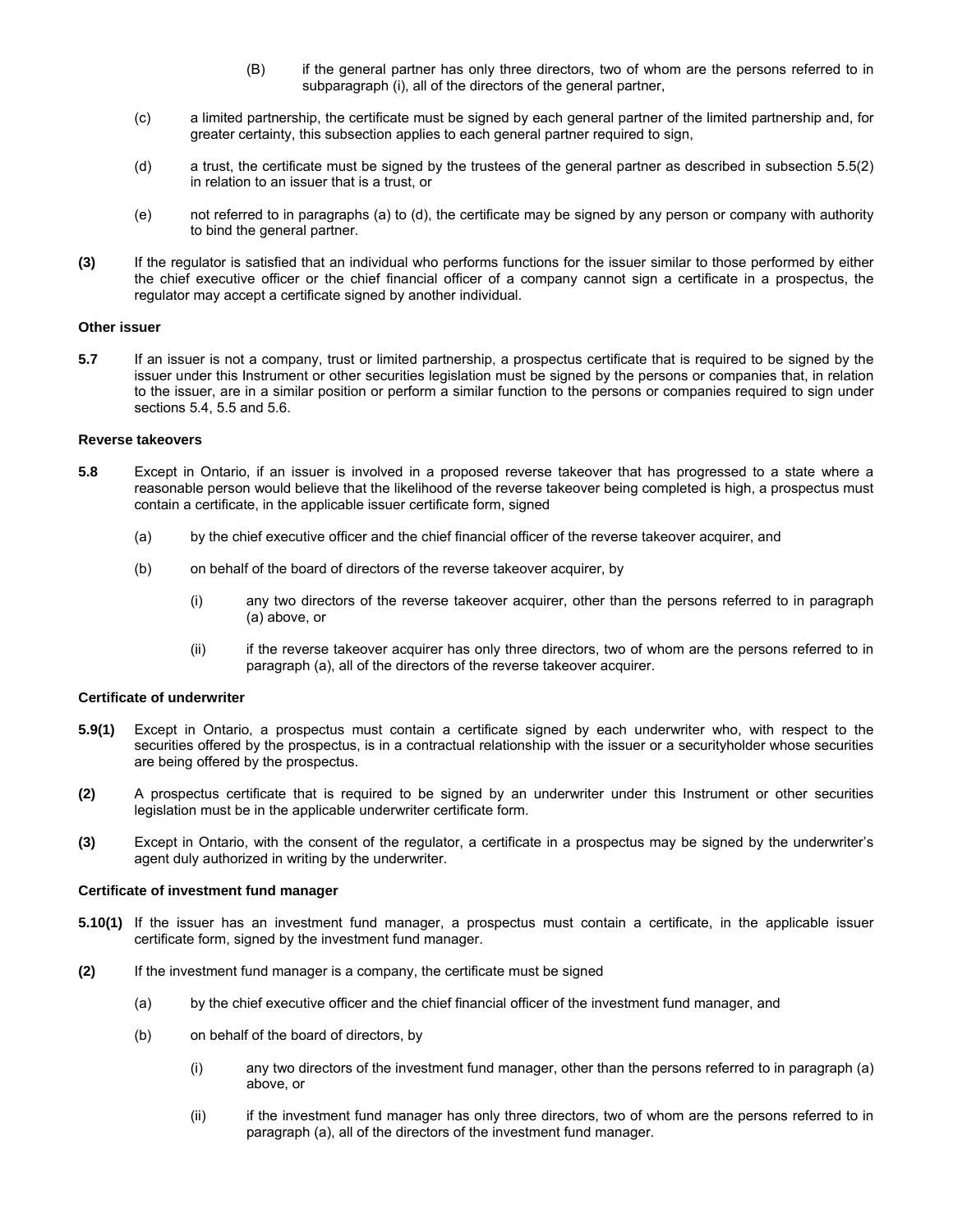(B) if the general partner has only three directors, two of whom are the persons referred to in subparagraph (i), all of the directors of the general partner,

(c) a limited partnership, the certificate must be signed by each general partner of the limited partnership and, for greater certainty, this subsection applies to each general partner required to sign,

(d) a trust, the certificate must be signed by the trustees of the general partner as described in subsection 5.5(2) in relation to an issuer that is a trust, or

(e) not referred to in paragraphs (a) to (d), the certificate may be signed by any person or company with authority to bind the general partner.

**(3)** If the regulator is satisfied that an individual who performs functions for the issuer similar to those performed by either the chief executive officer or the chief financial officer of a company cannot sign a certificate in a prospectus, the regulator may accept a certificate signed by another individual.

**Other issuer**

**5.7** If an issuer is not a company, trust or limited partnership, a prospectus certificate that is required to be signed by the issuer under this Instrument or other securities legislation must be signed by the persons or companies that, in relation to the issuer, are in a similar position or perform a similar function to the persons or companies required to sign under sections 5.4, 5.5 and 5.6.

**Reverse takeovers**

**5.8** Except in Ontario, if an issuer is involved in a proposed reverse takeover that has progressed to a state where a reasonable person would believe that the likelihood of the reverse takeover being completed is high, a prospectus must contain a certificate, in the applicable issuer certificate form, signed

(a) by the chief executive officer and the chief financial officer of the reverse takeover acquirer, and

(b) on behalf of the board of directors of the reverse takeover acquirer, by

(i) any two directors of the reverse takeover acquirer, other than the persons referred to in paragraph (a) above, or

(ii) if the reverse takeover acquirer has only three directors, two of whom are the persons referred to in paragraph (a), all of the directors of the reverse takeover acquirer.

**Certificate of underwriter**

**5.9(1)** Except in Ontario, a prospectus must contain a certificate signed by each underwriter who, with respect to the securities offered by the prospectus, is in a contractual relationship with the issuer or a securityholder whose securities are being offered by the prospectus.

**(2)** A prospectus certificate that is required to be signed by an underwriter under this Instrument or other securities legislation must be in the applicable underwriter certificate form.

**(3)** Except in Ontario, with the consent of the regulator, a certificate in a prospectus may be signed by the underwriter's agent duly authorized in writing by the underwriter.

**Certificate of investment fund manager**

**5.10(1)** If the issuer has an investment fund manager, a prospectus must contain a certificate, in the applicable issuer certificate form, signed by the investment fund manager.

**(2)** If the investment fund manager is a company, the certificate must be signed

(a) by the chief executive officer and the chief financial officer of the investment fund manager, and

(b) on behalf of the board of directors, by

(i) any two directors of the investment fund manager, other than the persons referred to in paragraph (a) above, or

(ii) if the investment fund manager has only three directors, two of whom are the persons referred to in paragraph (a), all of the directors of the investment fund manager.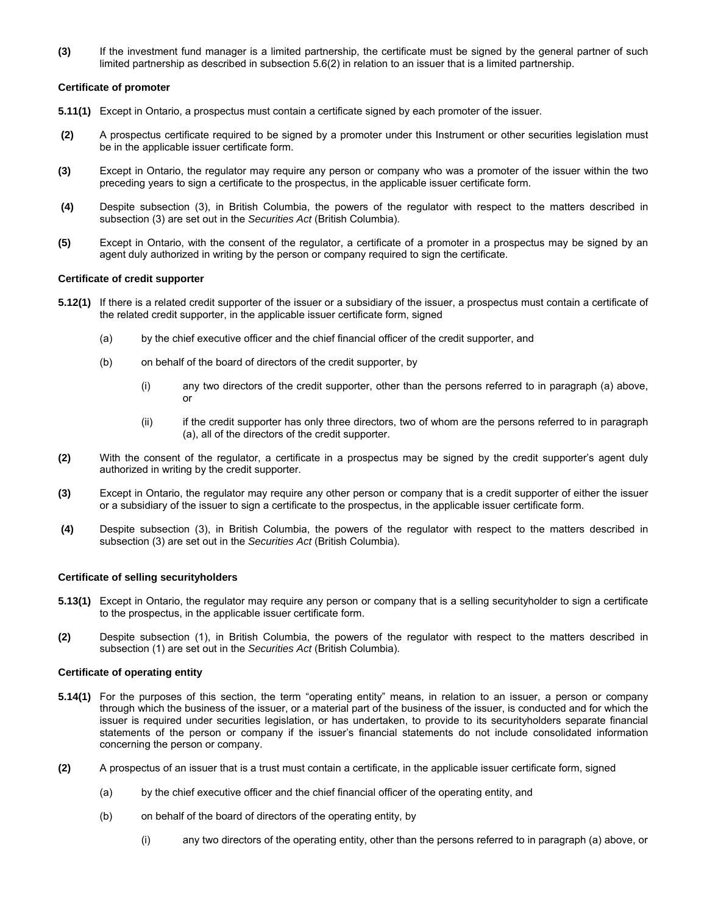**(3)** If the investment fund manager is a limited partnership, the certificate must be signed by the general partner of such limited partnership as described in subsection 5.6(2) in relation to an issuer that is a limited partnership.

**Certificate of promoter**

**5.11(1)** Except in Ontario, a prospectus must contain a certificate signed by each promoter of the issuer.

**(2)** A prospectus certificate required to be signed by a promoter under this Instrument or other securities legislation must be in the applicable issuer certificate form.

**(3)** Except in Ontario, the regulator may require any person or company who was a promoter of the issuer within the two preceding years to sign a certificate to the prospectus, in the applicable issuer certificate form.

**(4)** Despite subsection (3), in British Columbia, the powers of the regulator with respect to the matters described in subsection (3) are set out in the *Securities Act* (British Columbia).

**(5)** Except in Ontario, with the consent of the regulator, a certificate of a promoter in a prospectus may be signed by an agent duly authorized in writing by the person or company required to sign the certificate.

**Certificate of credit supporter**

**5.12(1)** If there is a related credit supporter of the issuer or a subsidiary of the issuer, a prospectus must contain a certificate of the related credit supporter, in the applicable issuer certificate form, signed

(a) by the chief executive officer and the chief financial officer of the credit supporter, and

(b) on behalf of the board of directors of the credit supporter, by

(i) any two directors of the credit supporter, other than the persons referred to in paragraph (a) above, or

(ii) if the credit supporter has only three directors, two of whom are the persons referred to in paragraph (a), all of the directors of the credit supporter.

**(2)** With the consent of the regulator, a certificate in a prospectus may be signed by the credit supporter's agent duly authorized in writing by the credit supporter.

**(3)** Except in Ontario, the regulator may require any other person or company that is a credit supporter of either the issuer or a subsidiary of the issuer to sign a certificate to the prospectus, in the applicable issuer certificate form.

**(4)** Despite subsection (3), in British Columbia, the powers of the regulator with respect to the matters described in subsection (3) are set out in the *Securities Act* (British Columbia).

**Certificate of selling securityholders**

**5.13(1)** Except in Ontario, the regulator may require any person or company that is a selling securityholder to sign a certificate to the prospectus, in the applicable issuer certificate form.

**(2)** Despite subsection (1), in British Columbia, the powers of the regulator with respect to the matters described in subsection (1) are set out in the *Securities Act* (British Columbia).

**Certificate of operating entity**

**5.14(1)** For the purposes of this section, the term "operating entity" means, in relation to an issuer, a person or company through which the business of the issuer, or a material part of the business of the issuer, is conducted and for which the issuer is required under securities legislation, or has undertaken, to provide to its securityholders separate financial statements of the person or company if the issuer's financial statements do not include consolidated information concerning the person or company.

**(2)** A prospectus of an issuer that is a trust must contain a certificate, in the applicable issuer certificate form, signed

(a) by the chief executive officer and the chief financial officer of the operating entity, and

(b) on behalf of the board of directors of the operating entity, by

(i) any two directors of the operating entity, other than the persons referred to in paragraph (a) above, or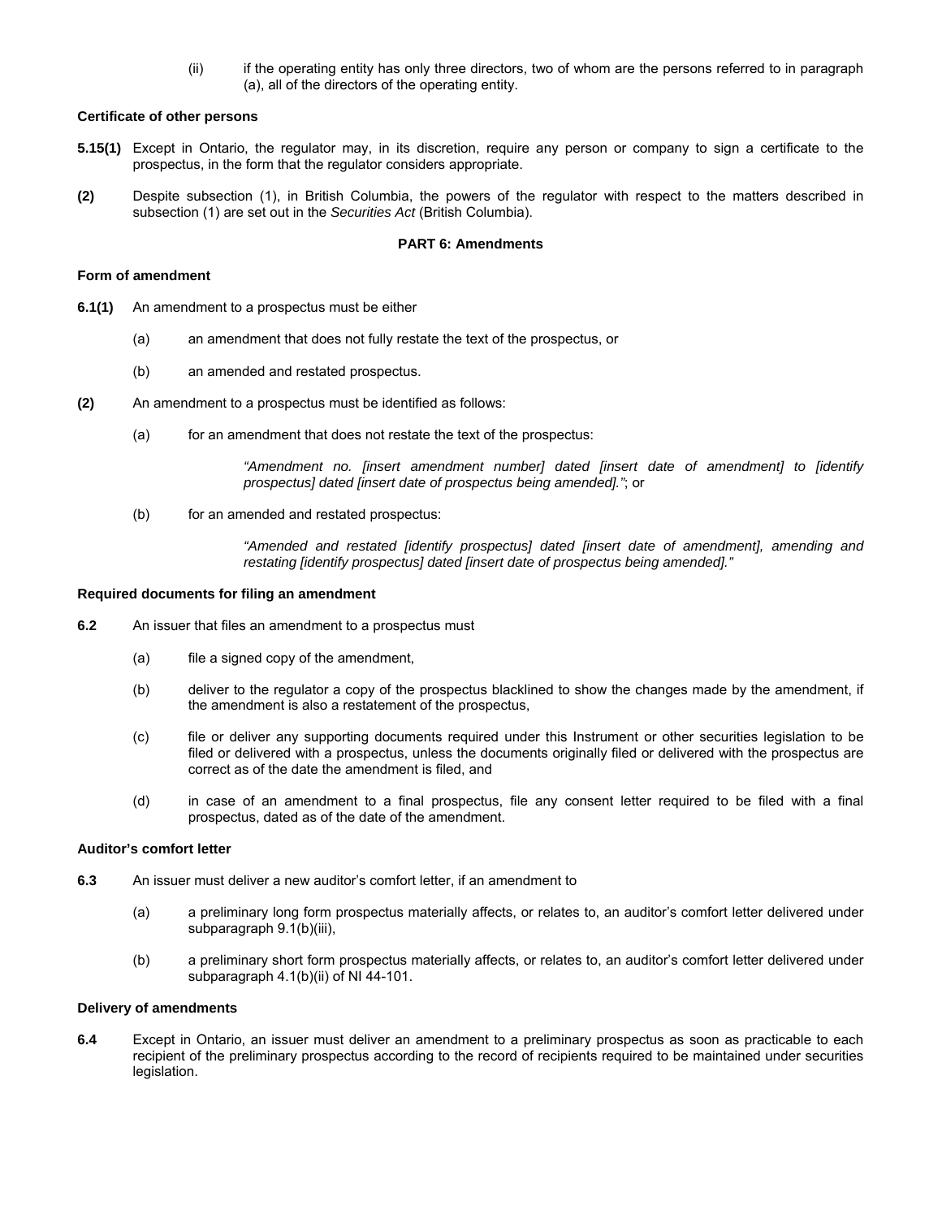(ii) if the operating entity has only three directors, two of whom are the persons referred to in paragraph (a), all of the directors of the operating entity.

**Certificate of other persons**

**5.15(1)** Except in Ontario, the regulator may, in its discretion, require any person or company to sign a certificate to the prospectus, in the form that the regulator considers appropriate.

**(2)** Despite subsection (1), in British Columbia, the powers of the regulator with respect to the matters described in subsection (1) are set out in the *Securities Act* (British Columbia).

## PART 6: Amendments

**Form of amendment**

**6.1(1)** An amendment to a prospectus must be either

(a) an amendment that does not fully restate the text of the prospectus, or

(b) an amended and restated prospectus.

**(2)** An amendment to a prospectus must be identified as follows:

(a) for an amendment that does not restate the text of the prospectus:

*"Amendment no. [insert amendment number] dated [insert date of amendment] to [identify prospectus] dated [insert date of prospectus being amended]."*; or

(b) for an amended and restated prospectus:

*"Amended and restated [identify prospectus] dated [insert date of amendment], amending and restating [identify prospectus] dated [insert date of prospectus being amended]."*

**Required documents for filing an amendment**

**6.2** An issuer that files an amendment to a prospectus must

(a) file a signed copy of the amendment,

(b) deliver to the regulator a copy of the prospectus blacklined to show the changes made by the amendment, if the amendment is also a restatement of the prospectus,

(c) file or deliver any supporting documents required under this Instrument or other securities legislation to be filed or delivered with a prospectus, unless the documents originally filed or delivered with the prospectus are correct as of the date the amendment is filed, and

(d) in case of an amendment to a final prospectus, file any consent letter required to be filed with a final prospectus, dated as of the date of the amendment.

**Auditor's comfort letter**

**6.3** An issuer must deliver a new auditor's comfort letter, if an amendment to

(a) a preliminary long form prospectus materially affects, or relates to, an auditor's comfort letter delivered under subparagraph 9.1(b)(iii),

(b) a preliminary short form prospectus materially affects, or relates to, an auditor's comfort letter delivered under subparagraph 4.1(b)(ii) of NI 44-101.

**Delivery of amendments**

**6.4** Except in Ontario, an issuer must deliver an amendment to a preliminary prospectus as soon as practicable to each recipient of the preliminary prospectus according to the record of recipients required to be maintained under securities legislation.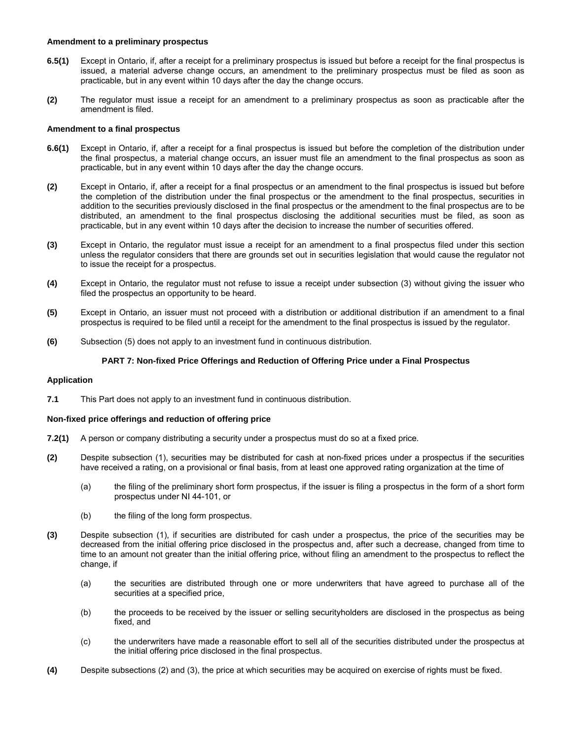**Amendment to a preliminary prospectus**

**6.5(1)** Except in Ontario, if, after a receipt for a preliminary prospectus is issued but before a receipt for the final prospectus is issued, a material adverse change occurs, an amendment to the preliminary prospectus must be filed as soon as practicable, but in any event within 10 days after the day the change occurs.

**(2)** The regulator must issue a receipt for an amendment to a preliminary prospectus as soon as practicable after the amendment is filed.

**Amendment to a final prospectus**

**6.6(1)** Except in Ontario, if, after a receipt for a final prospectus is issued but before the completion of the distribution under the final prospectus, a material change occurs, an issuer must file an amendment to the final prospectus as soon as practicable, but in any event within 10 days after the day the change occurs.

**(2)** Except in Ontario, if, after a receipt for a final prospectus or an amendment to the final prospectus is issued but before the completion of the distribution under the final prospectus or the amendment to the final prospectus, securities in addition to the securities previously disclosed in the final prospectus or the amendment to the final prospectus are to be distributed, an amendment to the final prospectus disclosing the additional securities must be filed, as soon as practicable, but in any event within 10 days after the decision to increase the number of securities offered.

**(3)** Except in Ontario, the regulator must issue a receipt for an amendment to a final prospectus filed under this section unless the regulator considers that there are grounds set out in securities legislation that would cause the regulator not to issue the receipt for a prospectus.

**(4)** Except in Ontario, the regulator must not refuse to issue a receipt under subsection (3) without giving the issuer who filed the prospectus an opportunity to be heard.

**(5)** Except in Ontario, an issuer must not proceed with a distribution or additional distribution if an amendment to a final prospectus is required to be filed until a receipt for the amendment to the final prospectus is issued by the regulator.

**(6)** Subsection (5) does not apply to an investment fund in continuous distribution.

## PART 7: Non-fixed Price Offerings and Reduction of Offering Price under a Final Prospectus

**Application**

**7.1** This Part does not apply to an investment fund in continuous distribution.

**Non-fixed price offerings and reduction of offering price**

**7.2(1)** A person or company distributing a security under a prospectus must do so at a fixed price.

**(2)** Despite subsection (1), securities may be distributed for cash at non-fixed prices under a prospectus if the securities have received a rating, on a provisional or final basis, from at least one approved rating organization at the time of

(a) the filing of the preliminary short form prospectus, if the issuer is filing a prospectus in the form of a short form prospectus under NI 44-101, or

(b) the filing of the long form prospectus.

**(3)** Despite subsection (1), if securities are distributed for cash under a prospectus, the price of the securities may be decreased from the initial offering price disclosed in the prospectus and, after such a decrease, changed from time to time to an amount not greater than the initial offering price, without filing an amendment to the prospectus to reflect the change, if

(a) the securities are distributed through one or more underwriters that have agreed to purchase all of the securities at a specified price,

(b) the proceeds to be received by the issuer or selling securityholders are disclosed in the prospectus as being fixed, and

(c) the underwriters have made a reasonable effort to sell all of the securities distributed under the prospectus at the initial offering price disclosed in the final prospectus.

**(4)** Despite subsections (2) and (3), the price at which securities may be acquired on exercise of rights must be fixed.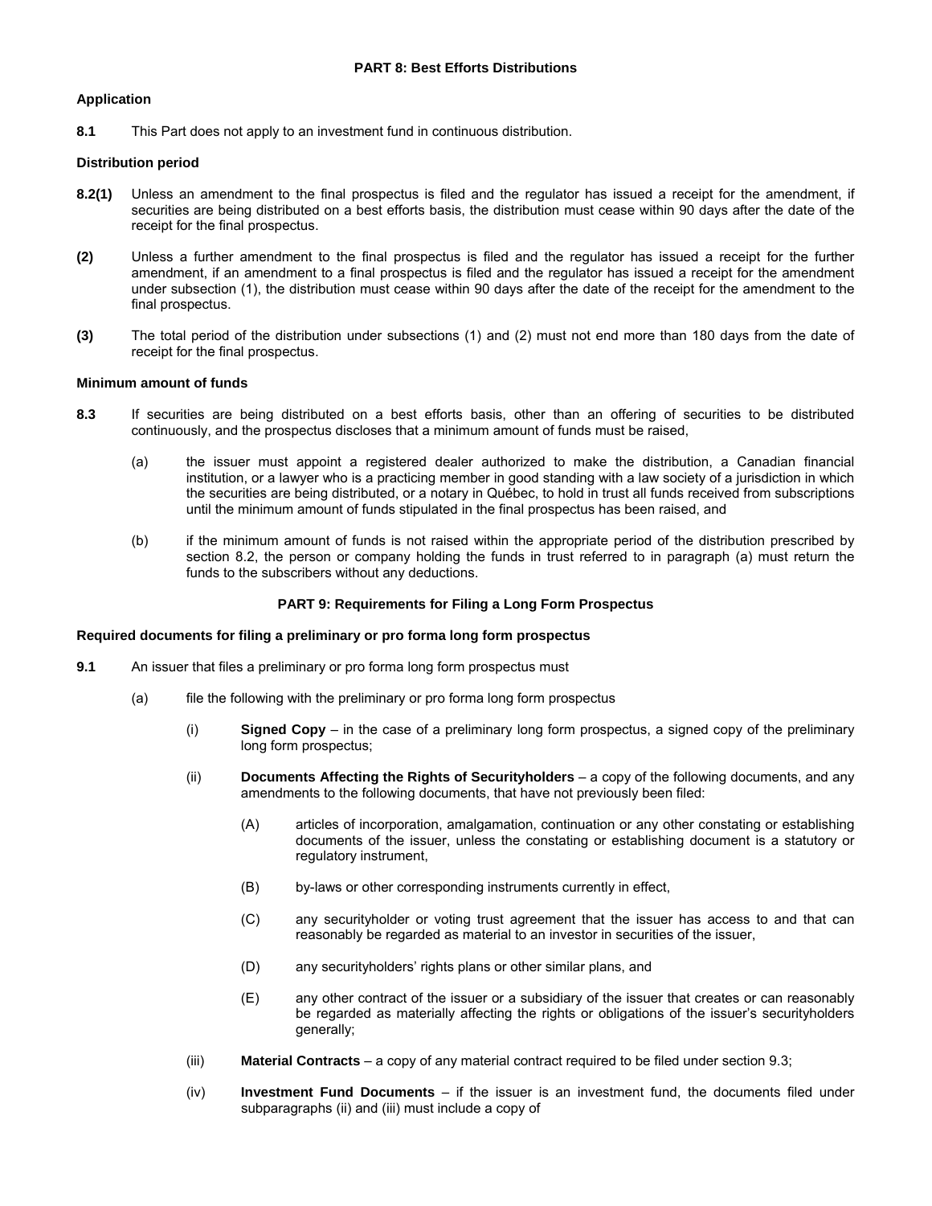## PART 8: Best Efforts Distributions

### Application

**8.1** This Part does not apply to an investment fund in continuous distribution.

### Distribution period

**8.2(1)** Unless an amendment to the final prospectus is filed and the regulator has issued a receipt for the amendment, if securities are being distributed on a best efforts basis, the distribution must cease within 90 days after the date of the receipt for the final prospectus.

**(2)** Unless a further amendment to the final prospectus is filed and the regulator has issued a receipt for the further amendment, if an amendment to a final prospectus is filed and the regulator has issued a receipt for the amendment under subsection (1), the distribution must cease within 90 days after the date of the receipt for the amendment to the final prospectus.

**(3)** The total period of the distribution under subsections (1) and (2) must not end more than 180 days from the date of receipt for the final prospectus.

### Minimum amount of funds

**8.3** If securities are being distributed on a best efforts basis, other than an offering of securities to be distributed continuously, and the prospectus discloses that a minimum amount of funds must be raised,

(a) the issuer must appoint a registered dealer authorized to make the distribution, a Canadian financial institution, or a lawyer who is a practicing member in good standing with a law society of a jurisdiction in which the securities are being distributed, or a notary in Québec, to hold in trust all funds received from subscriptions until the minimum amount of funds stipulated in the final prospectus has been raised, and

(b) if the minimum amount of funds is not raised within the appropriate period of the distribution prescribed by section 8.2, the person or company holding the funds in trust referred to in paragraph (a) must return the funds to the subscribers without any deductions.

## PART 9: Requirements for Filing a Long Form Prospectus

### Required documents for filing a preliminary or pro forma long form prospectus

**9.1** An issuer that files a preliminary or pro forma long form prospectus must

(a) file the following with the preliminary or pro forma long form prospectus

(i) **Signed Copy** – in the case of a preliminary long form prospectus, a signed copy of the preliminary long form prospectus;

(ii) **Documents Affecting the Rights of Securityholders** – a copy of the following documents, and any amendments to the following documents, that have not previously been filed:

(A) articles of incorporation, amalgamation, continuation or any other constating or establishing documents of the issuer, unless the constating or establishing document is a statutory or regulatory instrument,

(B) by-laws or other corresponding instruments currently in effect,

(C) any securityholder or voting trust agreement that the issuer has access to and that can reasonably be regarded as material to an investor in securities of the issuer,

(D) any securityholders' rights plans or other similar plans, and

(E) any other contract of the issuer or a subsidiary of the issuer that creates or can reasonably be regarded as materially affecting the rights or obligations of the issuer's securityholders generally;

(iii) **Material Contracts** – a copy of any material contract required to be filed under section 9.3;

(iv) **Investment Fund Documents** – if the issuer is an investment fund, the documents filed under subparagraphs (ii) and (iii) must include a copy of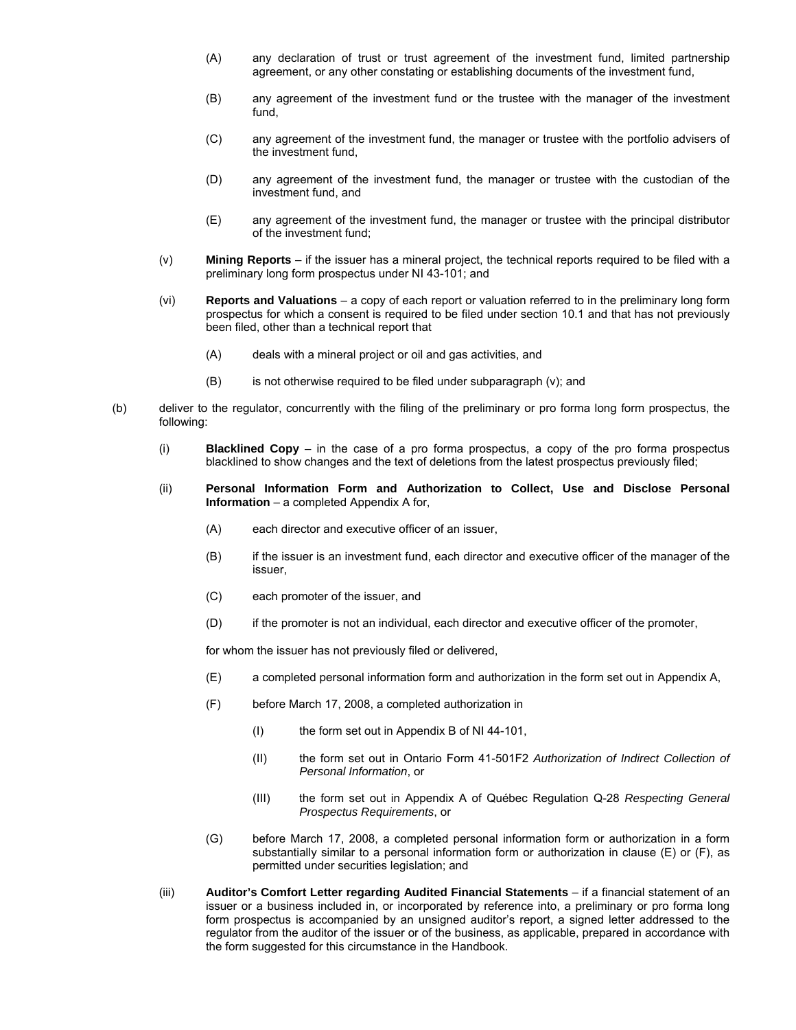(A) any declaration of trust or trust agreement of the investment fund, limited partnership agreement, or any other constating or establishing documents of the investment fund,

(B) any agreement of the investment fund or the trustee with the manager of the investment fund,

(C) any agreement of the investment fund, the manager or trustee with the portfolio advisers of the investment fund,

(D) any agreement of the investment fund, the manager or trustee with the custodian of the investment fund, and

(E) any agreement of the investment fund, the manager or trustee with the principal distributor of the investment fund;

(v) **Mining Reports** – if the issuer has a mineral project, the technical reports required to be filed with a preliminary long form prospectus under NI 43-101; and

(vi) **Reports and Valuations** – a copy of each report or valuation referred to in the preliminary long form prospectus for which a consent is required to be filed under section 10.1 and that has not previously been filed, other than a technical report that

(A) deals with a mineral project or oil and gas activities, and

(B) is not otherwise required to be filed under subparagraph (v); and

(b) deliver to the regulator, concurrently with the filing of the preliminary or pro forma long form prospectus, the following:

(i) **Blacklined Copy** – in the case of a pro forma prospectus, a copy of the pro forma prospectus blacklined to show changes and the text of deletions from the latest prospectus previously filed;

(ii) **Personal Information Form and Authorization to Collect, Use and Disclose Personal Information** – a completed Appendix A for,

(A) each director and executive officer of an issuer,

(B) if the issuer is an investment fund, each director and executive officer of the manager of the issuer,

(C) each promoter of the issuer, and

(D) if the promoter is not an individual, each director and executive officer of the promoter,

for whom the issuer has not previously filed or delivered,

(E) a completed personal information form and authorization in the form set out in Appendix A,

(F) before March 17, 2008, a completed authorization in

(I) the form set out in Appendix B of NI 44-101,

(II) the form set out in Ontario Form 41-501F2 *Authorization of Indirect Collection of Personal Information*, or

(III) the form set out in Appendix A of Québec Regulation Q-28 *Respecting General Prospectus Requirements*, or

(G) before March 17, 2008, a completed personal information form or authorization in a form substantially similar to a personal information form or authorization in clause (E) or (F), as permitted under securities legislation; and

(iii) **Auditor's Comfort Letter regarding Audited Financial Statements** – if a financial statement of an issuer or a business included in, or incorporated by reference into, a preliminary or pro forma long form prospectus is accompanied by an unsigned auditor's report, a signed letter addressed to the regulator from the auditor of the issuer or of the business, as applicable, prepared in accordance with the form suggested for this circumstance in the Handbook.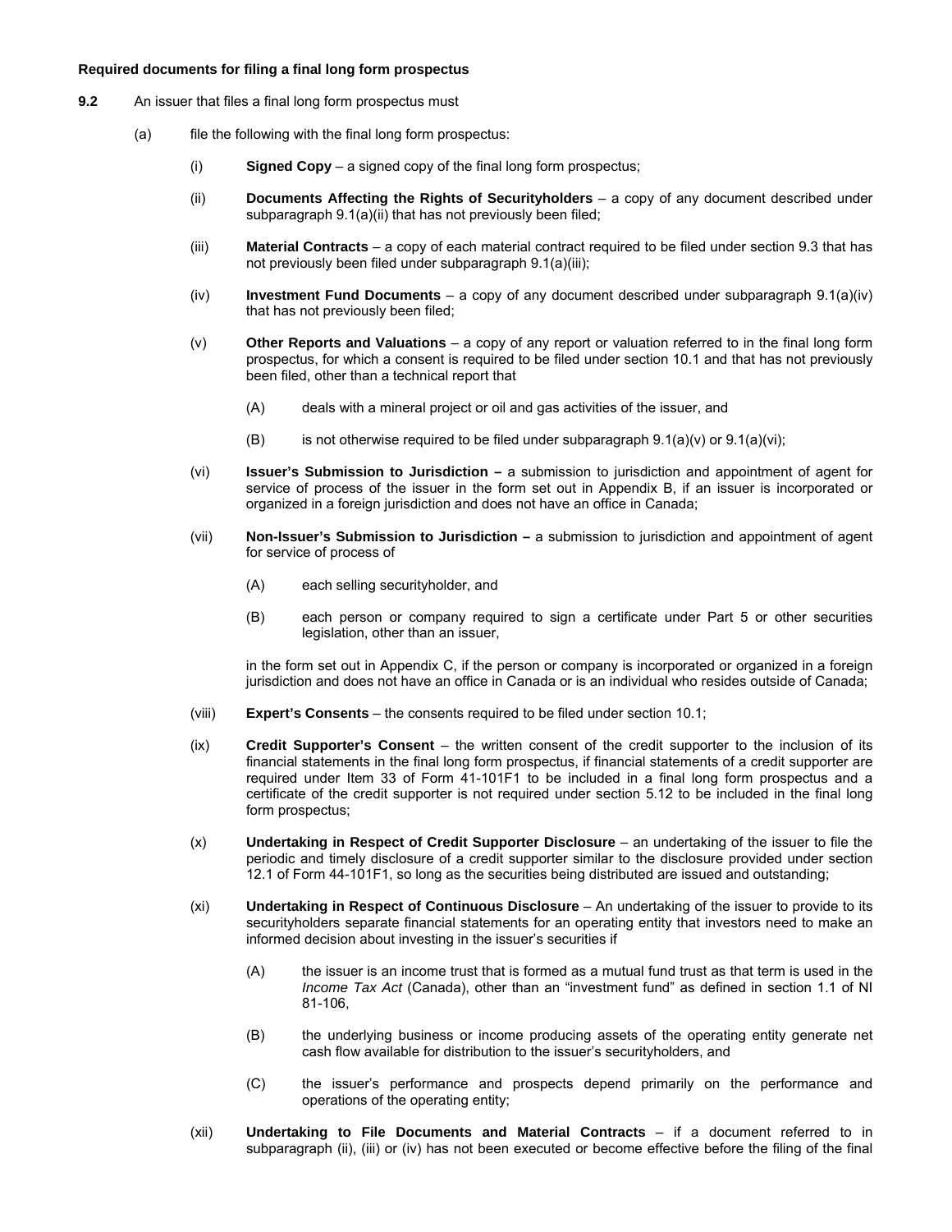**Required documents for filing a final long form prospectus**

**9.2** An issuer that files a final long form prospectus must

(a) file the following with the final long form prospectus:

(i) **Signed Copy** – a signed copy of the final long form prospectus;

(ii) **Documents Affecting the Rights of Securityholders** – a copy of any document described under subparagraph 9.1(a)(ii) that has not previously been filed;

(iii) **Material Contracts** – a copy of each material contract required to be filed under section 9.3 that has not previously been filed under subparagraph 9.1(a)(iii);

(iv) **Investment Fund Documents** – a copy of any document described under subparagraph 9.1(a)(iv) that has not previously been filed;

(v) **Other Reports and Valuations** – a copy of any report or valuation referred to in the final long form prospectus, for which a consent is required to be filed under section 10.1 and that has not previously been filed, other than a technical report that

(A) deals with a mineral project or oil and gas activities of the issuer, and

(B) is not otherwise required to be filed under subparagraph 9.1(a)(v) or 9.1(a)(vi);

(vi) **Issuer's Submission to Jurisdiction –** a submission to jurisdiction and appointment of agent for service of process of the issuer in the form set out in Appendix B, if an issuer is incorporated or organized in a foreign jurisdiction and does not have an office in Canada;

(vii) **Non-Issuer's Submission to Jurisdiction –** a submission to jurisdiction and appointment of agent for service of process of

(A) each selling securityholder, and

(B) each person or company required to sign a certificate under Part 5 or other securities legislation, other than an issuer,

in the form set out in Appendix C, if the person or company is incorporated or organized in a foreign jurisdiction and does not have an office in Canada or is an individual who resides outside of Canada;

(viii) **Expert's Consents** – the consents required to be filed under section 10.1;

(ix) **Credit Supporter's Consent** – the written consent of the credit supporter to the inclusion of its financial statements in the final long form prospectus, if financial statements of a credit supporter are required under Item 33 of Form 41-101F1 to be included in a final long form prospectus and a certificate of the credit supporter is not required under section 5.12 to be included in the final long form prospectus;

(x) **Undertaking in Respect of Credit Supporter Disclosure** – an undertaking of the issuer to file the periodic and timely disclosure of a credit supporter similar to the disclosure provided under section 12.1 of Form 44-101F1, so long as the securities being distributed are issued and outstanding;

(xi) **Undertaking in Respect of Continuous Disclosure** – An undertaking of the issuer to provide to its securityholders separate financial statements for an operating entity that investors need to make an informed decision about investing in the issuer's securities if

(A) the issuer is an income trust that is formed as a mutual fund trust as that term is used in the *Income Tax Act* (Canada), other than an "investment fund" as defined in section 1.1 of NI 81-106,

(B) the underlying business or income producing assets of the operating entity generate net cash flow available for distribution to the issuer's securityholders, and

(C) the issuer's performance and prospects depend primarily on the performance and operations of the operating entity;

(xii) **Undertaking to File Documents and Material Contracts** – if a document referred to in subparagraph (ii), (iii) or (iv) has not been executed or become effective before the filing of the final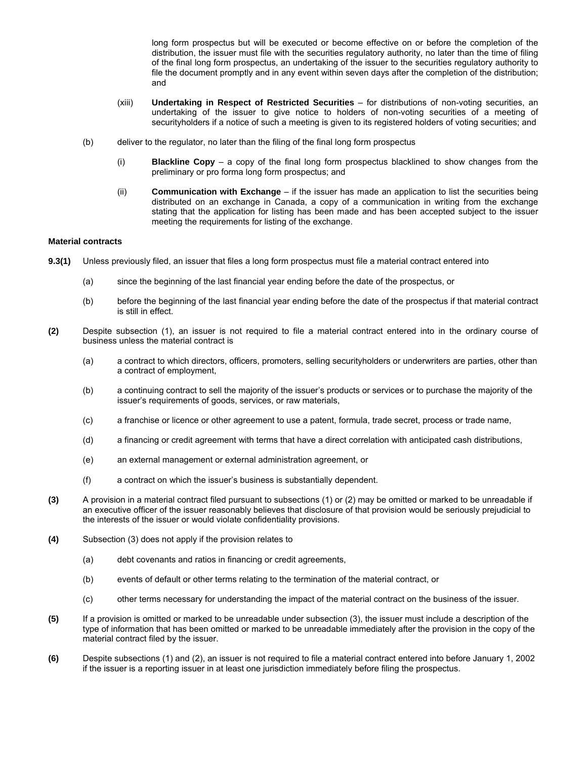long form prospectus but will be executed or become effective on or before the completion of the distribution, the issuer must file with the securities regulatory authority, no later than the time of filing of the final long form prospectus, an undertaking of the issuer to the securities regulatory authority to file the document promptly and in any event within seven days after the completion of the distribution; and

(xiii) **Undertaking in Respect of Restricted Securities** – for distributions of non-voting securities, an undertaking of the issuer to give notice to holders of non-voting securities of a meeting of securityholders if a notice of such a meeting is given to its registered holders of voting securities; and

(b) deliver to the regulator, no later than the filing of the final long form prospectus

(i) **Blackline Copy** – a copy of the final long form prospectus blacklined to show changes from the preliminary or pro forma long form prospectus; and

(ii) **Communication with Exchange** – if the issuer has made an application to list the securities being distributed on an exchange in Canada, a copy of a communication in writing from the exchange stating that the application for listing has been made and has been accepted subject to the issuer meeting the requirements for listing of the exchange.

**Material contracts**

**9.3(1)** Unless previously filed, an issuer that files a long form prospectus must file a material contract entered into

(a) since the beginning of the last financial year ending before the date of the prospectus, or

(b) before the beginning of the last financial year ending before the date of the prospectus if that material contract is still in effect.

**(2)** Despite subsection (1), an issuer is not required to file a material contract entered into in the ordinary course of business unless the material contract is

(a) a contract to which directors, officers, promoters, selling securityholders or underwriters are parties, other than a contract of employment,

(b) a continuing contract to sell the majority of the issuer's products or services or to purchase the majority of the issuer's requirements of goods, services, or raw materials,

(c) a franchise or licence or other agreement to use a patent, formula, trade secret, process or trade name,

(d) a financing or credit agreement with terms that have a direct correlation with anticipated cash distributions,

(e) an external management or external administration agreement, or

(f) a contract on which the issuer's business is substantially dependent.

**(3)** A provision in a material contract filed pursuant to subsections (1) or (2) may be omitted or marked to be unreadable if an executive officer of the issuer reasonably believes that disclosure of that provision would be seriously prejudicial to the interests of the issuer or would violate confidentiality provisions.

**(4)** Subsection (3) does not apply if the provision relates to

(a) debt covenants and ratios in financing or credit agreements,

(b) events of default or other terms relating to the termination of the material contract, or

(c) other terms necessary for understanding the impact of the material contract on the business of the issuer.

**(5)** If a provision is omitted or marked to be unreadable under subsection (3), the issuer must include a description of the type of information that has been omitted or marked to be unreadable immediately after the provision in the copy of the material contract filed by the issuer.

**(6)** Despite subsections (1) and (2), an issuer is not required to file a material contract entered into before January 1, 2002 if the issuer is a reporting issuer in at least one jurisdiction immediately before filing the prospectus.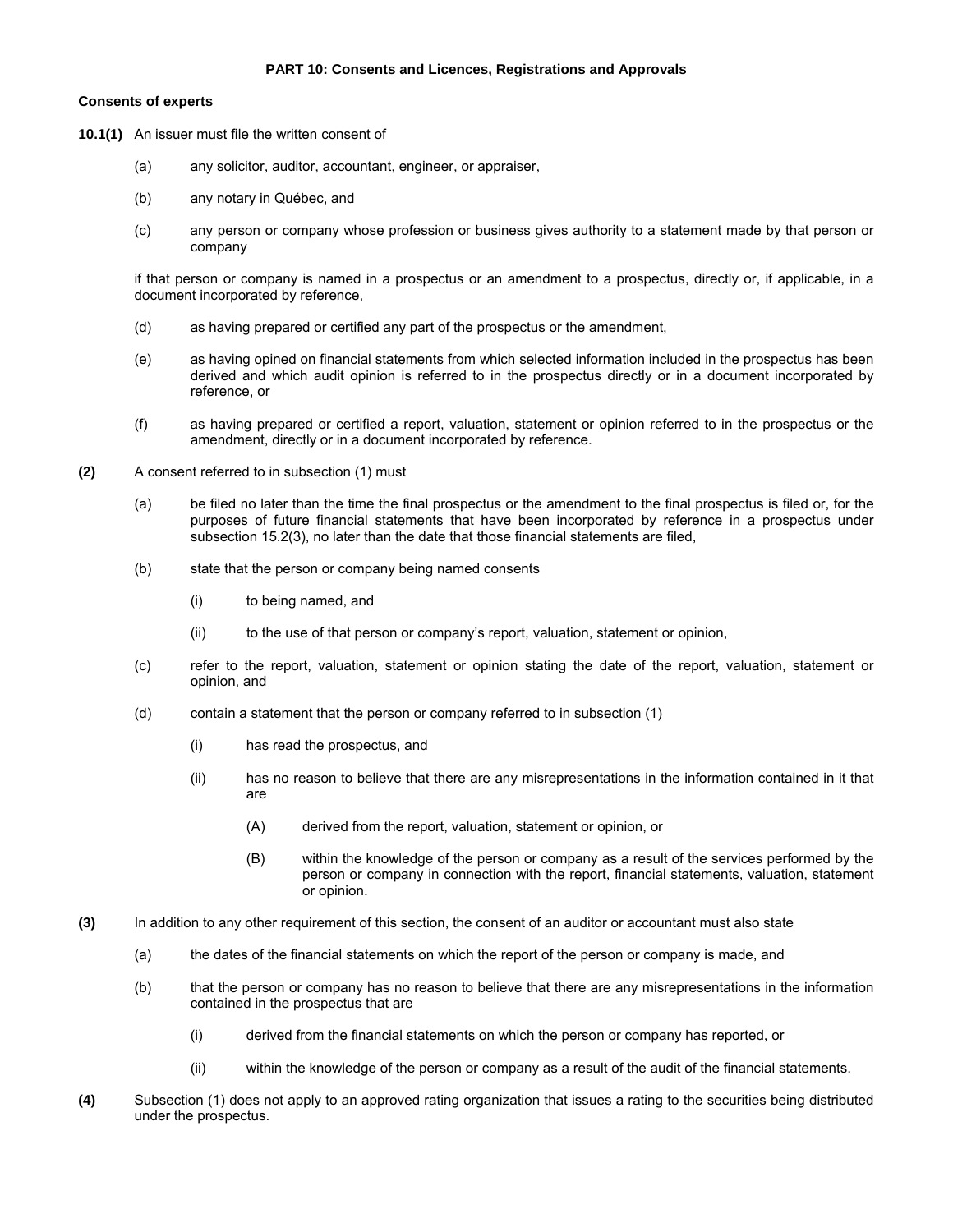## PART 10: Consents and Licences, Registrations and Approvals

### Consents of experts

**10.1(1)** An issuer must file the written consent of

(a) any solicitor, auditor, accountant, engineer, or appraiser,

(b) any notary in Québec, and

(c) any person or company whose profession or business gives authority to a statement made by that person or company

if that person or company is named in a prospectus or an amendment to a prospectus, directly or, if applicable, in a document incorporated by reference,

(d) as having prepared or certified any part of the prospectus or the amendment,

(e) as having opined on financial statements from which selected information included in the prospectus has been derived and which audit opinion is referred to in the prospectus directly or in a document incorporated by reference, or

(f) as having prepared or certified a report, valuation, statement or opinion referred to in the prospectus or the amendment, directly or in a document incorporated by reference.

**(2)** A consent referred to in subsection (1) must

(a) be filed no later than the time the final prospectus or the amendment to the final prospectus is filed or, for the purposes of future financial statements that have been incorporated by reference in a prospectus under subsection 15.2(3), no later than the date that those financial statements are filed,

(b) state that the person or company being named consents

(i) to being named, and

(ii) to the use of that person or company's report, valuation, statement or opinion,

(c) refer to the report, valuation, statement or opinion stating the date of the report, valuation, statement or opinion, and

(d) contain a statement that the person or company referred to in subsection (1)

(i) has read the prospectus, and

(ii) has no reason to believe that there are any misrepresentations in the information contained in it that are

(A) derived from the report, valuation, statement or opinion, or

(B) within the knowledge of the person or company as a result of the services performed by the person or company in connection with the report, financial statements, valuation, statement or opinion.

**(3)** In addition to any other requirement of this section, the consent of an auditor or accountant must also state

(a) the dates of the financial statements on which the report of the person or company is made, and

(b) that the person or company has no reason to believe that there are any misrepresentations in the information contained in the prospectus that are

(i) derived from the financial statements on which the person or company has reported, or

(ii) within the knowledge of the person or company as a result of the audit of the financial statements.

**(4)** Subsection (1) does not apply to an approved rating organization that issues a rating to the securities being distributed under the prospectus.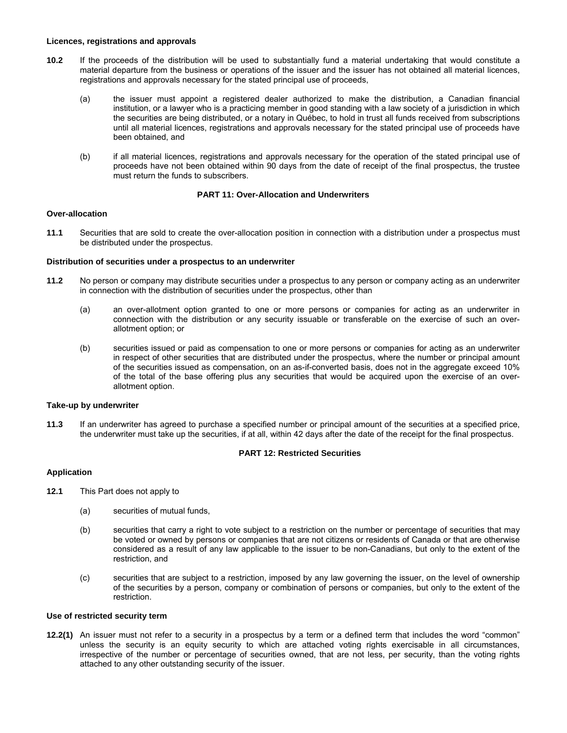**Licences, registrations and approvals**

**10.2** If the proceeds of the distribution will be used to substantially fund a material undertaking that would constitute a material departure from the business or operations of the issuer and the issuer has not obtained all material licences, registrations and approvals necessary for the stated principal use of proceeds,

(a) the issuer must appoint a registered dealer authorized to make the distribution, a Canadian financial institution, or a lawyer who is a practicing member in good standing with a law society of a jurisdiction in which the securities are being distributed, or a notary in Québec, to hold in trust all funds received from subscriptions until all material licences, registrations and approvals necessary for the stated principal use of proceeds have been obtained, and

(b) if all material licences, registrations and approvals necessary for the operation of the stated principal use of proceeds have not been obtained within 90 days from the date of receipt of the final prospectus, the trustee must return the funds to subscribers.

## PART 11: Over-Allocation and Underwriters

**Over-allocation**

**11.1** Securities that are sold to create the over-allocation position in connection with a distribution under a prospectus must be distributed under the prospectus.

**Distribution of securities under a prospectus to an underwriter**

**11.2** No person or company may distribute securities under a prospectus to any person or company acting as an underwriter in connection with the distribution of securities under the prospectus, other than

(a) an over-allotment option granted to one or more persons or companies for acting as an underwriter in connection with the distribution or any security issuable or transferable on the exercise of such an over-allotment option; or

(b) securities issued or paid as compensation to one or more persons or companies for acting as an underwriter in respect of other securities that are distributed under the prospectus, where the number or principal amount of the securities issued as compensation, on an as-if-converted basis, does not in the aggregate exceed 10% of the total of the base offering plus any securities that would be acquired upon the exercise of an over-allotment option.

**Take-up by underwriter**

**11.3** If an underwriter has agreed to purchase a specified number or principal amount of the securities at a specified price, the underwriter must take up the securities, if at all, within 42 days after the date of the receipt for the final prospectus.

## PART 12: Restricted Securities

**Application**

**12.1** This Part does not apply to

(a) securities of mutual funds,

(b) securities that carry a right to vote subject to a restriction on the number or percentage of securities that may be voted or owned by persons or companies that are not citizens or residents of Canada or that are otherwise considered as a result of any law applicable to the issuer to be non-Canadians, but only to the extent of the restriction, and

(c) securities that are subject to a restriction, imposed by any law governing the issuer, on the level of ownership of the securities by a person, company or combination of persons or companies, but only to the extent of the restriction.

**Use of restricted security term**

**12.2(1)** An issuer must not refer to a security in a prospectus by a term or a defined term that includes the word "common" unless the security is an equity security to which are attached voting rights exercisable in all circumstances, irrespective of the number or percentage of securities owned, that are not less, per security, than the voting rights attached to any other outstanding security of the issuer.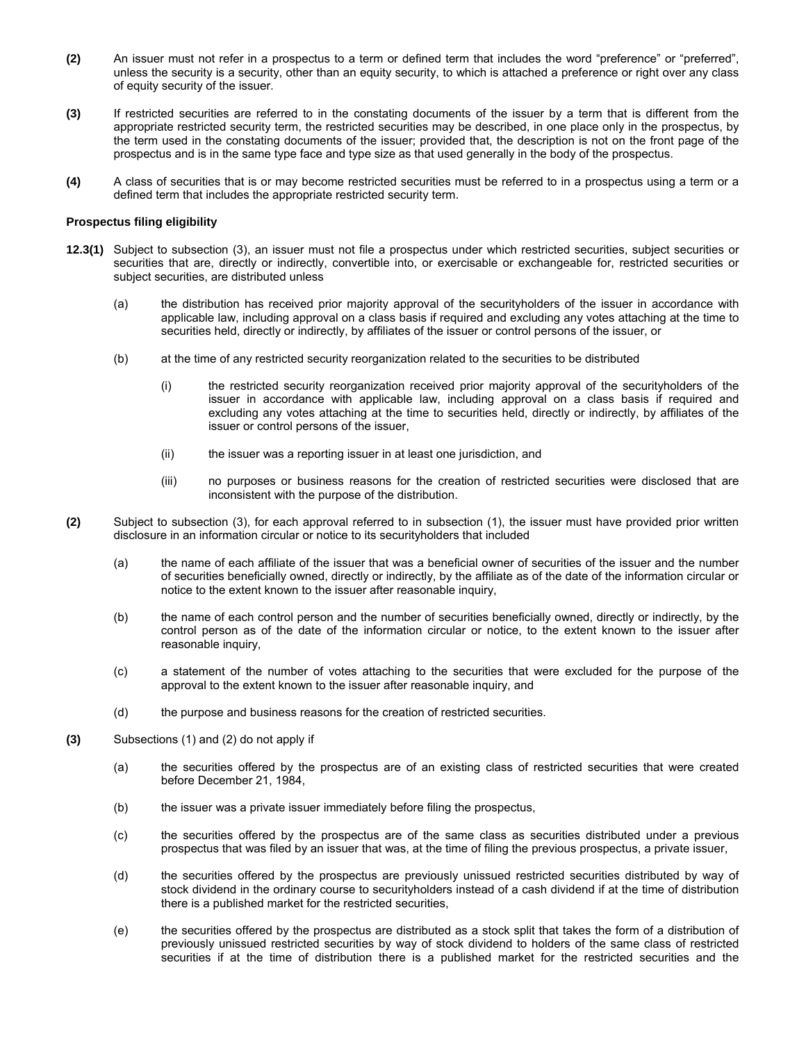**(2)** An issuer must not refer in a prospectus to a term or defined term that includes the word “preference” or “preferred”, unless the security is a security, other than an equity security, to which is attached a preference or right over any class of equity security of the issuer.

**(3)** If restricted securities are referred to in the constating documents of the issuer by a term that is different from the appropriate restricted security term, the restricted securities may be described, in one place only in the prospectus, by the term used in the constating documents of the issuer; provided that, the description is not on the front page of the prospectus and is in the same type face and type size as that used generally in the body of the prospectus.

**(4)** A class of securities that is or may become restricted securities must be referred to in a prospectus using a term or a defined term that includes the appropriate restricted security term.

**Prospectus filing eligibility**

**12.3(1)** Subject to subsection (3), an issuer must not file a prospectus under which restricted securities, subject securities or securities that are, directly or indirectly, convertible into, or exercisable or exchangeable for, restricted securities or subject securities, are distributed unless

(a) the distribution has received prior majority approval of the securityholders of the issuer in accordance with applicable law, including approval on a class basis if required and excluding any votes attaching at the time to securities held, directly or indirectly, by affiliates of the issuer or control persons of the issuer, or

(b) at the time of any restricted security reorganization related to the securities to be distributed

(i) the restricted security reorganization received prior majority approval of the securityholders of the issuer in accordance with applicable law, including approval on a class basis if required and excluding any votes attaching at the time to securities held, directly or indirectly, by affiliates of the issuer or control persons of the issuer,

(ii) the issuer was a reporting issuer in at least one jurisdiction, and

(iii) no purposes or business reasons for the creation of restricted securities were disclosed that are inconsistent with the purpose of the distribution.

**(2)** Subject to subsection (3), for each approval referred to in subsection (1), the issuer must have provided prior written disclosure in an information circular or notice to its securityholders that included

(a) the name of each affiliate of the issuer that was a beneficial owner of securities of the issuer and the number of securities beneficially owned, directly or indirectly, by the affiliate as of the date of the information circular or notice to the extent known to the issuer after reasonable inquiry,

(b) the name of each control person and the number of securities beneficially owned, directly or indirectly, by the control person as of the date of the information circular or notice, to the extent known to the issuer after reasonable inquiry,

(c) a statement of the number of votes attaching to the securities that were excluded for the purpose of the approval to the extent known to the issuer after reasonable inquiry, and

(d) the purpose and business reasons for the creation of restricted securities.

**(3)** Subsections (1) and (2) do not apply if

(a) the securities offered by the prospectus are of an existing class of restricted securities that were created before December 21, 1984,

(b) the issuer was a private issuer immediately before filing the prospectus,

(c) the securities offered by the prospectus are of the same class as securities distributed under a previous prospectus that was filed by an issuer that was, at the time of filing the previous prospectus, a private issuer,

(d) the securities offered by the prospectus are previously unissued restricted securities distributed by way of stock dividend in the ordinary course to securityholders instead of a cash dividend if at the time of distribution there is a published market for the restricted securities,

(e) the securities offered by the prospectus are distributed as a stock split that takes the form of a distribution of previously unissued restricted securities by way of stock dividend to holders of the same class of restricted securities if at the time of distribution there is a published market for the restricted securities and the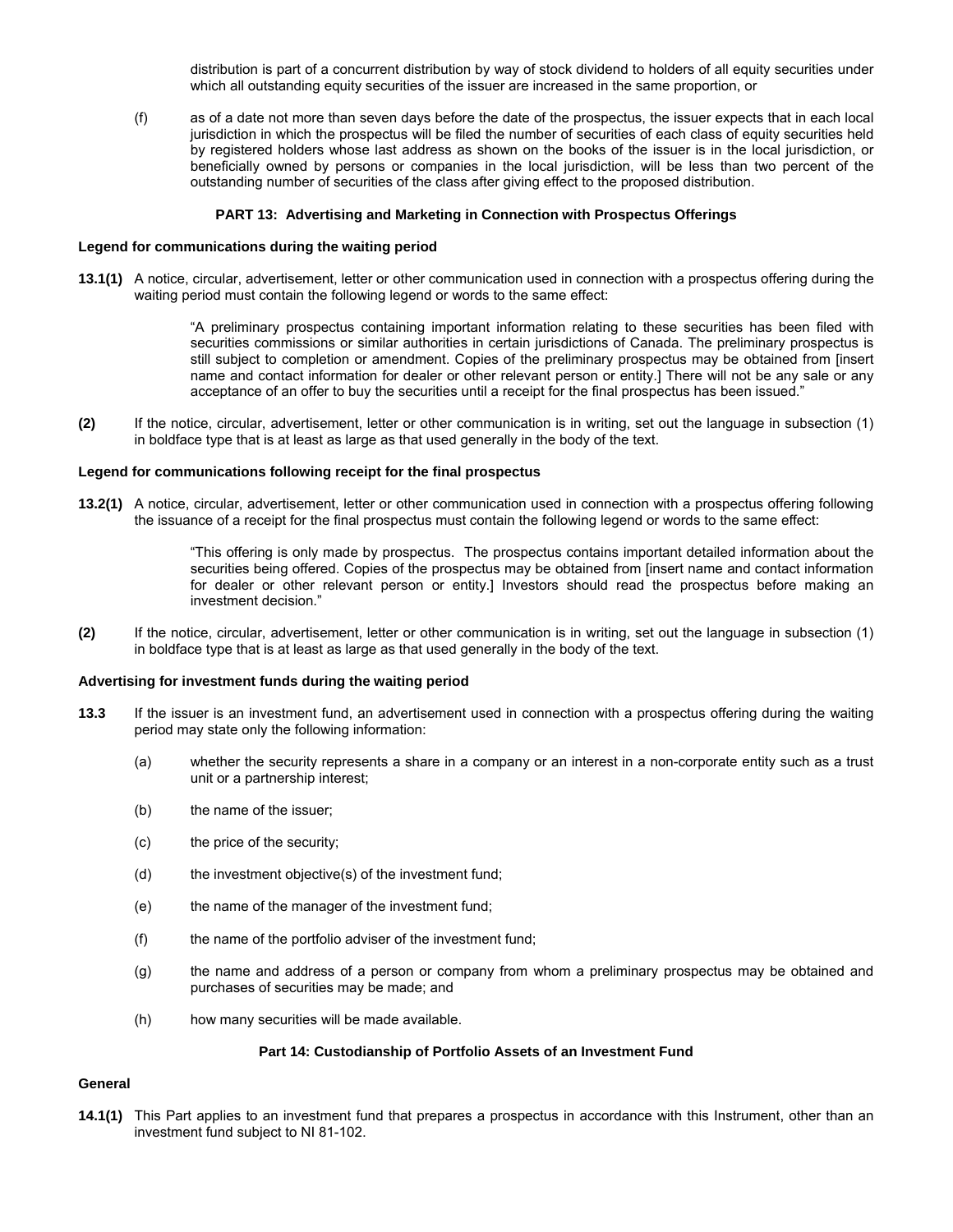distribution is part of a concurrent distribution by way of stock dividend to holders of all equity securities under which all outstanding equity securities of the issuer are increased in the same proportion, or

(f) as of a date not more than seven days before the date of the prospectus, the issuer expects that in each local jurisdiction in which the prospectus will be filed the number of securities of each class of equity securities held by registered holders whose last address as shown on the books of the issuer is in the local jurisdiction, or beneficially owned by persons or companies in the local jurisdiction, will be less than two percent of the outstanding number of securities of the class after giving effect to the proposed distribution.

## PART 13: Advertising and Marketing in Connection with Prospectus Offerings

### Legend for communications during the waiting period

**13.1(1)** A notice, circular, advertisement, letter or other communication used in connection with a prospectus offering during the waiting period must contain the following legend or words to the same effect:

> "A preliminary prospectus containing important information relating to these securities has been filed with securities commissions or similar authorities in certain jurisdictions of Canada. The preliminary prospectus is still subject to completion or amendment. Copies of the preliminary prospectus may be obtained from [insert name and contact information for dealer or other relevant person or entity.] There will not be any sale or any acceptance of an offer to buy the securities until a receipt for the final prospectus has been issued."

**(2)** If the notice, circular, advertisement, letter or other communication is in writing, set out the language in subsection (1) in boldface type that is at least as large as that used generally in the body of the text.

### Legend for communications following receipt for the final prospectus

**13.2(1)** A notice, circular, advertisement, letter or other communication used in connection with a prospectus offering following the issuance of a receipt for the final prospectus must contain the following legend or words to the same effect:

> "This offering is only made by prospectus. The prospectus contains important detailed information about the securities being offered. Copies of the prospectus may be obtained from [insert name and contact information for dealer or other relevant person or entity.] Investors should read the prospectus before making an investment decision."

**(2)** If the notice, circular, advertisement, letter or other communication is in writing, set out the language in subsection (1) in boldface type that is at least as large as that used generally in the body of the text.

### Advertising for investment funds during the waiting period

**13.3** If the issuer is an investment fund, an advertisement used in connection with a prospectus offering during the waiting period may state only the following information:

(a) whether the security represents a share in a company or an interest in a non-corporate entity such as a trust unit or a partnership interest;

(b) the name of the issuer;

(c) the price of the security;

(d) the investment objective(s) of the investment fund;

(e) the name of the manager of the investment fund;

(f) the name of the portfolio adviser of the investment fund;

(g) the name and address of a person or company from whom a preliminary prospectus may be obtained and purchases of securities may be made; and

(h) how many securities will be made available.

## Part 14: Custodianship of Portfolio Assets of an Investment Fund

### General

**14.1(1)** This Part applies to an investment fund that prepares a prospectus in accordance with this Instrument, other than an investment fund subject to NI 81-102.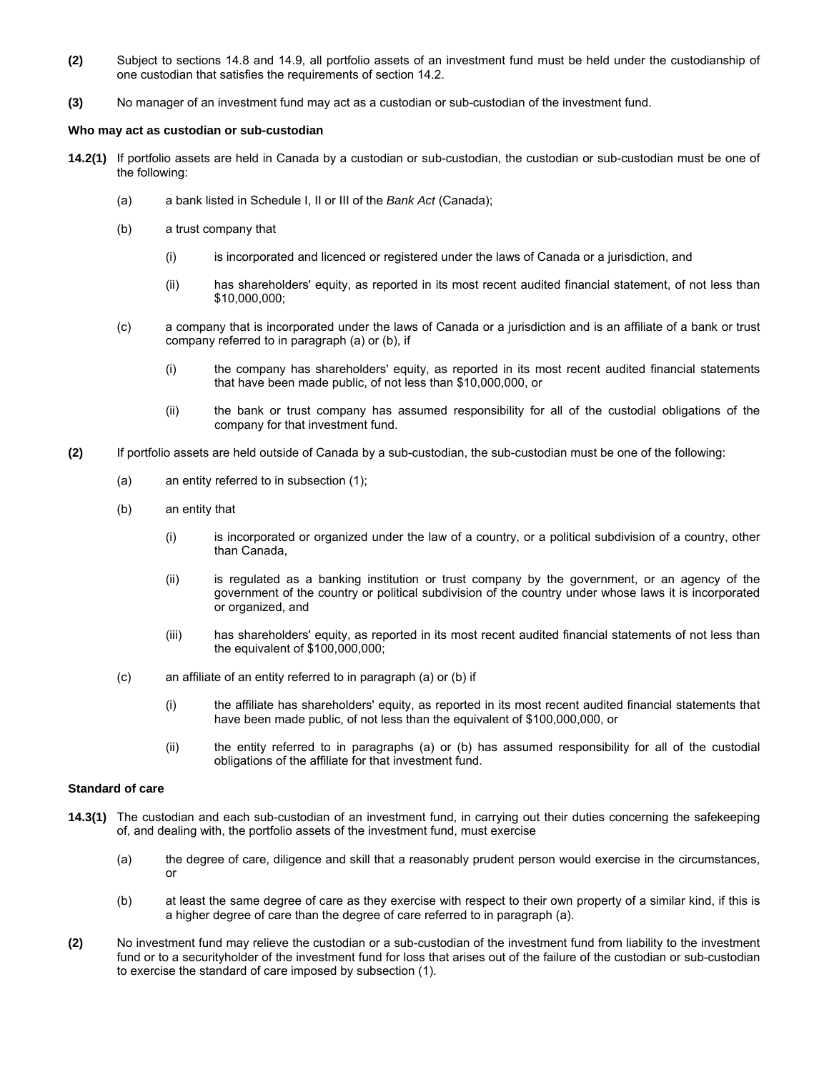**(2)** Subject to sections 14.8 and 14.9, all portfolio assets of an investment fund must be held under the custodianship of one custodian that satisfies the requirements of section 14.2.

**(3)** No manager of an investment fund may act as a custodian or sub-custodian of the investment fund.

**Who may act as custodian or sub-custodian**

**14.2(1)** If portfolio assets are held in Canada by a custodian or sub-custodian, the custodian or sub-custodian must be one of the following:

(a) a bank listed in Schedule I, II or III of the *Bank Act* (Canada);

(b) a trust company that

(i) is incorporated and licenced or registered under the laws of Canada or a jurisdiction, and

(ii) has shareholders' equity, as reported in its most recent audited financial statement, of not less than $10,000,000;

(c) a company that is incorporated under the laws of Canada or a jurisdiction and is an affiliate of a bank or trust company referred to in paragraph (a) or (b), if

(i) the company has shareholders' equity, as reported in its most recent audited financial statements that have been made public, of not less than $10,000,000, or

(ii) the bank or trust company has assumed responsibility for all of the custodial obligations of the company for that investment fund.

**(2)** If portfolio assets are held outside of Canada by a sub-custodian, the sub-custodian must be one of the following:

(a) an entity referred to in subsection (1);

(b) an entity that

(i) is incorporated or organized under the law of a country, or a political subdivision of a country, other than Canada,

(ii) is regulated as a banking institution or trust company by the government, or an agency of the government of the country or political subdivision of the country under whose laws it is incorporated or organized, and

(iii) has shareholders' equity, as reported in its most recent audited financial statements of not less than the equivalent of $100,000,000;

(c) an affiliate of an entity referred to in paragraph (a) or (b) if

(i) the affiliate has shareholders' equity, as reported in its most recent audited financial statements that have been made public, of not less than the equivalent of $100,000,000, or

(ii) the entity referred to in paragraphs (a) or (b) has assumed responsibility for all of the custodial obligations of the affiliate for that investment fund.

**Standard of care**

**14.3(1)** The custodian and each sub-custodian of an investment fund, in carrying out their duties concerning the safekeeping of, and dealing with, the portfolio assets of the investment fund, must exercise

(a) the degree of care, diligence and skill that a reasonably prudent person would exercise in the circumstances, or

(b) at least the same degree of care as they exercise with respect to their own property of a similar kind, if this is a higher degree of care than the degree of care referred to in paragraph (a).

**(2)** No investment fund may relieve the custodian or a sub-custodian of the investment fund from liability to the investment fund or to a securityholder of the investment fund for loss that arises out of the failure of the custodian or sub-custodian to exercise the standard of care imposed by subsection (1).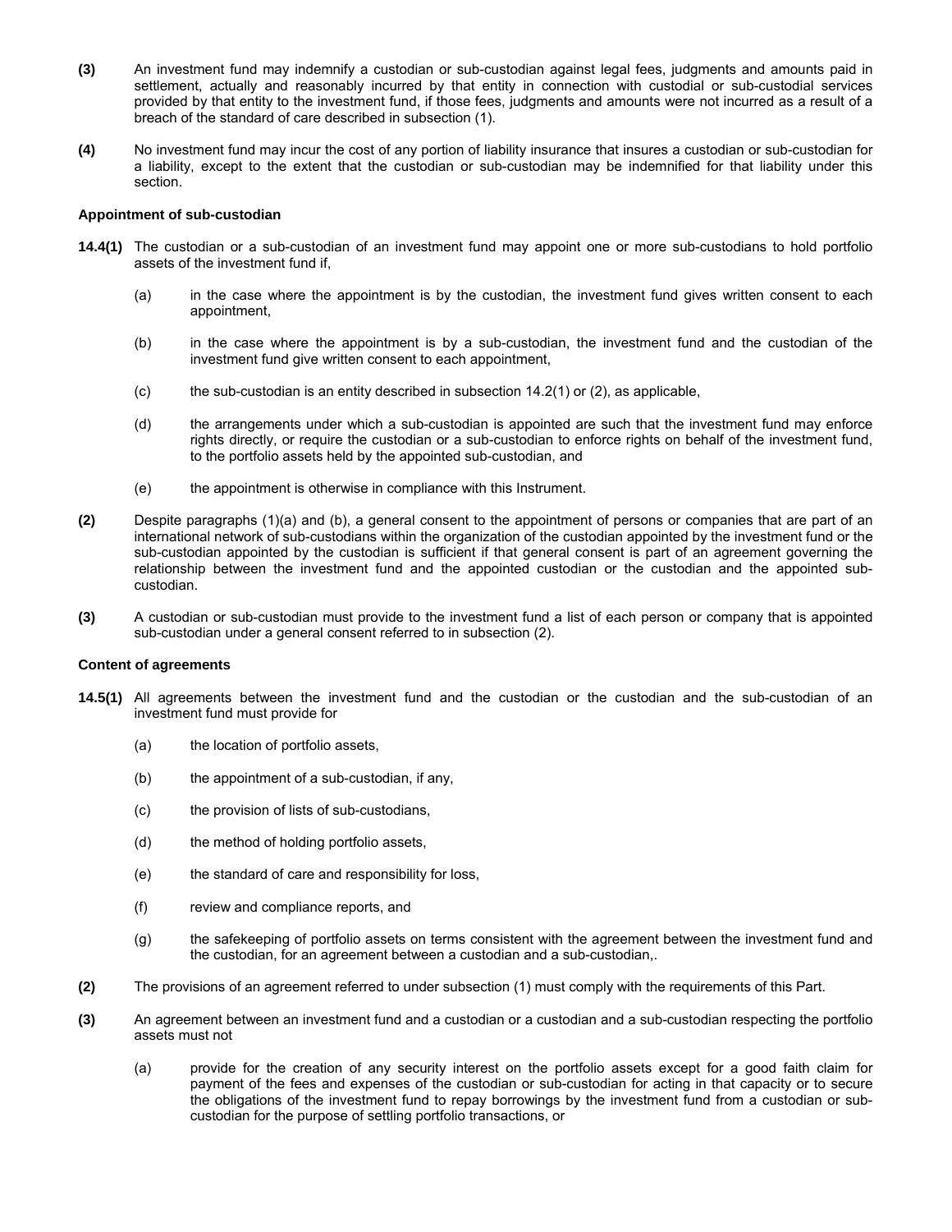**(3)** An investment fund may indemnify a custodian or sub-custodian against legal fees, judgments and amounts paid in settlement, actually and reasonably incurred by that entity in connection with custodial or sub-custodial services provided by that entity to the investment fund, if those fees, judgments and amounts were not incurred as a result of a breach of the standard of care described in subsection (1).

**(4)** No investment fund may incur the cost of any portion of liability insurance that insures a custodian or sub-custodian for a liability, except to the extent that the custodian or sub-custodian may be indemnified for that liability under this section.

**Appointment of sub-custodian**

**14.4(1)** The custodian or a sub-custodian of an investment fund may appoint one or more sub-custodians to hold portfolio assets of the investment fund if,

(a) in the case where the appointment is by the custodian, the investment fund gives written consent to each appointment,

(b) in the case where the appointment is by a sub-custodian, the investment fund and the custodian of the investment fund give written consent to each appointment,

(c) the sub-custodian is an entity described in subsection 14.2(1) or (2), as applicable,

(d) the arrangements under which a sub-custodian is appointed are such that the investment fund may enforce rights directly, or require the custodian or a sub-custodian to enforce rights on behalf of the investment fund, to the portfolio assets held by the appointed sub-custodian, and

(e) the appointment is otherwise in compliance with this Instrument.

**(2)** Despite paragraphs (1)(a) and (b), a general consent to the appointment of persons or companies that are part of an international network of sub-custodians within the organization of the custodian appointed by the investment fund or the sub-custodian appointed by the custodian is sufficient if that general consent is part of an agreement governing the relationship between the investment fund and the appointed custodian or the custodian and the appointed sub-custodian.

**(3)** A custodian or sub-custodian must provide to the investment fund a list of each person or company that is appointed sub-custodian under a general consent referred to in subsection (2).

**Content of agreements**

**14.5(1)** All agreements between the investment fund and the custodian or the custodian and the sub-custodian of an investment fund must provide for

(a) the location of portfolio assets,

(b) the appointment of a sub-custodian, if any,

(c) the provision of lists of sub-custodians,

(d) the method of holding portfolio assets,

(e) the standard of care and responsibility for loss,

(f) review and compliance reports, and

(g) the safekeeping of portfolio assets on terms consistent with the agreement between the investment fund and the custodian, for an agreement between a custodian and a sub-custodian,.

**(2)** The provisions of an agreement referred to under subsection (1) must comply with the requirements of this Part.

**(3)** An agreement between an investment fund and a custodian or a custodian and a sub-custodian respecting the portfolio assets must not

(a) provide for the creation of any security interest on the portfolio assets except for a good faith claim for payment of the fees and expenses of the custodian or sub-custodian for acting in that capacity or to secure the obligations of the investment fund to repay borrowings by the investment fund from a custodian or sub-custodian for the purpose of settling portfolio transactions, or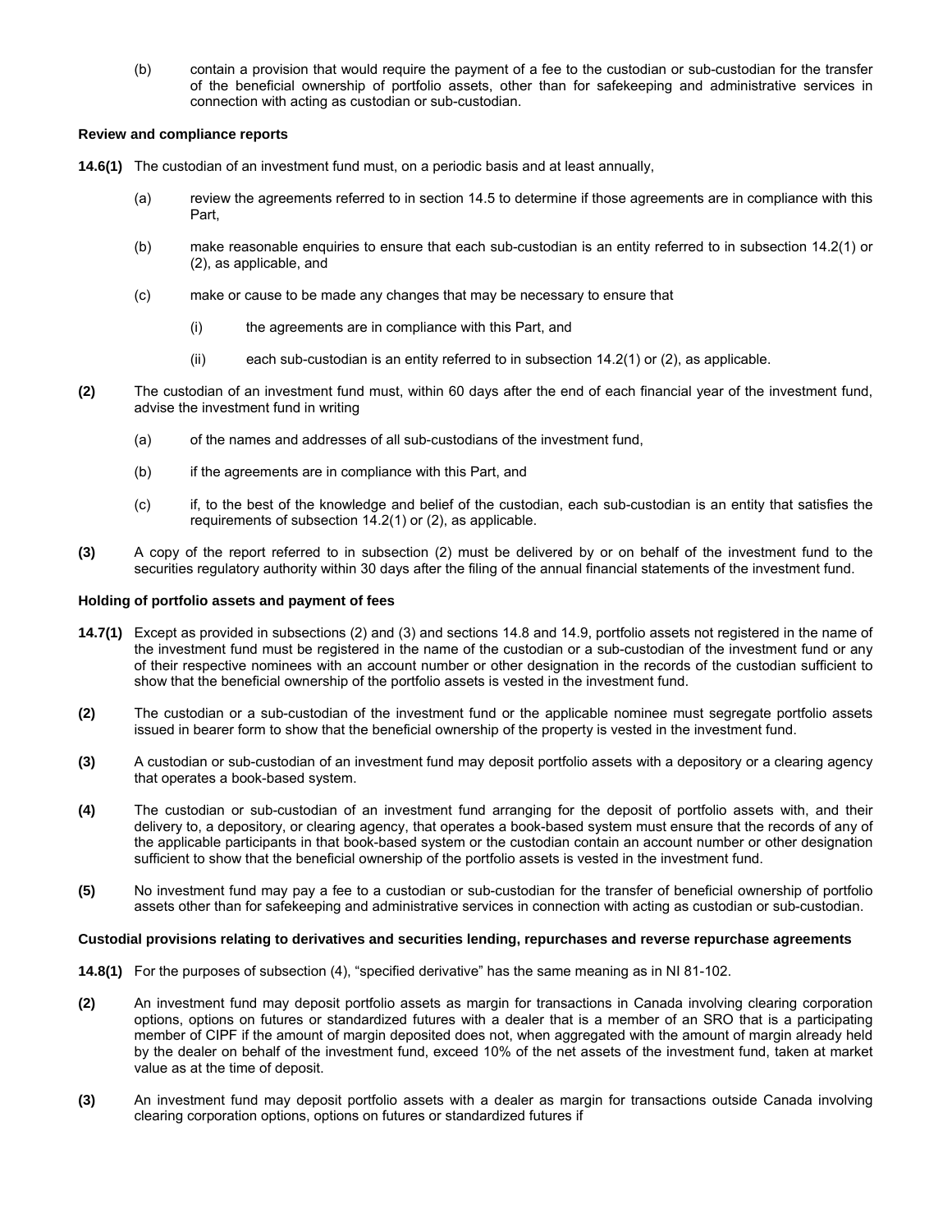(b) contain a provision that would require the payment of a fee to the custodian or sub-custodian for the transfer of the beneficial ownership of portfolio assets, other than for safekeeping and administrative services in connection with acting as custodian or sub-custodian.

**Review and compliance reports**

**14.6(1)** The custodian of an investment fund must, on a periodic basis and at least annually,

(a) review the agreements referred to in section 14.5 to determine if those agreements are in compliance with this Part,

(b) make reasonable enquiries to ensure that each sub-custodian is an entity referred to in subsection 14.2(1) or (2), as applicable, and

(c) make or cause to be made any changes that may be necessary to ensure that

(i) the agreements are in compliance with this Part, and

(ii) each sub-custodian is an entity referred to in subsection 14.2(1) or (2), as applicable.

**(2)** The custodian of an investment fund must, within 60 days after the end of each financial year of the investment fund, advise the investment fund in writing

(a) of the names and addresses of all sub-custodians of the investment fund,

(b) if the agreements are in compliance with this Part, and

(c) if, to the best of the knowledge and belief of the custodian, each sub-custodian is an entity that satisfies the requirements of subsection 14.2(1) or (2), as applicable.

**(3)** A copy of the report referred to in subsection (2) must be delivered by or on behalf of the investment fund to the securities regulatory authority within 30 days after the filing of the annual financial statements of the investment fund.

**Holding of portfolio assets and payment of fees**

**14.7(1)** Except as provided in subsections (2) and (3) and sections 14.8 and 14.9, portfolio assets not registered in the name of the investment fund must be registered in the name of the custodian or a sub-custodian of the investment fund or any of their respective nominees with an account number or other designation in the records of the custodian sufficient to show that the beneficial ownership of the portfolio assets is vested in the investment fund.

**(2)** The custodian or a sub-custodian of the investment fund or the applicable nominee must segregate portfolio assets issued in bearer form to show that the beneficial ownership of the property is vested in the investment fund.

**(3)** A custodian or sub-custodian of an investment fund may deposit portfolio assets with a depository or a clearing agency that operates a book-based system.

**(4)** The custodian or sub-custodian of an investment fund arranging for the deposit of portfolio assets with, and their delivery to, a depository, or clearing agency, that operates a book-based system must ensure that the records of any of the applicable participants in that book-based system or the custodian contain an account number or other designation sufficient to show that the beneficial ownership of the portfolio assets is vested in the investment fund.

**(5)** No investment fund may pay a fee to a custodian or sub-custodian for the transfer of beneficial ownership of portfolio assets other than for safekeeping and administrative services in connection with acting as custodian or sub-custodian.

**Custodial provisions relating to derivatives and securities lending, repurchases and reverse repurchase agreements**

**14.8(1)** For the purposes of subsection (4), "specified derivative" has the same meaning as in NI 81-102.

**(2)** An investment fund may deposit portfolio assets as margin for transactions in Canada involving clearing corporation options, options on futures or standardized futures with a dealer that is a member of an SRO that is a participating member of CIPF if the amount of margin deposited does not, when aggregated with the amount of margin already held by the dealer on behalf of the investment fund, exceed 10% of the net assets of the investment fund, taken at market value as at the time of deposit.

**(3)** An investment fund may deposit portfolio assets with a dealer as margin for transactions outside Canada involving clearing corporation options, options on futures or standardized futures if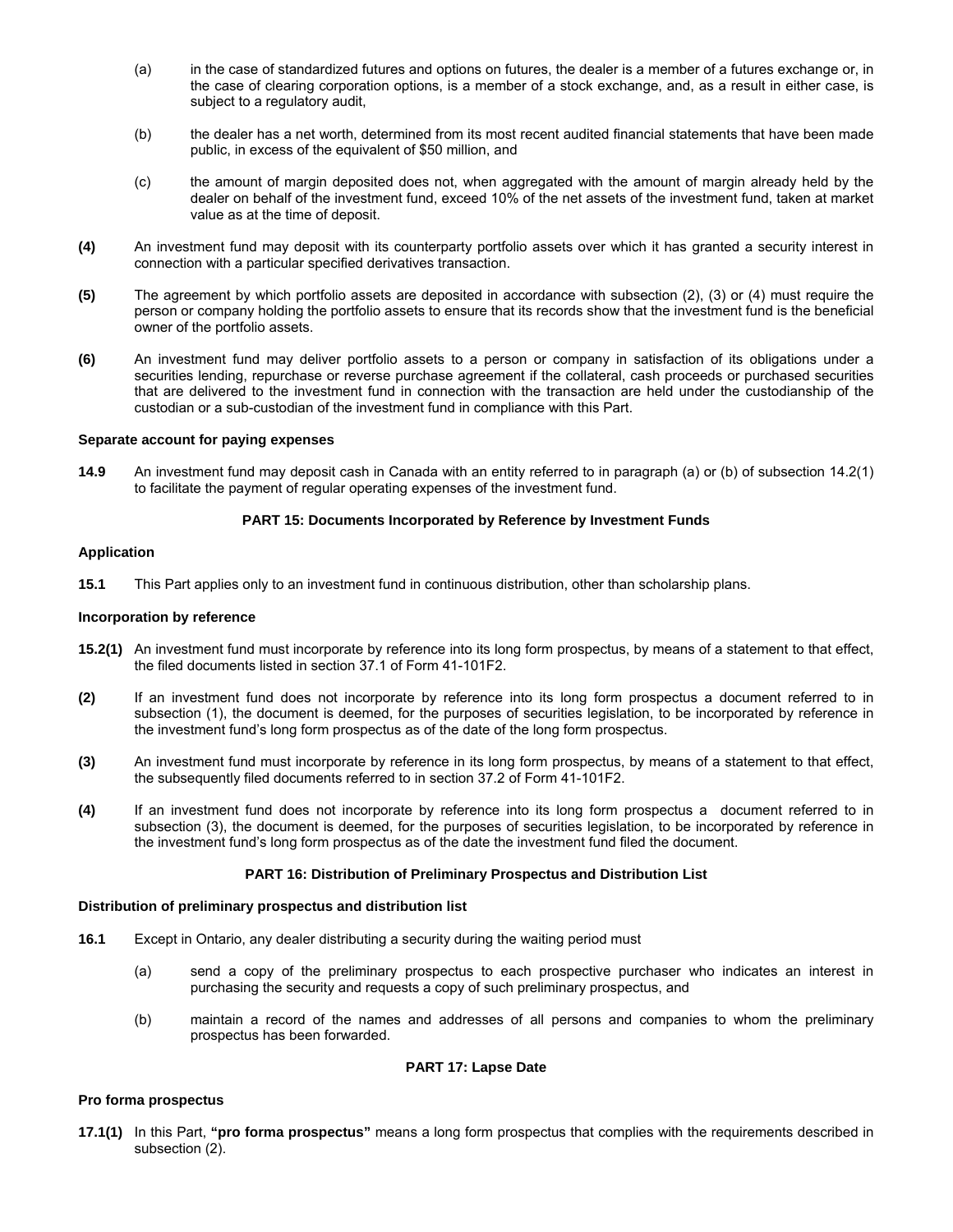(a) in the case of standardized futures and options on futures, the dealer is a member of a futures exchange or, in the case of clearing corporation options, is a member of a stock exchange, and, as a result in either case, is subject to a regulatory audit,

(b) the dealer has a net worth, determined from its most recent audited financial statements that have been made public, in excess of the equivalent of $50 million, and

(c) the amount of margin deposited does not, when aggregated with the amount of margin already held by the dealer on behalf of the investment fund, exceed 10% of the net assets of the investment fund, taken at market value as at the time of deposit.

**(4)** An investment fund may deposit with its counterparty portfolio assets over which it has granted a security interest in connection with a particular specified derivatives transaction.

**(5)** The agreement by which portfolio assets are deposited in accordance with subsection (2), (3) or (4) must require the person or company holding the portfolio assets to ensure that its records show that the investment fund is the beneficial owner of the portfolio assets.

**(6)** An investment fund may deliver portfolio assets to a person or company in satisfaction of its obligations under a securities lending, repurchase or reverse purchase agreement if the collateral, cash proceeds or purchased securities that are delivered to the investment fund in connection with the transaction are held under the custodianship of the custodian or a sub-custodian of the investment fund in compliance with this Part.

**Separate account for paying expenses**

**14.9** An investment fund may deposit cash in Canada with an entity referred to in paragraph (a) or (b) of subsection 14.2(1) to facilitate the payment of regular operating expenses of the investment fund.

## PART 15: Documents Incorporated by Reference by Investment Funds

**Application**

**15.1** This Part applies only to an investment fund in continuous distribution, other than scholarship plans.

**Incorporation by reference**

**15.2(1)** An investment fund must incorporate by reference into its long form prospectus, by means of a statement to that effect, the filed documents listed in section 37.1 of Form 41-101F2.

**(2)** If an investment fund does not incorporate by reference into its long form prospectus a document referred to in subsection (1), the document is deemed, for the purposes of securities legislation, to be incorporated by reference in the investment fund's long form prospectus as of the date of the long form prospectus.

**(3)** An investment fund must incorporate by reference in its long form prospectus, by means of a statement to that effect, the subsequently filed documents referred to in section 37.2 of Form 41-101F2.

**(4)** If an investment fund does not incorporate by reference into its long form prospectus a document referred to in subsection (3), the document is deemed, for the purposes of securities legislation, to be incorporated by reference in the investment fund's long form prospectus as of the date the investment fund filed the document.

## PART 16: Distribution of Preliminary Prospectus and Distribution List

**Distribution of preliminary prospectus and distribution list**

**16.1** Except in Ontario, any dealer distributing a security during the waiting period must

(a) send a copy of the preliminary prospectus to each prospective purchaser who indicates an interest in purchasing the security and requests a copy of such preliminary prospectus, and

(b) maintain a record of the names and addresses of all persons and companies to whom the preliminary prospectus has been forwarded.

## PART 17: Lapse Date

**Pro forma prospectus**

**17.1(1)** In this Part, **"pro forma prospectus"** means a long form prospectus that complies with the requirements described in subsection (2).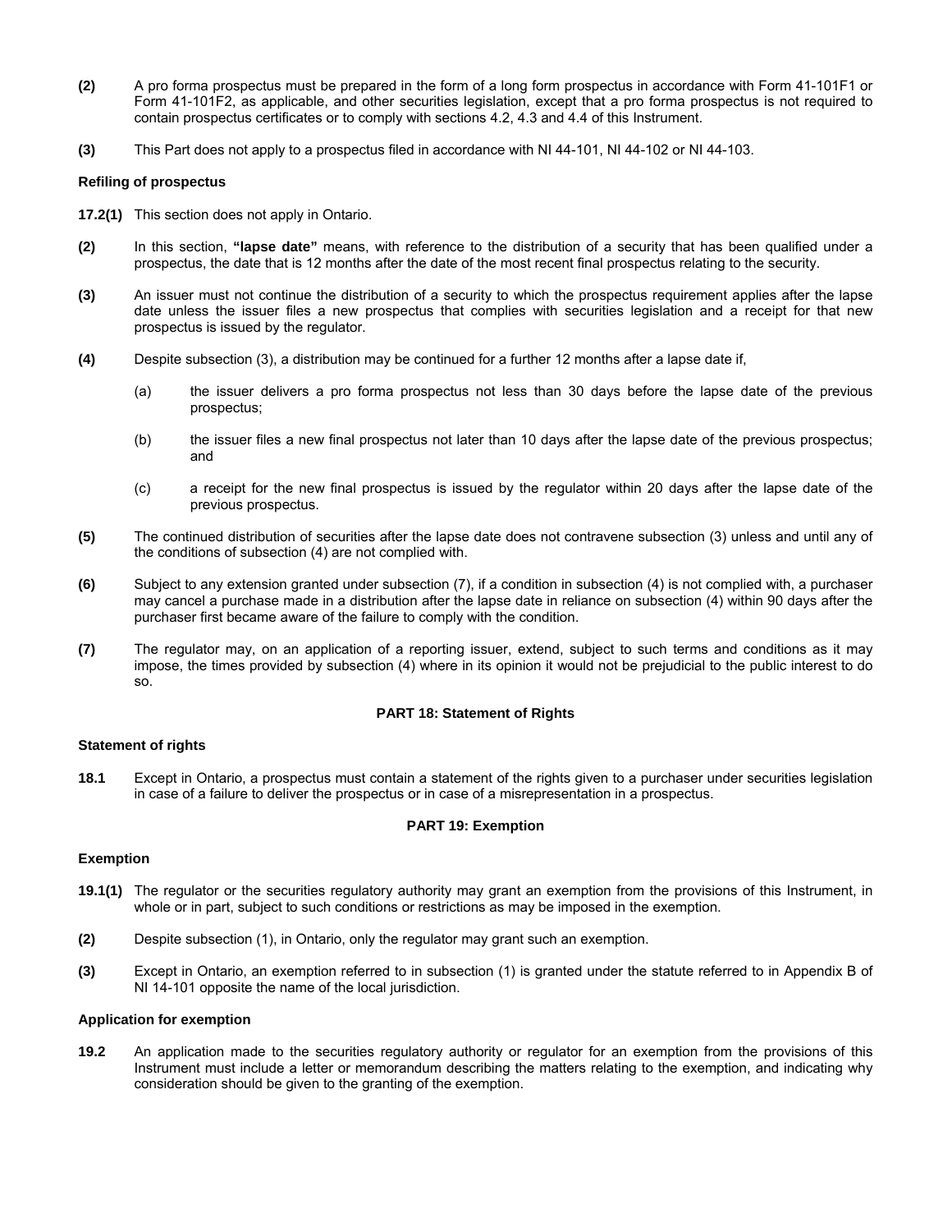**(2)** A pro forma prospectus must be prepared in the form of a long form prospectus in accordance with Form 41-101F1 or Form 41-101F2, as applicable, and other securities legislation, except that a pro forma prospectus is not required to contain prospectus certificates or to comply with sections 4.2, 4.3 and 4.4 of this Instrument.

**(3)** This Part does not apply to a prospectus filed in accordance with NI 44-101, NI 44-102 or NI 44-103.

### Refiling of prospectus

**17.2(1)** This section does not apply in Ontario.

**(2)** In this section, **"lapse date"** means, with reference to the distribution of a security that has been qualified under a prospectus, the date that is 12 months after the date of the most recent final prospectus relating to the security.

**(3)** An issuer must not continue the distribution of a security to which the prospectus requirement applies after the lapse date unless the issuer files a new prospectus that complies with securities legislation and a receipt for that new prospectus is issued by the regulator.

**(4)** Despite subsection (3), a distribution may be continued for a further 12 months after a lapse date if,

(a) the issuer delivers a pro forma prospectus not less than 30 days before the lapse date of the previous prospectus;

(b) the issuer files a new final prospectus not later than 10 days after the lapse date of the previous prospectus; and

(c) a receipt for the new final prospectus is issued by the regulator within 20 days after the lapse date of the previous prospectus.

**(5)** The continued distribution of securities after the lapse date does not contravene subsection (3) unless and until any of the conditions of subsection (4) are not complied with.

**(6)** Subject to any extension granted under subsection (7), if a condition in subsection (4) is not complied with, a purchaser may cancel a purchase made in a distribution after the lapse date in reliance on subsection (4) within 90 days after the purchaser first became aware of the failure to comply with the condition.

**(7)** The regulator may, on an application of a reporting issuer, extend, subject to such terms and conditions as it may impose, the times provided by subsection (4) where in its opinion it would not be prejudicial to the public interest to do so.

## PART 18: Statement of Rights

### Statement of rights

**18.1** Except in Ontario, a prospectus must contain a statement of the rights given to a purchaser under securities legislation in case of a failure to deliver the prospectus or in case of a misrepresentation in a prospectus.

## PART 19: Exemption

### Exemption

**19.1(1)** The regulator or the securities regulatory authority may grant an exemption from the provisions of this Instrument, in whole or in part, subject to such conditions or restrictions as may be imposed in the exemption.

**(2)** Despite subsection (1), in Ontario, only the regulator may grant such an exemption.

**(3)** Except in Ontario, an exemption referred to in subsection (1) is granted under the statute referred to in Appendix B of NI 14-101 opposite the name of the local jurisdiction.

### Application for exemption

**19.2** An application made to the securities regulatory authority or regulator for an exemption from the provisions of this Instrument must include a letter or memorandum describing the matters relating to the exemption, and indicating why consideration should be given to the granting of the exemption.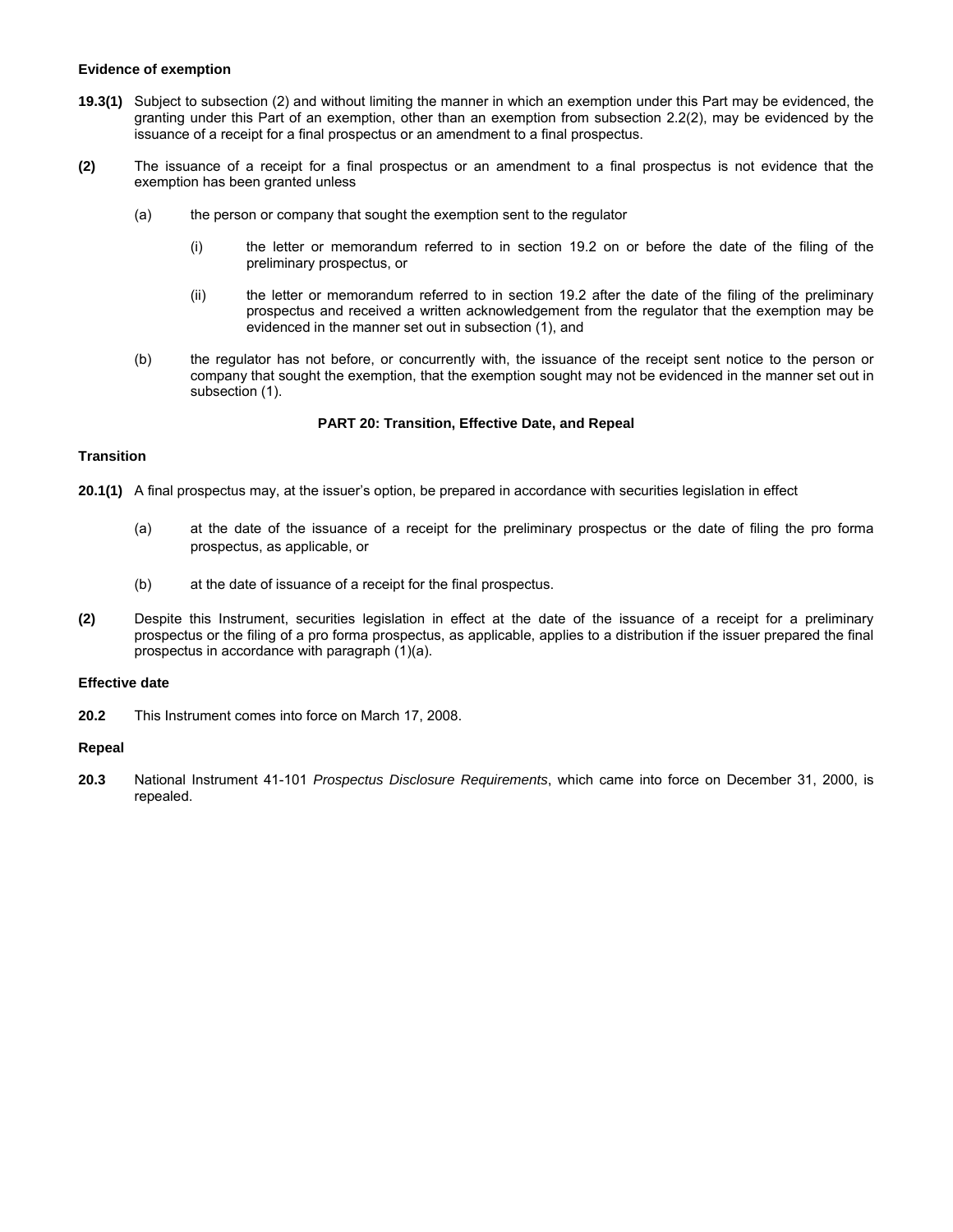**Evidence of exemption**

**19.3(1)** Subject to subsection (2) and without limiting the manner in which an exemption under this Part may be evidenced, the granting under this Part of an exemption, other than an exemption from subsection 2.2(2), may be evidenced by the issuance of a receipt for a final prospectus or an amendment to a final prospectus.

**(2)** The issuance of a receipt for a final prospectus or an amendment to a final prospectus is not evidence that the exemption has been granted unless

(a) the person or company that sought the exemption sent to the regulator

(i) the letter or memorandum referred to in section 19.2 on or before the date of the filing of the preliminary prospectus, or

(ii) the letter or memorandum referred to in section 19.2 after the date of the filing of the preliminary prospectus and received a written acknowledgement from the regulator that the exemption may be evidenced in the manner set out in subsection (1), and

(b) the regulator has not before, or concurrently with, the issuance of the receipt sent notice to the person or company that sought the exemption, that the exemption sought may not be evidenced in the manner set out in subsection (1).

## PART 20: Transition, Effective Date, and Repeal

**Transition**

**20.1(1)** A final prospectus may, at the issuer's option, be prepared in accordance with securities legislation in effect

(a) at the date of the issuance of a receipt for the preliminary prospectus or the date of filing the pro forma prospectus, as applicable, or

(b) at the date of issuance of a receipt for the final prospectus.

**(2)** Despite this Instrument, securities legislation in effect at the date of the issuance of a receipt for a preliminary prospectus or the filing of a pro forma prospectus, as applicable, applies to a distribution if the issuer prepared the final prospectus in accordance with paragraph (1)(a).

**Effective date**

**20.2** This Instrument comes into force on March 17, 2008.

**Repeal**

**20.3** National Instrument 41-101 *Prospectus Disclosure Requirements*, which came into force on December 31, 2000, is repealed.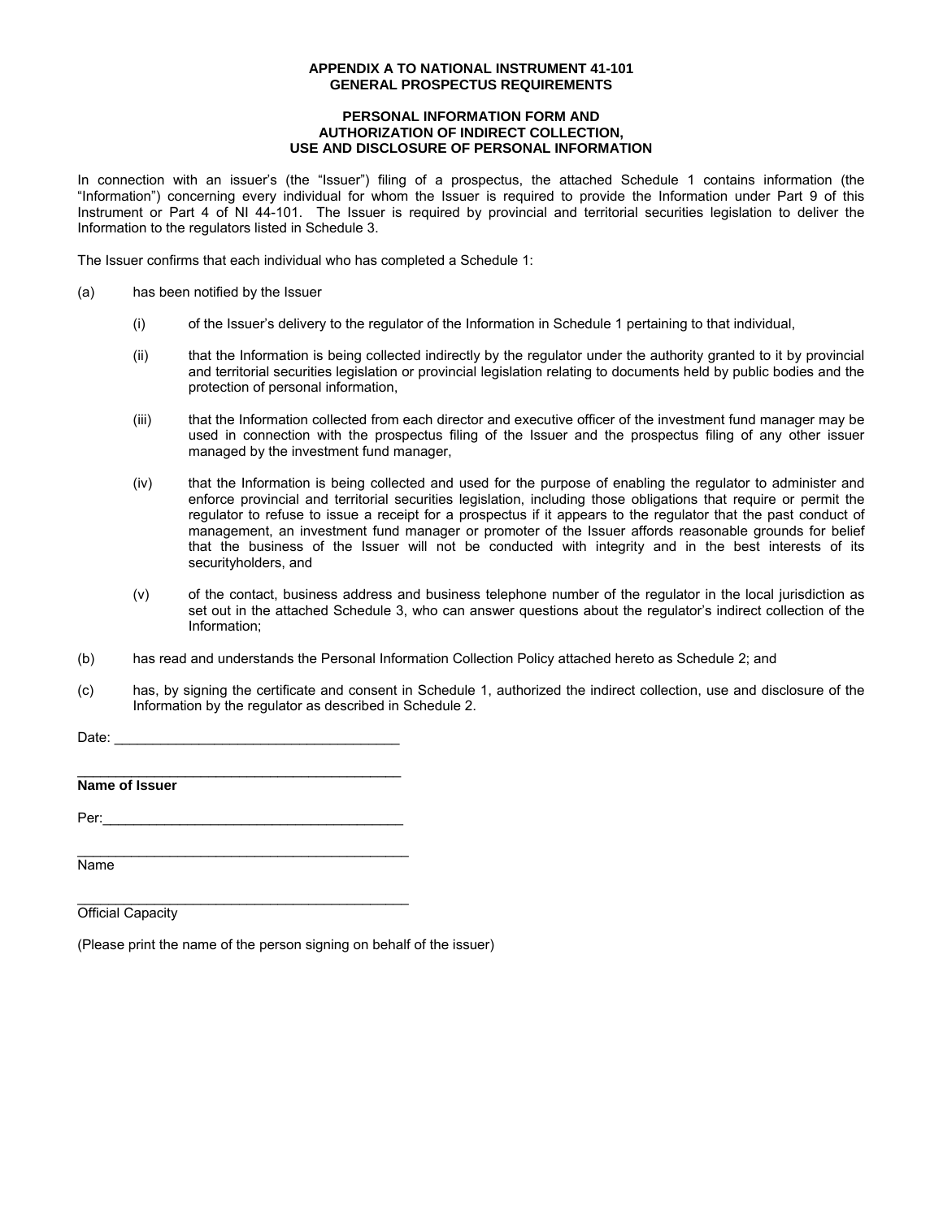**APPENDIX A TO NATIONAL INSTRUMENT 41-101**
**GENERAL PROSPECTUS REQUIREMENTS**

**PERSONAL INFORMATION FORM AND**
**AUTHORIZATION OF INDIRECT COLLECTION,**
**USE AND DISCLOSURE OF PERSONAL INFORMATION**

In connection with an issuer's (the "Issuer") filing of a prospectus, the attached Schedule 1 contains information (the "Information") concerning every individual for whom the Issuer is required to provide the Information under Part 9 of this Instrument or Part 4 of NI 44-101. The Issuer is required by provincial and territorial securities legislation to deliver the Information to the regulators listed in Schedule 3.

The Issuer confirms that each individual who has completed a Schedule 1:

(a) has been notified by the Issuer

  (i) of the Issuer's delivery to the regulator of the Information in Schedule 1 pertaining to that individual,

  (ii) that the Information is being collected indirectly by the regulator under the authority granted to it by provincial and territorial securities legislation or provincial legislation relating to documents held by public bodies and the protection of personal information,

  (iii) that the Information collected from each director and executive officer of the investment fund manager may be used in connection with the prospectus filing of the Issuer and the prospectus filing of any other issuer managed by the investment fund manager,

  (iv) that the Information is being collected and used for the purpose of enabling the regulator to administer and enforce provincial and territorial securities legislation, including those obligations that require or permit the regulator to refuse to issue a receipt for a prospectus if it appears to the regulator that the past conduct of management, an investment fund manager or promoter of the Issuer affords reasonable grounds for belief that the business of the Issuer will not be conducted with integrity and in the best interests of its securityholders, and

  (v) of the contact, business address and business telephone number of the regulator in the local jurisdiction as set out in the attached Schedule 3, who can answer questions about the regulator's indirect collection of the Information;

(b) has read and understands the Personal Information Collection Policy attached hereto as Schedule 2; and

(c) has, by signing the certificate and consent in Schedule 1, authorized the indirect collection, use and disclosure of the Information by the regulator as described in Schedule 2.

Date: ____________________________________

____________________________________________
**Name of Issuer**

Per:_______________________________________

____________________________________________
Name

____________________________________________
Official Capacity

(Please print the name of the person signing on behalf of the issuer)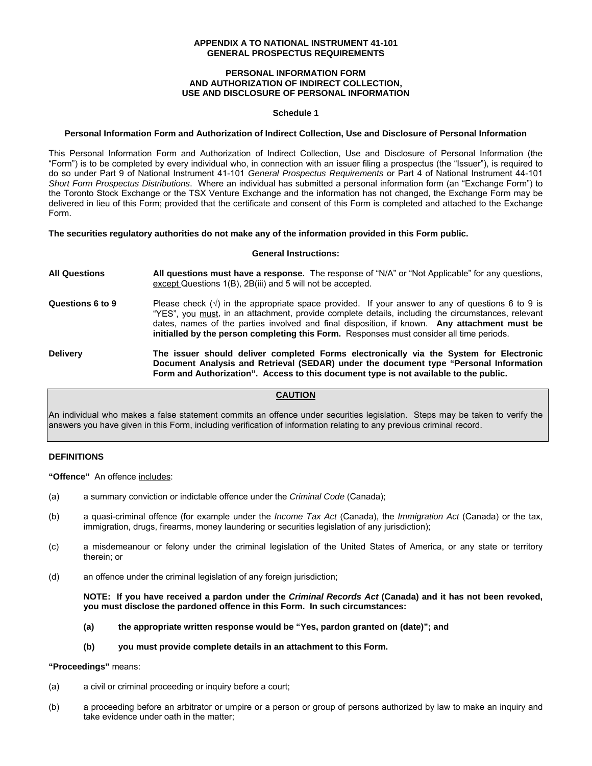**APPENDIX A TO NATIONAL INSTRUMENT 41-101**
**GENERAL PROSPECTUS REQUIREMENTS**

**PERSONAL INFORMATION FORM**
**AND AUTHORIZATION OF INDIRECT COLLECTION,**
**USE AND DISCLOSURE OF PERSONAL INFORMATION**

**Schedule 1**

**Personal Information Form and Authorization of Indirect Collection, Use and Disclosure of Personal Information**

This Personal Information Form and Authorization of Indirect Collection, Use and Disclosure of Personal Information (the "Form") is to be completed by every individual who, in connection with an issuer filing a prospectus (the "Issuer"), is required to do so under Part 9 of National Instrument 41-101 *General Prospectus Requirements* or Part 4 of National Instrument 44-101 *Short Form Prospectus Distributions*. Where an individual has submitted a personal information form (an "Exchange Form") to the Toronto Stock Exchange or the TSX Venture Exchange and the information has not changed, the Exchange Form may be delivered in lieu of this Form; provided that the certificate and consent of this Form is completed and attached to the Exchange Form.

**The securities regulatory authorities do not make any of the information provided in this Form public.**

**General Instructions:**

**All Questions** — **All questions must have a response.** The response of "N/A" or "Not Applicable" for any questions, except Questions 1(B), 2B(iii) and 5 will not be accepted.

**Questions 6 to 9** — Please check (√) in the appropriate space provided. If your answer to any of questions 6 to 9 is "YES", you must, in an attachment, provide complete details, including the circumstances, relevant dates, names of the parties involved and final disposition, if known. **Any attachment must be initialled by the person completing this Form.** Responses must consider all time periods.

**Delivery** — **The issuer should deliver completed Forms electronically via the System for Electronic Document Analysis and Retrieval (SEDAR) under the document type "Personal Information Form and Authorization". Access to this document type is not available to the public.**

**CAUTION**

An individual who makes a false statement commits an offence under securities legislation. Steps may be taken to verify the answers you have given in this Form, including verification of information relating to any previous criminal record.

**DEFINITIONS**

**"Offence"** An offence includes:

(a) a summary conviction or indictable offence under the *Criminal Code* (Canada);

(b) a quasi-criminal offence (for example under the *Income Tax Act* (Canada), the *Immigration Act* (Canada) or the tax, immigration, drugs, firearms, money laundering or securities legislation of any jurisdiction);

(c) a misdemeanour or felony under the criminal legislation of the United States of America, or any state or territory therein; or

(d) an offence under the criminal legislation of any foreign jurisdiction;

**NOTE: If you have received a pardon under the *Criminal Records Act* (Canada) and it has not been revoked, you must disclose the pardoned offence in this Form. In such circumstances:**

**(a) the appropriate written response would be "Yes, pardon granted on (date)"; and**

**(b) you must provide complete details in an attachment to this Form.**

**"Proceedings"** means:

(a) a civil or criminal proceeding or inquiry before a court;

(b) a proceeding before an arbitrator or umpire or a person or group of persons authorized by law to make an inquiry and take evidence under oath in the matter;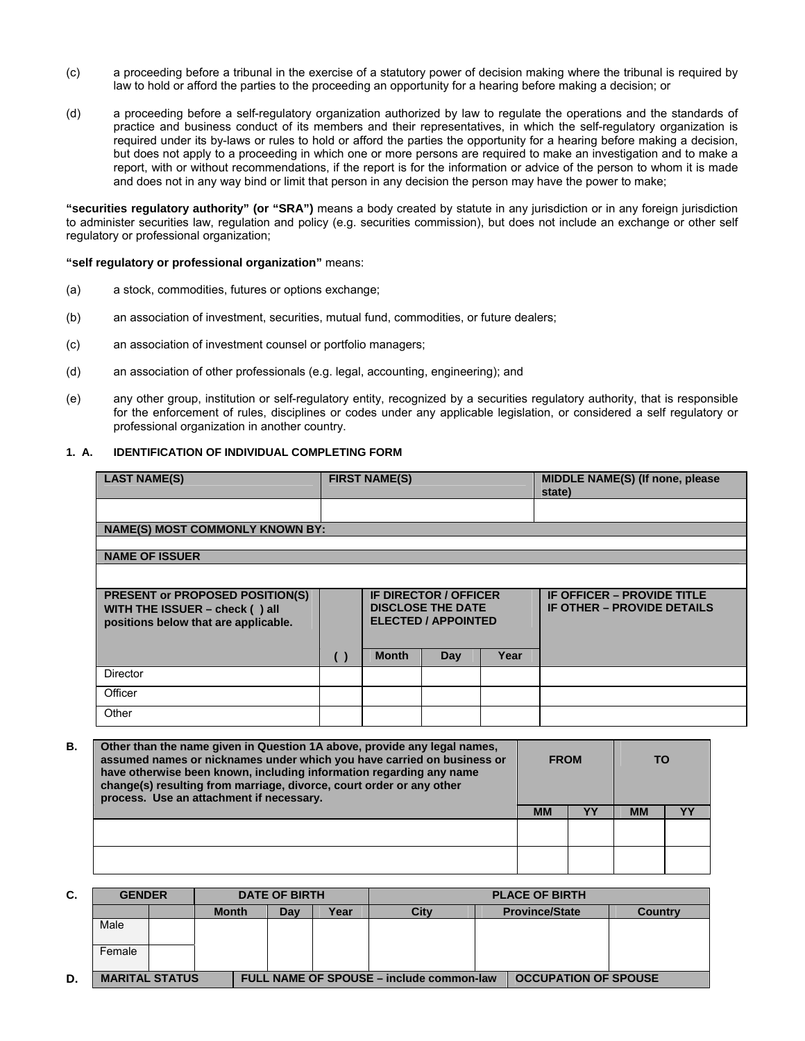(c) a proceeding before a tribunal in the exercise of a statutory power of decision making where the tribunal is required by law to hold or afford the parties to the proceeding an opportunity for a hearing before making a decision; or

(d) a proceeding before a self-regulatory organization authorized by law to regulate the operations and the standards of practice and business conduct of its members and their representatives, in which the self-regulatory organization is required under its by-laws or rules to hold or afford the parties the opportunity for a hearing before making a decision, but does not apply to a proceeding in which one or more persons are required to make an investigation and to make a report, with or without recommendations, if the report is for the information or advice of the person to whom it is made and does not in any way bind or limit that person in any decision the person may have the power to make;

**"securities regulatory authority" (or "SRA")** means a body created by statute in any jurisdiction or in any foreign jurisdiction to administer securities law, regulation and policy (e.g. securities commission), but does not include an exchange or other self regulatory or professional organization;

**"self regulatory or professional organization"** means:

(a) a stock, commodities, futures or options exchange;

(b) an association of investment, securities, mutual fund, commodities, or future dealers;

(c) an association of investment counsel or portfolio managers;

(d) an association of other professionals (e.g. legal, accounting, engineering); and

(e) any other group, institution or self-regulatory entity, recognized by a securities regulatory authority, that is responsible for the enforcement of rules, disciplines or codes under any applicable legislation, or considered a self regulatory or professional organization in another country.

**1. A. IDENTIFICATION OF INDIVIDUAL COMPLETING FORM**

| **LAST NAME(S)** | **FIRST NAME(S)** | **MIDDLE NAME(S) (If none, please state)** |
|---|---|---|
| | | |
| **NAME(S) MOST COMMONLY KNOWN BY:** | | |
| | | |
| **NAME OF ISSUER** | | |
| | | |

| **PRESENT or PROPOSED POSITION(S) WITH THE ISSUER – check ( ) all positions below that are applicable.** | | **IF DIRECTOR / OFFICER DISCLOSE THE DATE ELECTED / APPOINTED** | | | **IF OFFICER – PROVIDE TITLE IF OTHER – PROVIDE DETAILS** |
|---|---|---|---|---|---|
| | **( )** | **Month** | **Day** | **Year** | |
| Director | | | | | |
| Officer | | | | | |
| Other | | | | | |

**B.**

| **Other than the name given in Question 1A above, provide any legal names, assumed names or nicknames under which you have carried on business or have otherwise been known, including information regarding any name change(s) resulting from marriage, divorce, court order or any other process. Use an attachment if necessary.** | **FROM** | | **TO** | |
|---|---|---|---|---|
| | **MM** | **YY** | **MM** | **YY** |
| | | | | |
| | | | | |

**C.**

| **GENDER** | | **DATE OF BIRTH** | | | **PLACE OF BIRTH** | | |
|---|---|---|---|---|---|---|---|
| | | **Month** | **Day** | **Year** | **City** | **Province/State** | **Country** |
| Male | | | | | | | |
| Female | | | | | | | |

**D.**

| **MARITAL STATUS** | **FULL NAME OF SPOUSE – include common-law** | **OCCUPATION OF SPOUSE** |
|---|---|---|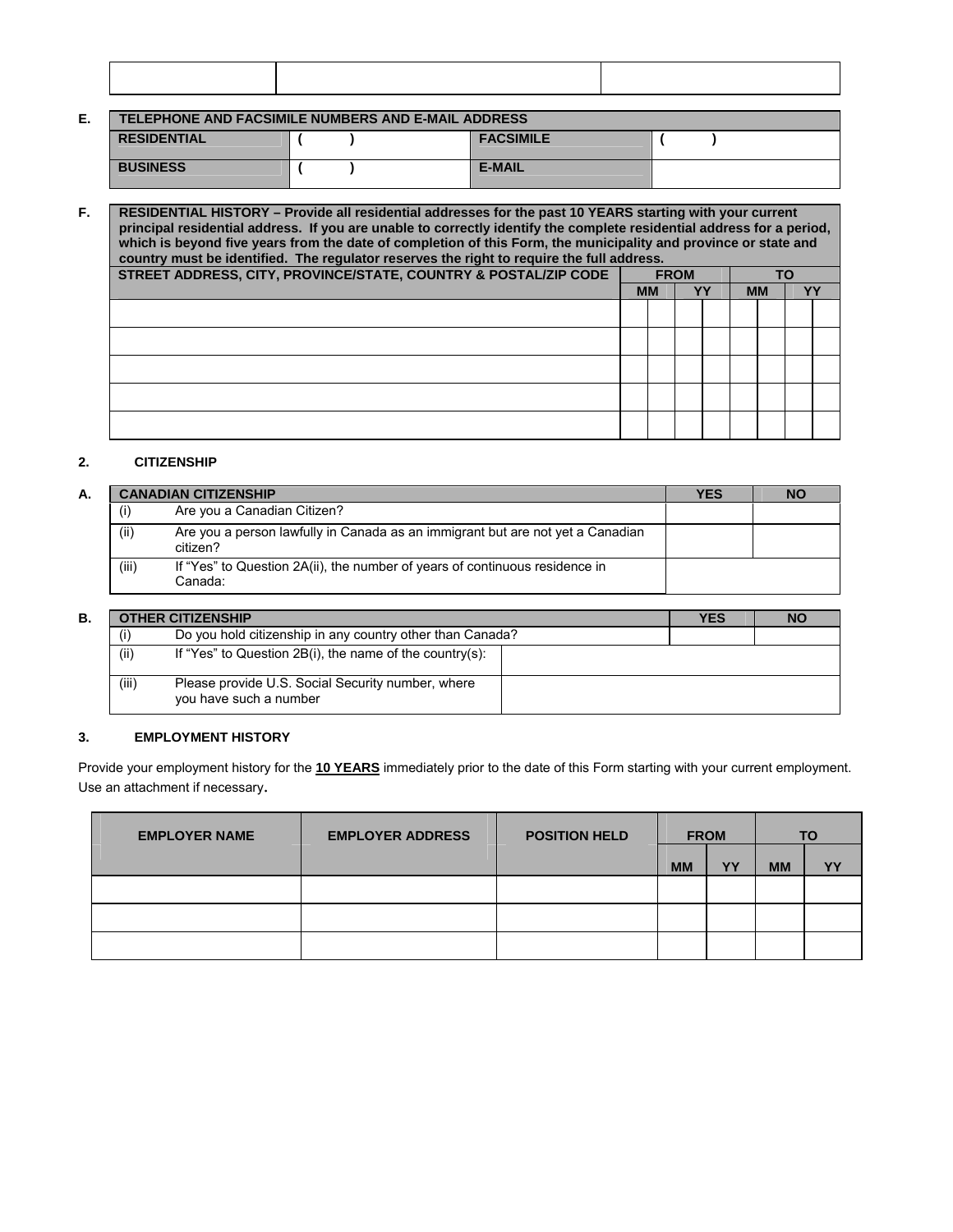| | | |
|---|---|---|
| | | |

**E.**

| TELEPHONE AND FACSIMILE NUMBERS AND E-MAIL ADDRESS | | | |
|---|---|---|---|
| **RESIDENTIAL** | ( ) | **FACSIMILE** | ( ) |
| **BUSINESS** | ( ) | **E-MAIL** | |

**F.**

**RESIDENTIAL HISTORY – Provide all residential addresses for the past 10 YEARS starting with your current principal residential address. If you are unable to correctly identify the complete residential address for a period, which is beyond five years from the date of completion of this Form, the municipality and province or state and country must be identified. The regulator reserves the right to require the full address.**

| STREET ADDRESS, CITY, PROVINCE/STATE, COUNTRY & POSTAL/ZIP CODE | FROM | | | | TO | | | |
|---|---|---|---|---|---|---|---|---|
| | MM | | YY | | MM | | YY | |
| | | | | | | | | |
| | | | | | | | | |
| | | | | | | | | |
| | | | | | | | | |
| | | | | | | | | |

## 2. CITIZENSHIP

**A.**

| | CANADIAN CITIZENSHIP | YES | NO |
|---|---|---|---|
| (i) | Are you a Canadian Citizen? | | |
| (ii) | Are you a person lawfully in Canada as an immigrant but are not yet a Canadian citizen? | | |
| (iii) | If "Yes" to Question 2A(ii), the number of years of continuous residence in Canada: | | |

**B.**

| | OTHER CITIZENSHIP | YES | NO |
|---|---|---|---|
| (i) | Do you hold citizenship in any country other than Canada? | | |
| (ii) | If "Yes" to Question 2B(i), the name of the country(s): | | |
| (iii) | Please provide U.S. Social Security number, where you have such a number | | |

## 3. EMPLOYMENT HISTORY

Provide your employment history for the **10 YEARS** immediately prior to the date of this Form starting with your current employment. Use an attachment if necessary**.**

| EMPLOYER NAME | EMPLOYER ADDRESS | POSITION HELD | FROM | | TO | |
|---|---|---|---|---|---|---|
| | | | MM | YY | MM | YY |
| | | | | | | |
| | | | | | | |
| | | | | | | |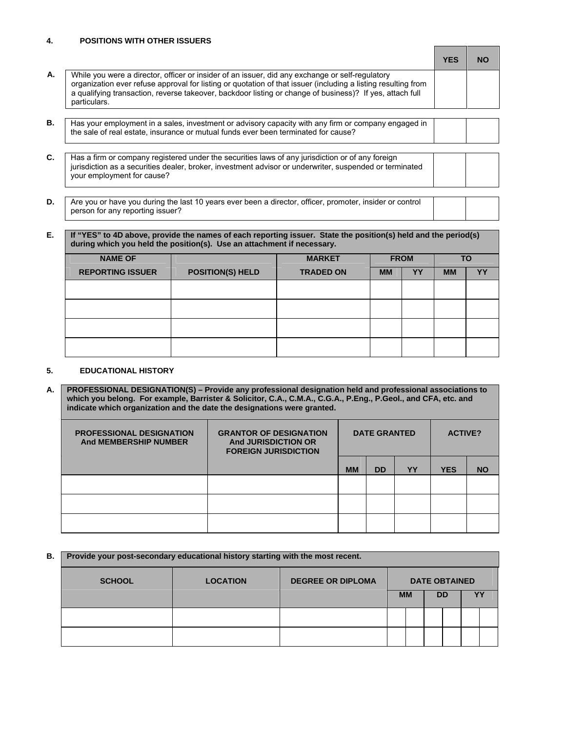## 4. POSITIONS WITH OTHER ISSUERS

| | | YES | NO |
|---|---|---|---|
| A. | While you were a director, officer or insider of an issuer, did any exchange or self-regulatory organization ever refuse approval for listing or quotation of that issuer (including a listing resulting from a qualifying transaction, reverse takeover, backdoor listing or change of business)? If yes, attach full particulars. | | |
| B. | Has your employment in a sales, investment or advisory capacity with any firm or company engaged in the sale of real estate, insurance or mutual funds ever been terminated for cause? | | |
| C. | Has a firm or company registered under the securities laws of any jurisdiction or of any foreign jurisdiction as a securities dealer, broker, investment advisor or underwriter, suspended or terminated your employment for cause? | | |
| D. | Are you or have you during the last 10 years ever been a director, officer, promoter, insider or control person for any reporting issuer? | | |

**E. If "YES" to 4D above, provide the names of each reporting issuer. State the position(s) held and the period(s) during which you held the position(s). Use an attachment if necessary.**

| NAME OF | | MARKET | FROM | | TO | |
|---|---|---|---|---|---|---|
| REPORTING ISSUER | POSITION(S) HELD | TRADED ON | MM | YY | MM | YY |
| | | | | | | |
| | | | | | | |
| | | | | | | |
| | | | | | | |

## 5. EDUCATIONAL HISTORY

**A. PROFESSIONAL DESIGNATION(S) – Provide any professional designation held and professional associations to which you belong. For example, Barrister & Solicitor, C.A., C.M.A., C.G.A., P.Eng., P.Geol., and CFA, etc. and indicate which organization and the date the designations were granted.**

| PROFESSIONAL DESIGNATION And MEMBERSHIP NUMBER | GRANTOR OF DESIGNATION And JURISDICTION OR FOREIGN JURISDICTION | DATE GRANTED | | | ACTIVE? | |
|---|---|---|---|---|---|---|
| | | MM | DD | YY | YES | NO |
| | | | | | | |
| | | | | | | |
| | | | | | | |

**B. Provide your post-secondary educational history starting with the most recent.**

| SCHOOL | LOCATION | DEGREE OR DIPLOMA | DATE OBTAINED | | |
|---|---|---|---|---|---|
| | | | MM | DD | YY |
| | | | | | |
| | | | | | |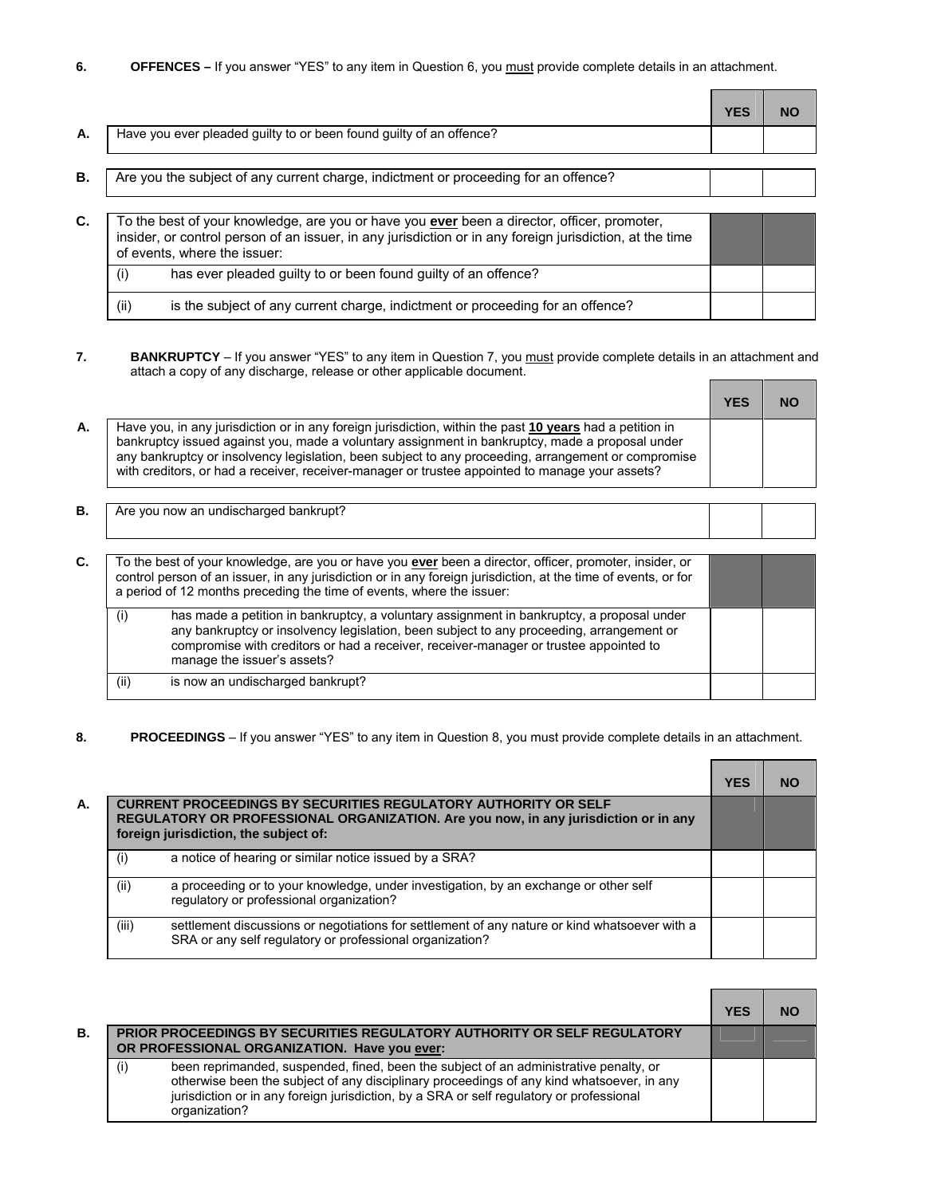**6. OFFENCES –** If you answer "YES" to any item in Question 6, you must provide complete details in an attachment.

| | | | YES | NO |
|---|---|---|---|---|
| **A.** | Have you ever pleaded guilty to or been found guilty of an offence? | | | |
| **B.** | Are you the subject of any current charge, indictment or proceeding for an offence? | | | |
| **C.** | To the best of your knowledge, are you or have you **ever** been a director, officer, promoter, insider, or control person of an issuer, in any jurisdiction or in any foreign jurisdiction, at the time of events, where the issuer: | | | |
| | (i) | has ever pleaded guilty to or been found guilty of an offence? | | |
| | (ii) | is the subject of any current charge, indictment or proceeding for an offence? | | |

**7. BANKRUPTCY** – If you answer "YES" to any item in Question 7, you must provide complete details in an attachment and attach a copy of any discharge, release or other applicable document.

| | | | YES | NO |
|---|---|---|---|---|
| **A.** | Have you, in any jurisdiction or in any foreign jurisdiction, within the past **10 years** had a petition in bankruptcy issued against you, made a voluntary assignment in bankruptcy, made a proposal under any bankruptcy or insolvency legislation, been subject to any proceeding, arrangement or compromise with creditors, or had a receiver, receiver-manager or trustee appointed to manage your assets? | | | |
| **B.** | Are you now an undischarged bankrupt? | | | |
| **C.** | To the best of your knowledge, are you or have you **ever** been a director, officer, promoter, insider, or control person of an issuer, in any jurisdiction or in any foreign jurisdiction, at the time of events, or for a period of 12 months preceding the time of events, where the issuer: | | | |
| | (i) | has made a petition in bankruptcy, a voluntary assignment in bankruptcy, a proposal under any bankruptcy or insolvency legislation, been subject to any proceeding, arrangement or compromise with creditors or had a receiver, receiver-manager or trustee appointed to manage the issuer's assets? | | |
| | (ii) | is now an undischarged bankrupt? | | |

**8. PROCEEDINGS** – If you answer "YES" to any item in Question 8, you must provide complete details in an attachment.

| | | | YES | NO |
|---|---|---|---|---|
| **A.** | **CURRENT PROCEEDINGS BY SECURITIES REGULATORY AUTHORITY OR SELF REGULATORY OR PROFESSIONAL ORGANIZATION. Are you now, in any jurisdiction or in any foreign jurisdiction, the subject of:** | | | |
| | (i) | a notice of hearing or similar notice issued by a SRA? | | |
| | (ii) | a proceeding or to your knowledge, under investigation, by an exchange or other self regulatory or professional organization? | | |
| | (iii) | settlement discussions or negotiations for settlement of any nature or kind whatsoever with a SRA or any self regulatory or professional organization? | | |

| | | | YES | NO |
|---|---|---|---|---|
| **B.** | **PRIOR PROCEEDINGS BY SECURITIES REGULATORY AUTHORITY OR SELF REGULATORY OR PROFESSIONAL ORGANIZATION. Have you ever:** | | | |
| | (i) | been reprimanded, suspended, fined, been the subject of an administrative penalty, or otherwise been the subject of any disciplinary proceedings of any kind whatsoever, in any jurisdiction or in any foreign jurisdiction, by a SRA or self regulatory or professional organization? | | |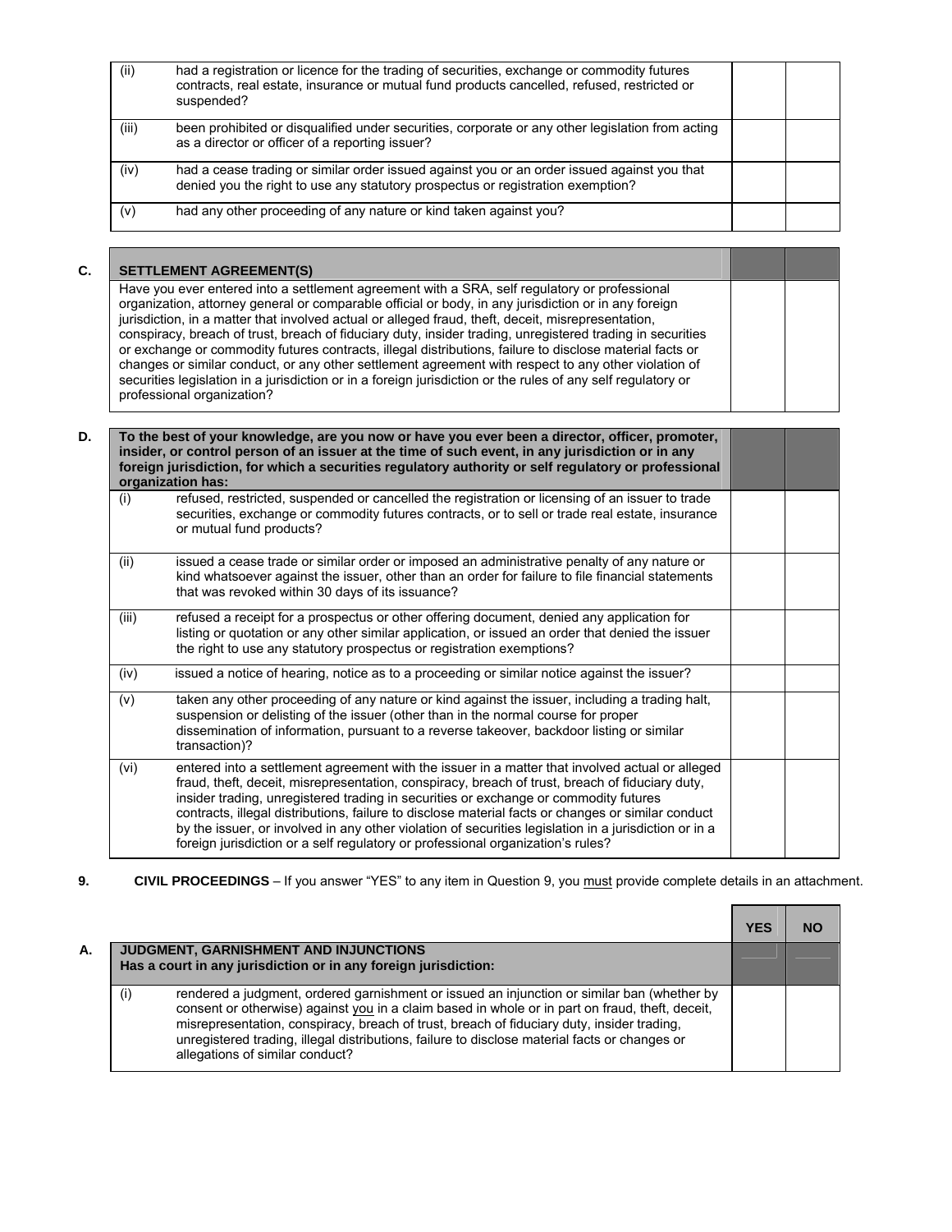| | | | |
|---|---|---|---|
| (ii) | had a registration or licence for the trading of securities, exchange or commodity futures contracts, real estate, insurance or mutual fund products cancelled, refused, restricted or suspended? | | |
| (iii) | been prohibited or disqualified under securities, corporate or any other legislation from acting as a director or officer of a reporting issuer? | | |
| (iv) | had a cease trading or similar order issued against you or an order issued against you that denied you the right to use any statutory prospectus or registration exemption? | | |
| (v) | had any other proceeding of any nature or kind taken against you? | | |

**C.**

| SETTLEMENT AGREEMENT(S) | | |
|---|---|---|
| Have you ever entered into a settlement agreement with a SRA, self regulatory or professional organization, attorney general or comparable official or body, in any jurisdiction or in any foreign jurisdiction, in a matter that involved actual or alleged fraud, theft, deceit, misrepresentation, conspiracy, breach of trust, breach of fiduciary duty, insider trading, unregistered trading in securities or exchange or commodity futures contracts, illegal distributions, failure to disclose material facts or changes or similar conduct, or any other settlement agreement with respect to any other violation of securities legislation in a jurisdiction or in a foreign jurisdiction or the rules of any self regulatory or professional organization? | | |

**D.**

| | **To the best of your knowledge, are you now or have you ever been a director, officer, promoter, insider, or control person of an issuer at the time of such event, in any jurisdiction or in any foreign jurisdiction, for which a securities regulatory authority or self regulatory or professional organization has:** | | |
|---|---|---|---|
| (i) | refused, restricted, suspended or cancelled the registration or licensing of an issuer to trade securities, exchange or commodity futures contracts, or to sell or trade real estate, insurance or mutual fund products? | | |
| (ii) | issued a cease trade or similar order or imposed an administrative penalty of any nature or kind whatsoever against the issuer, other than an order for failure to file financial statements that was revoked within 30 days of its issuance? | | |
| (iii) | refused a receipt for a prospectus or other offering document, denied any application for listing or quotation or any other similar application, or issued an order that denied the issuer the right to use any statutory prospectus or registration exemptions? | | |
| (iv) | issued a notice of hearing, notice as to a proceeding or similar notice against the issuer? | | |
| (v) | taken any other proceeding of any nature or kind against the issuer, including a trading halt, suspension or delisting of the issuer (other than in the normal course for proper dissemination of information, pursuant to a reverse takeover, backdoor listing or similar transaction)? | | |
| (vi) | entered into a settlement agreement with the issuer in a matter that involved actual or alleged fraud, theft, deceit, misrepresentation, conspiracy, breach of trust, breach of fiduciary duty, insider trading, unregistered trading in securities or exchange or commodity futures contracts, illegal distributions, failure to disclose material facts or changes or similar conduct by the issuer, or involved in any other violation of securities legislation in a jurisdiction or in a foreign jurisdiction or a self regulatory or professional organization's rules? | | |

**9.** **CIVIL PROCEEDINGS** – If you answer "YES" to any item in Question 9, you must provide complete details in an attachment.

**A.**

| | | YES | NO |
|---|---|---|---|
| | **JUDGMENT, GARNISHMENT AND INJUNCTIONS**<br>**Has a court in any jurisdiction or in any foreign jurisdiction:** | | |
| (i) | rendered a judgment, ordered garnishment or issued an injunction or similar ban (whether by consent or otherwise) against you in a claim based in whole or in part on fraud, theft, deceit, misrepresentation, conspiracy, breach of trust, breach of fiduciary duty, insider trading, unregistered trading, illegal distributions, failure to disclose material facts or changes or allegations of similar conduct? | | |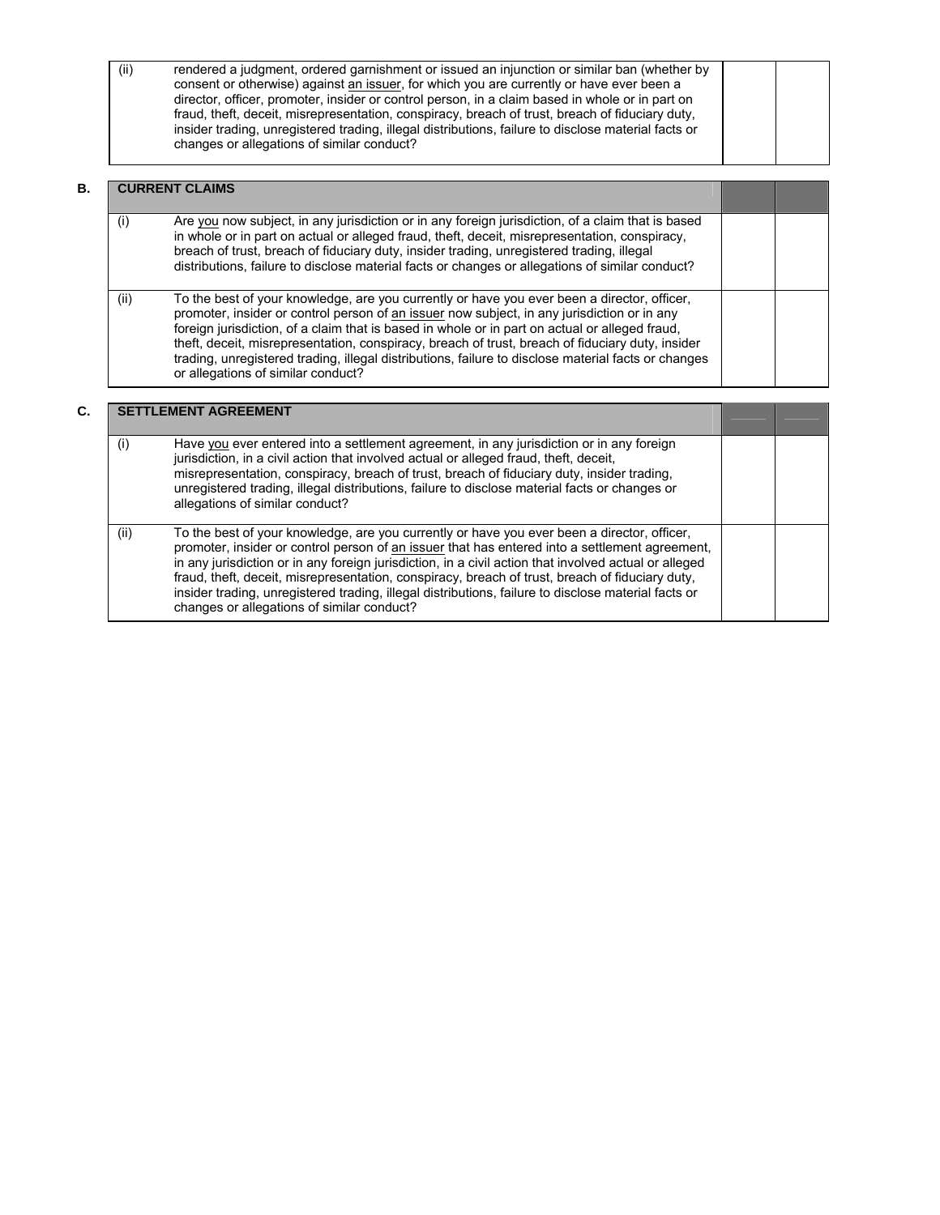| | | | |
|---|---|---|---|
| (ii) | rendered a judgment, ordered garnishment or issued an injunction or similar ban (whether by consent or otherwise) against <u>an issuer</u>, for which you are currently or have ever been a director, officer, promoter, insider or control person, in a claim based in whole or in part on fraud, theft, deceit, misrepresentation, conspiracy, breach of trust, breach of fiduciary duty, insider trading, unregistered trading, illegal distributions, failure to disclose material facts or changes or allegations of similar conduct? | | |

**B.**

| **CURRENT CLAIMS** | | | |
|---|---|---|---|
| (i) | Are <u>you</u> now subject, in any jurisdiction or in any foreign jurisdiction, of a claim that is based in whole or in part on actual or alleged fraud, theft, deceit, misrepresentation, conspiracy, breach of trust, breach of fiduciary duty, insider trading, unregistered trading, illegal distributions, failure to disclose material facts or changes or allegations of similar conduct? | | |
| (ii) | To the best of your knowledge, are you currently or have you ever been a director, officer, promoter, insider or control person of <u>an issuer</u> now subject, in any jurisdiction or in any foreign jurisdiction, of a claim that is based in whole or in part on actual or alleged fraud, theft, deceit, misrepresentation, conspiracy, breach of trust, breach of fiduciary duty, insider trading, unregistered trading, illegal distributions, failure to disclose material facts or changes or allegations of similar conduct? | | |

**C.**

| **SETTLEMENT AGREEMENT** | | | |
|---|---|---|---|
| (i) | Have <u>you</u> ever entered into a settlement agreement, in any jurisdiction or in any foreign jurisdiction, in a civil action that involved actual or alleged fraud, theft, deceit, misrepresentation, conspiracy, breach of trust, breach of fiduciary duty, insider trading, unregistered trading, illegal distributions, failure to disclose material facts or changes or allegations of similar conduct? | | |
| (ii) | To the best of your knowledge, are you currently or have you ever been a director, officer, promoter, insider or control person of <u>an issuer</u> that has entered into a settlement agreement, in any jurisdiction or in any foreign jurisdiction, in a civil action that involved actual or alleged fraud, theft, deceit, misrepresentation, conspiracy, breach of trust, breach of fiduciary duty, insider trading, unregistered trading, illegal distributions, failure to disclose material facts or changes or allegations of similar conduct? | | |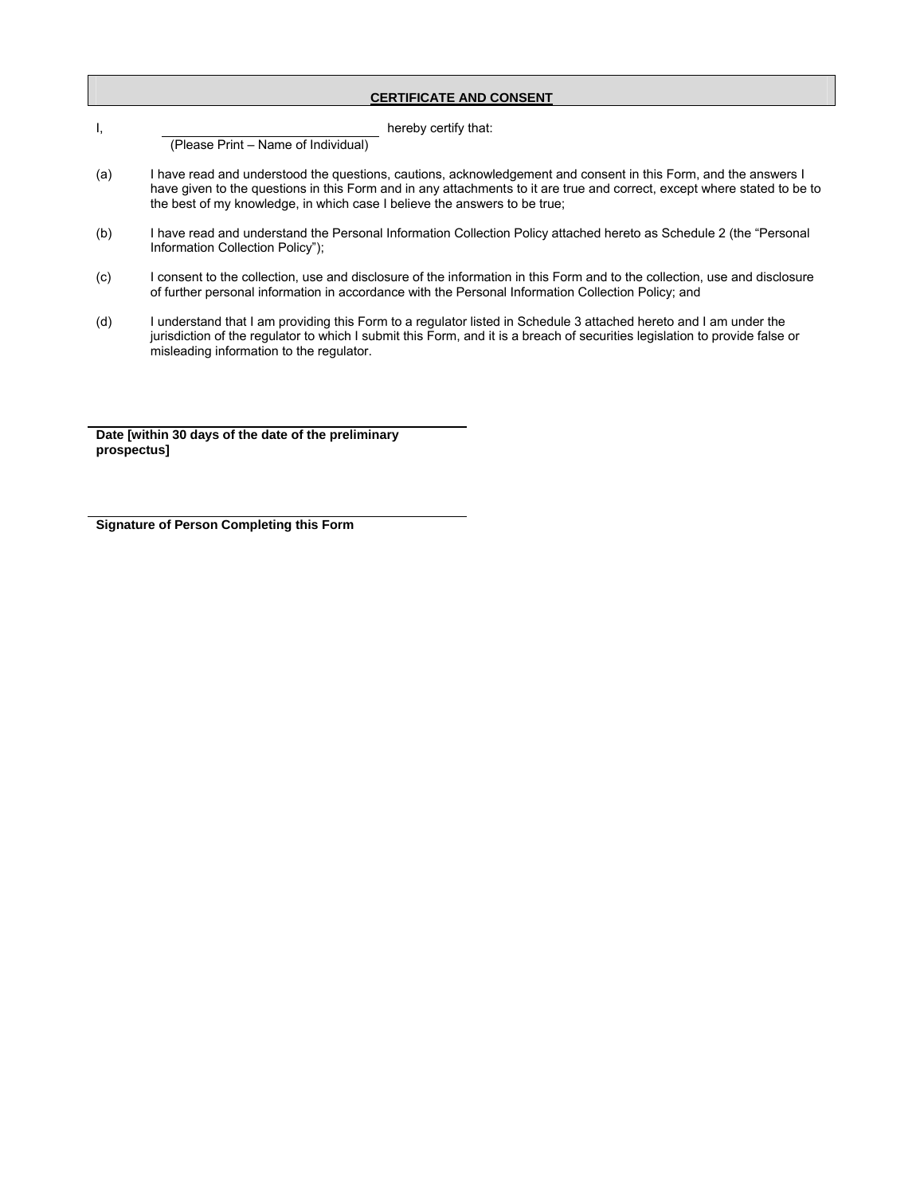## CERTIFICATE AND CONSENT

I, ______________________________ hereby certify that:
(Please Print – Name of Individual)

(a) I have read and understood the questions, cautions, acknowledgement and consent in this Form, and the answers I have given to the questions in this Form and in any attachments to it are true and correct, except where stated to be to the best of my knowledge, in which case I believe the answers to be true;

(b) I have read and understand the Personal Information Collection Policy attached hereto as Schedule 2 (the "Personal Information Collection Policy");

(c) I consent to the collection, use and disclosure of the information in this Form and to the collection, use and disclosure of further personal information in accordance with the Personal Information Collection Policy; and

(d) I understand that I am providing this Form to a regulator listed in Schedule 3 attached hereto and I am under the jurisdiction of the regulator to which I submit this Form, and it is a breach of securities legislation to provide false or misleading information to the regulator.

______________________________
**Date [within 30 days of the date of the preliminary prospectus]**

______________________________
**Signature of Person Completing this Form**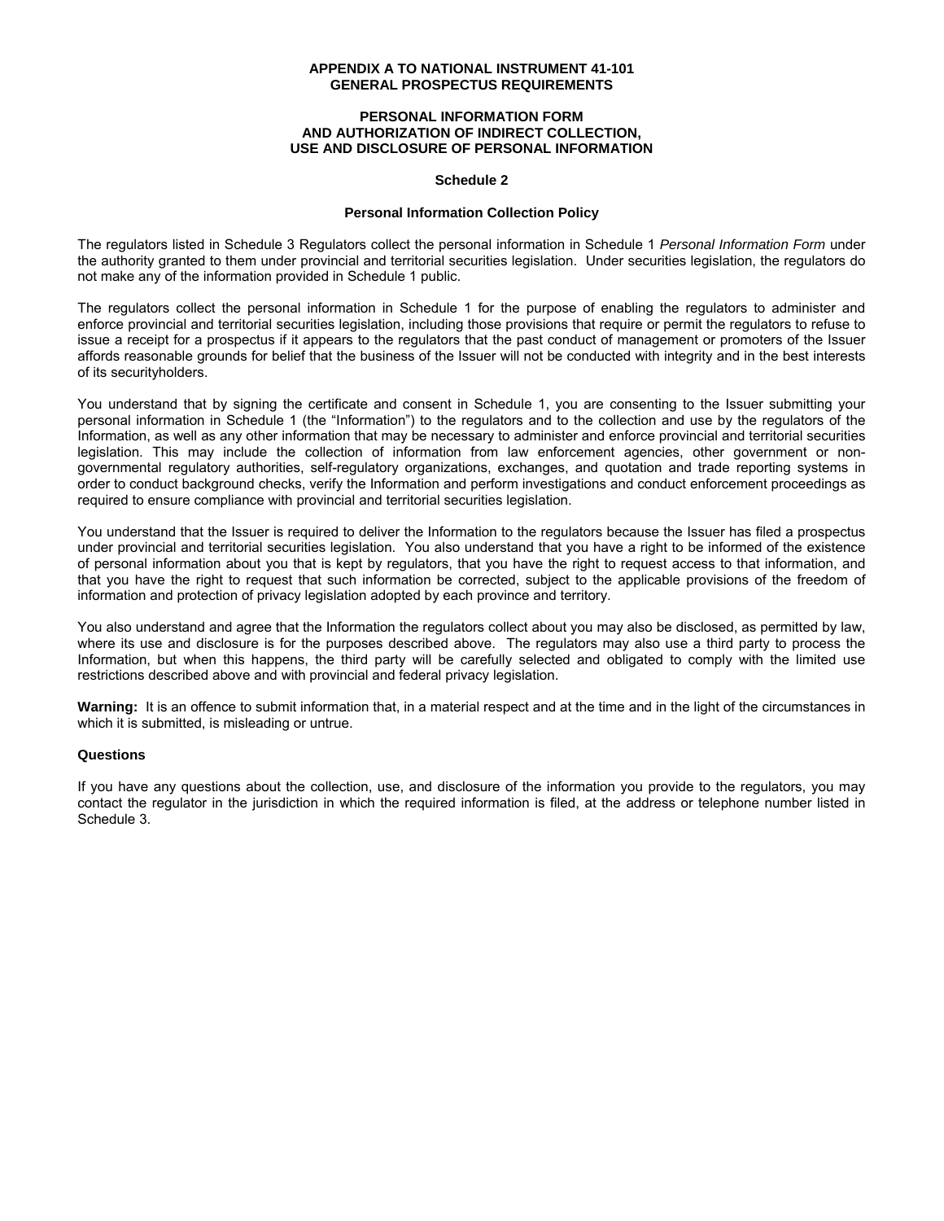**APPENDIX A TO NATIONAL INSTRUMENT 41-101**
**GENERAL PROSPECTUS REQUIREMENTS**

**PERSONAL INFORMATION FORM**
**AND AUTHORIZATION OF INDIRECT COLLECTION,**
**USE AND DISCLOSURE OF PERSONAL INFORMATION**

**Schedule 2**

**Personal Information Collection Policy**

The regulators listed in Schedule 3 Regulators collect the personal information in Schedule 1 *Personal Information Form* under the authority granted to them under provincial and territorial securities legislation. Under securities legislation, the regulators do not make any of the information provided in Schedule 1 public.

The regulators collect the personal information in Schedule 1 for the purpose of enabling the regulators to administer and enforce provincial and territorial securities legislation, including those provisions that require or permit the regulators to refuse to issue a receipt for a prospectus if it appears to the regulators that the past conduct of management or promoters of the Issuer affords reasonable grounds for belief that the business of the Issuer will not be conducted with integrity and in the best interests of its securityholders.

You understand that by signing the certificate and consent in Schedule 1, you are consenting to the Issuer submitting your personal information in Schedule 1 (the "Information") to the regulators and to the collection and use by the regulators of the Information, as well as any other information that may be necessary to administer and enforce provincial and territorial securities legislation. This may include the collection of information from law enforcement agencies, other government or non-governmental regulatory authorities, self-regulatory organizations, exchanges, and quotation and trade reporting systems in order to conduct background checks, verify the Information and perform investigations and conduct enforcement proceedings as required to ensure compliance with provincial and territorial securities legislation.

You understand that the Issuer is required to deliver the Information to the regulators because the Issuer has filed a prospectus under provincial and territorial securities legislation. You also understand that you have a right to be informed of the existence of personal information about you that is kept by regulators, that you have the right to request access to that information, and that you have the right to request that such information be corrected, subject to the applicable provisions of the freedom of information and protection of privacy legislation adopted by each province and territory.

You also understand and agree that the Information the regulators collect about you may also be disclosed, as permitted by law, where its use and disclosure is for the purposes described above. The regulators may also use a third party to process the Information, but when this happens, the third party will be carefully selected and obligated to comply with the limited use restrictions described above and with provincial and federal privacy legislation.

**Warning:** It is an offence to submit information that, in a material respect and at the time and in the light of the circumstances in which it is submitted, is misleading or untrue.

**Questions**

If you have any questions about the collection, use, and disclosure of the information you provide to the regulators, you may contact the regulator in the jurisdiction in which the required information is filed, at the address or telephone number listed in Schedule 3.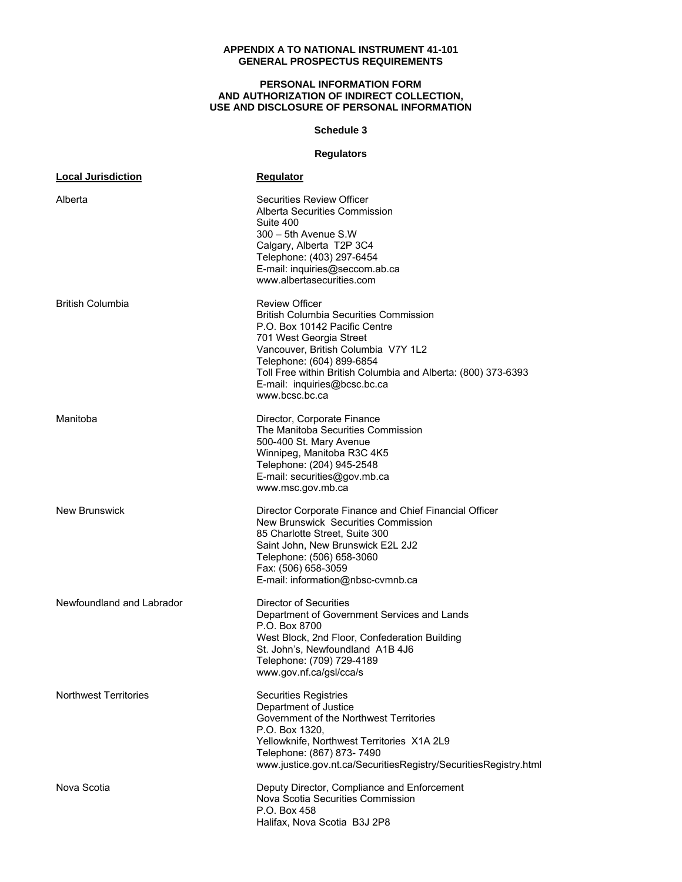**APPENDIX A TO NATIONAL INSTRUMENT 41-101**
**GENERAL PROSPECTUS REQUIREMENTS**

**PERSONAL INFORMATION FORM**
**AND AUTHORIZATION OF INDIRECT COLLECTION,**
**USE AND DISCLOSURE OF PERSONAL INFORMATION**

**Schedule 3**

**Regulators**

| **Local Jurisdiction** | **Regulator** |
|---|---|
| Alberta | Securities Review Officer<br>Alberta Securities Commission<br>Suite 400<br>300 – 5th Avenue S.W<br>Calgary, Alberta T2P 3C4<br>Telephone: (403) 297-6454<br>E-mail: inquiries@seccom.ab.ca<br>www.albertasecurities.com |
| British Columbia | Review Officer<br>British Columbia Securities Commission<br>P.O. Box 10142 Pacific Centre<br>701 West Georgia Street<br>Vancouver, British Columbia V7Y 1L2<br>Telephone: (604) 899-6854<br>Toll Free within British Columbia and Alberta: (800) 373-6393<br>E-mail: inquiries@bcsc.bc.ca<br>www.bcsc.bc.ca |
| Manitoba | Director, Corporate Finance<br>The Manitoba Securities Commission<br>500-400 St. Mary Avenue<br>Winnipeg, Manitoba R3C 4K5<br>Telephone: (204) 945-2548<br>E-mail: securities@gov.mb.ca<br>www.msc.gov.mb.ca |
| New Brunswick | Director Corporate Finance and Chief Financial Officer<br>New Brunswick Securities Commission<br>85 Charlotte Street, Suite 300<br>Saint John, New Brunswick E2L 2J2<br>Telephone: (506) 658-3060<br>Fax: (506) 658-3059<br>E-mail: information@nbsc-cvmnb.ca |
| Newfoundland and Labrador | Director of Securities<br>Department of Government Services and Lands<br>P.O. Box 8700<br>West Block, 2nd Floor, Confederation Building<br>St. John's, Newfoundland A1B 4J6<br>Telephone: (709) 729-4189<br>www.gov.nf.ca/gsl/cca/s |
| Northwest Territories | Securities Registries<br>Department of Justice<br>Government of the Northwest Territories<br>P.O. Box 1320,<br>Yellowknife, Northwest Territories X1A 2L9<br>Telephone: (867) 873- 7490<br>www.justice.gov.nt.ca/SecuritiesRegistry/SecuritiesRegistry.html |
| Nova Scotia | Deputy Director, Compliance and Enforcement<br>Nova Scotia Securities Commission<br>P.O. Box 458<br>Halifax, Nova Scotia B3J 2P8 |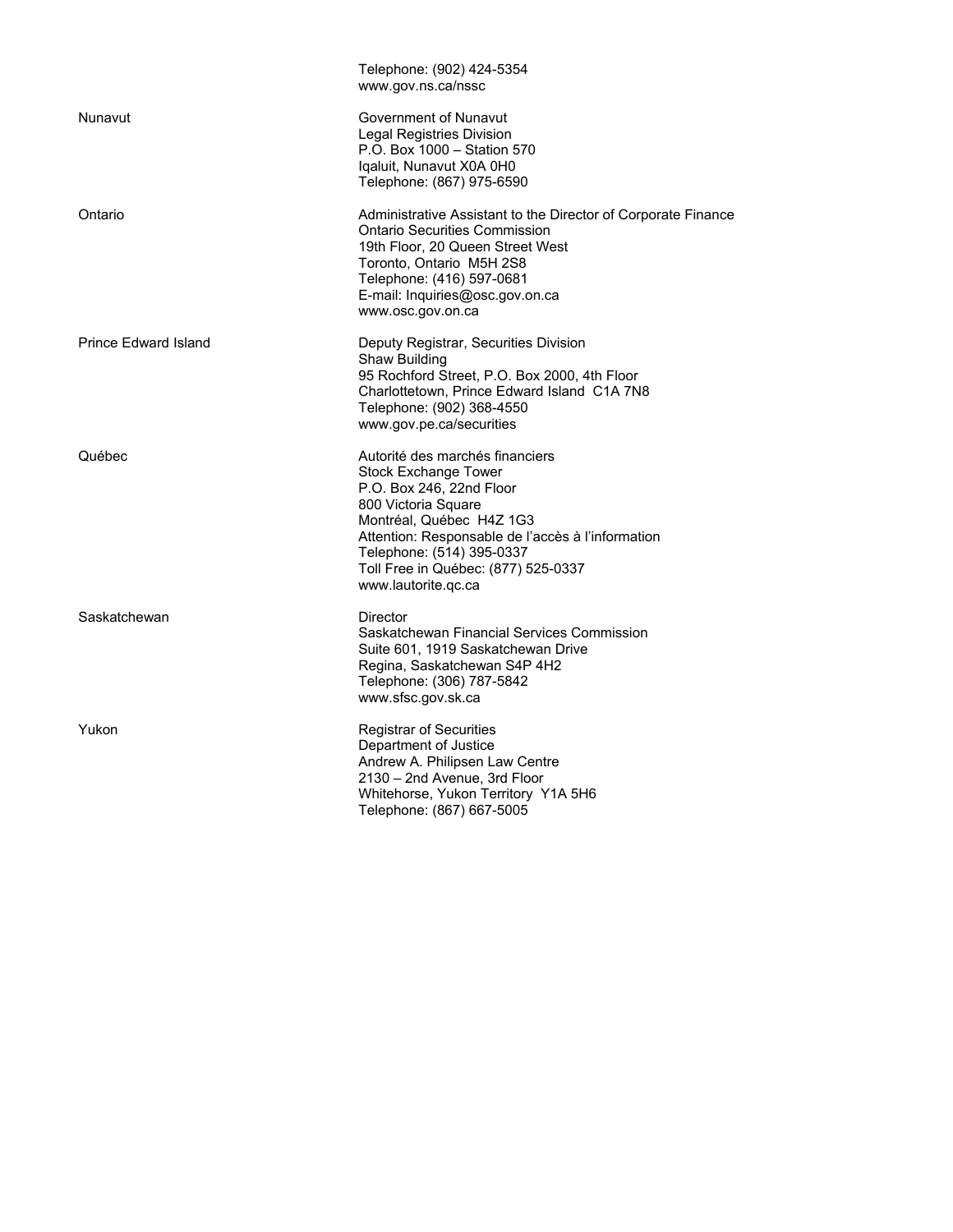| | |
|---|---|
| | Telephone: (902) 424-5354<br>www.gov.ns.ca/nssc |
| Nunavut | Government of Nunavut<br>Legal Registries Division<br>P.O. Box 1000 – Station 570<br>Iqaluit, Nunavut X0A 0H0<br>Telephone: (867) 975-6590 |
| Ontario | Administrative Assistant to the Director of Corporate Finance<br>Ontario Securities Commission<br>19th Floor, 20 Queen Street West<br>Toronto, Ontario M5H 2S8<br>Telephone: (416) 597-0681<br>E-mail: Inquiries@osc.gov.on.ca<br>www.osc.gov.on.ca |
| Prince Edward Island | Deputy Registrar, Securities Division<br>Shaw Building<br>95 Rochford Street, P.O. Box 2000, 4th Floor<br>Charlottetown, Prince Edward Island C1A 7N8<br>Telephone: (902) 368-4550<br>www.gov.pe.ca/securities |
| Québec | Autorité des marchés financiers<br>Stock Exchange Tower<br>P.O. Box 246, 22nd Floor<br>800 Victoria Square<br>Montréal, Québec H4Z 1G3<br>Attention: Responsable de l'accès à l'information<br>Telephone: (514) 395-0337<br>Toll Free in Québec: (877) 525-0337<br>www.lautorite.qc.ca |
| Saskatchewan | Director<br>Saskatchewan Financial Services Commission<br>Suite 601, 1919 Saskatchewan Drive<br>Regina, Saskatchewan S4P 4H2<br>Telephone: (306) 787-5842<br>www.sfsc.gov.sk.ca |
| Yukon | Registrar of Securities<br>Department of Justice<br>Andrew A. Philipsen Law Centre<br>2130 – 2nd Avenue, 3rd Floor<br>Whitehorse, Yukon Territory Y1A 5H6<br>Telephone: (867) 667-5005 |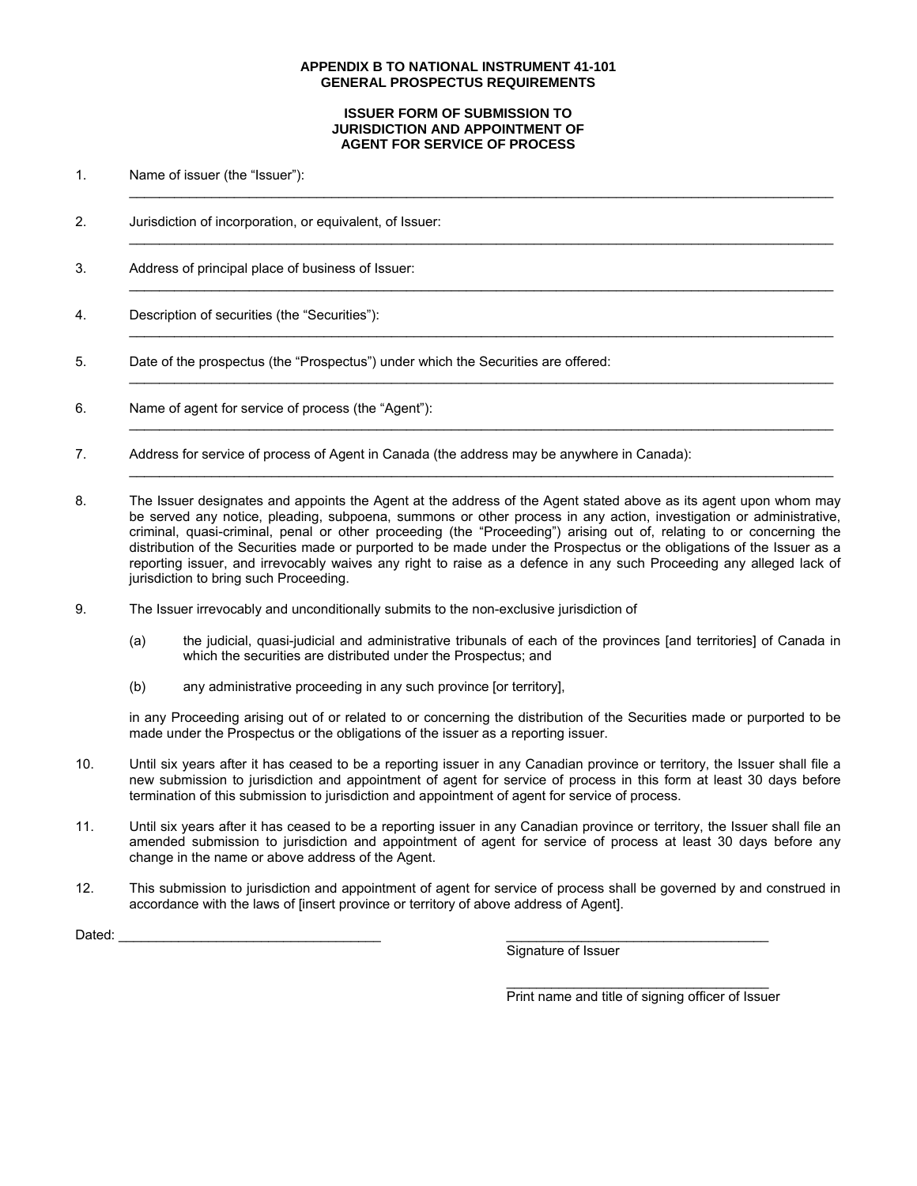**APPENDIX B TO NATIONAL INSTRUMENT 41-101**
**GENERAL PROSPECTUS REQUIREMENTS**

**ISSUER FORM OF SUBMISSION TO**
**JURISDICTION AND APPOINTMENT OF**
**AGENT FOR SERVICE OF PROCESS**

1. Name of issuer (the "Issuer"):
______________________________________________________________________________

2. Jurisdiction of incorporation, or equivalent, of Issuer:
______________________________________________________________________________

3. Address of principal place of business of Issuer:
______________________________________________________________________________

4. Description of securities (the "Securities"):
______________________________________________________________________________

5. Date of the prospectus (the "Prospectus") under which the Securities are offered:
______________________________________________________________________________

6. Name of agent for service of process (the "Agent"):
______________________________________________________________________________

7. Address for service of process of Agent in Canada (the address may be anywhere in Canada):
______________________________________________________________________________

8. The Issuer designates and appoints the Agent at the address of the Agent stated above as its agent upon whom may be served any notice, pleading, subpoena, summons or other process in any action, investigation or administrative, criminal, quasi-criminal, penal or other proceeding (the "Proceeding") arising out of, relating to or concerning the distribution of the Securities made or purported to be made under the Prospectus or the obligations of the Issuer as a reporting issuer, and irrevocably waives any right to raise as a defence in any such Proceeding any alleged lack of jurisdiction to bring such Proceeding.

9. The Issuer irrevocably and unconditionally submits to the non-exclusive jurisdiction of

   (a) the judicial, quasi-judicial and administrative tribunals of each of the provinces [and territories] of Canada in which the securities are distributed under the Prospectus; and

   (b) any administrative proceeding in any such province [or territory],

   in any Proceeding arising out of or related to or concerning the distribution of the Securities made or purported to be made under the Prospectus or the obligations of the issuer as a reporting issuer.

10. Until six years after it has ceased to be a reporting issuer in any Canadian province or territory, the Issuer shall file a new submission to jurisdiction and appointment of agent for service of process in this form at least 30 days before termination of this submission to jurisdiction and appointment of agent for service of process.

11. Until six years after it has ceased to be a reporting issuer in any Canadian province or territory, the Issuer shall file an amended submission to jurisdiction and appointment of agent for service of process at least 30 days before any change in the name or above address of the Agent.

12. This submission to jurisdiction and appointment of agent for service of process shall be governed by and construed in accordance with the laws of [insert province or territory of above address of Agent].

Dated: ___________________________________

___________________________________
Signature of Issuer

___________________________________
Print name and title of signing officer of Issuer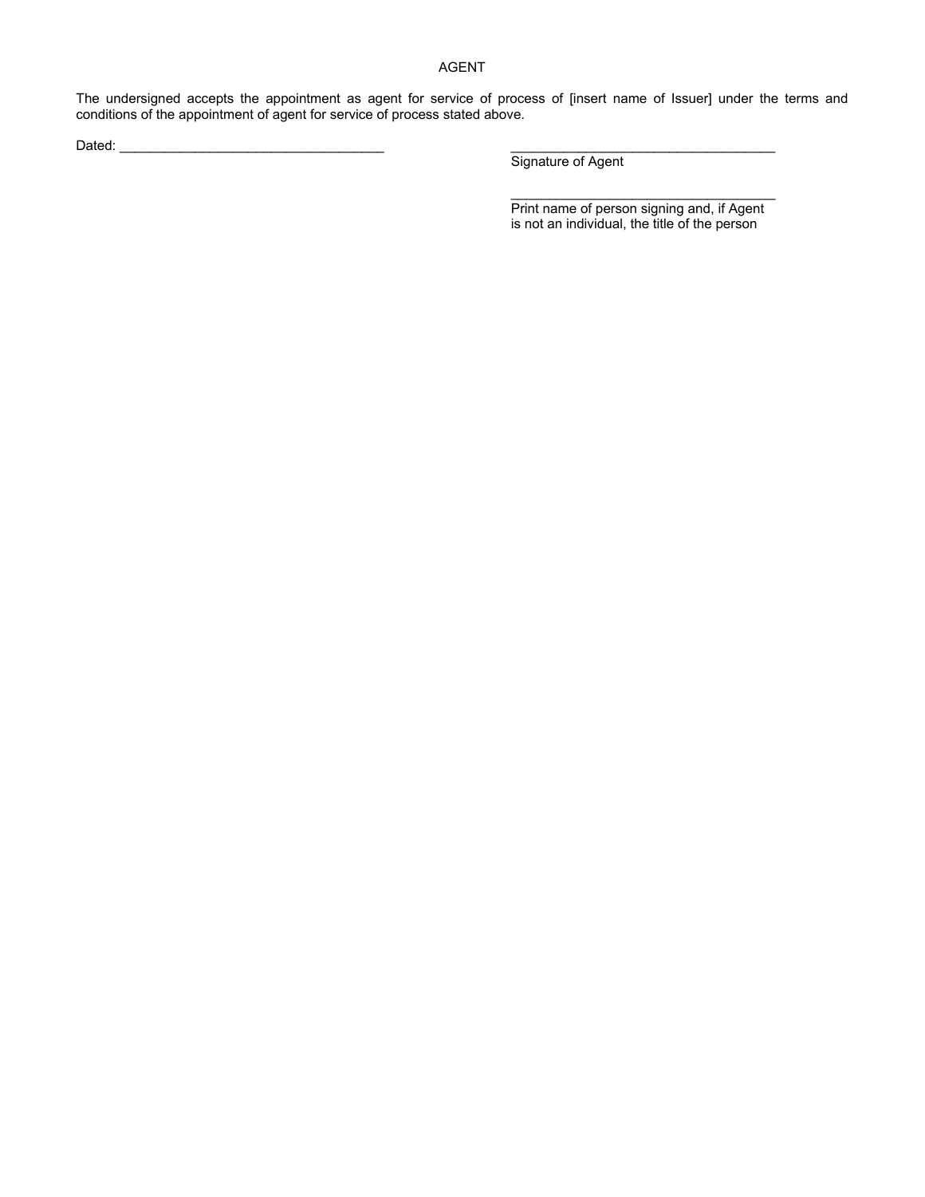<div align="center">AGENT</div>

The undersigned accepts the appointment as agent for service of process of [insert name of Issuer] under the terms and conditions of the appointment of agent for service of process stated above.

Dated: ___________________________________

___________________________________
Signature of Agent

___________________________________
Print name of person signing and, if Agent is not an individual, the title of the person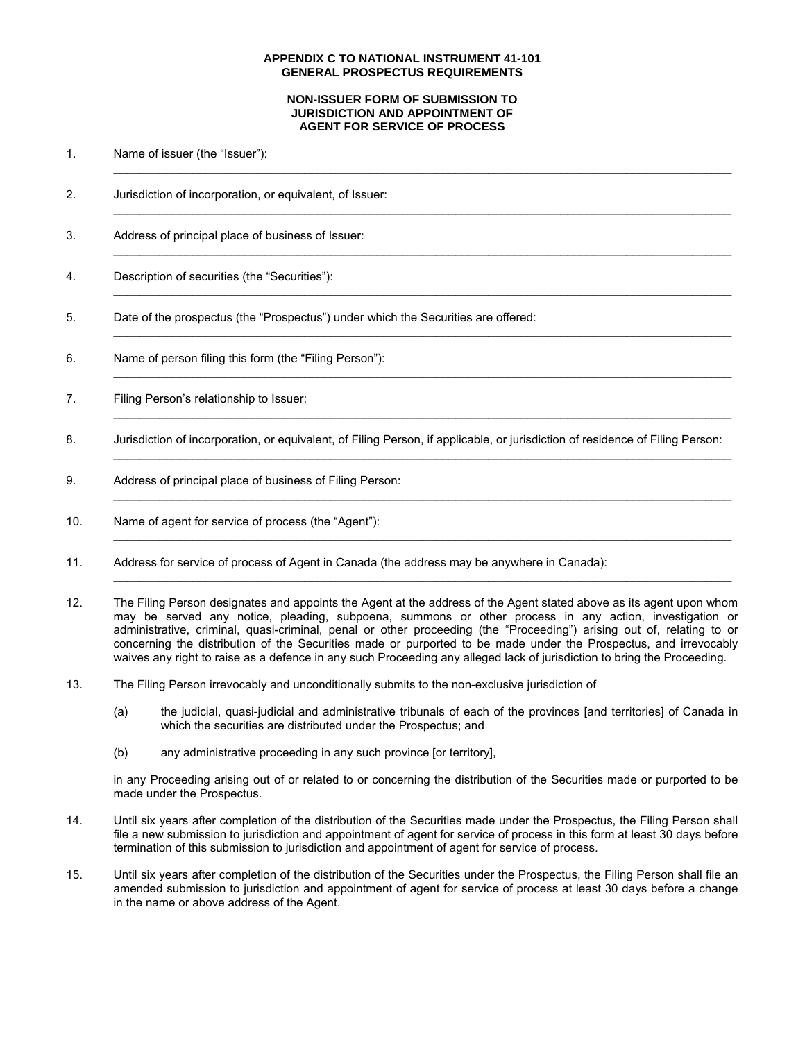**APPENDIX C TO NATIONAL INSTRUMENT 41-101**
**GENERAL PROSPECTUS REQUIREMENTS**

**NON-ISSUER FORM OF SUBMISSION TO JURISDICTION AND APPOINTMENT OF AGENT FOR SERVICE OF PROCESS**

1. Name of issuer (the "Issuer"):
   ______________________________________________

2. Jurisdiction of incorporation, or equivalent, of Issuer:
   ______________________________________________

3. Address of principal place of business of Issuer:
   ______________________________________________

4. Description of securities (the "Securities"):
   ______________________________________________

5. Date of the prospectus (the "Prospectus") under which the Securities are offered:
   ______________________________________________

6. Name of person filing this form (the "Filing Person"):
   ______________________________________________

7. Filing Person's relationship to Issuer:
   ______________________________________________

8. Jurisdiction of incorporation, or equivalent, of Filing Person, if applicable, or jurisdiction of residence of Filing Person:
   ______________________________________________

9. Address of principal place of business of Filing Person:
   ______________________________________________

10. Name of agent for service of process (the "Agent"):
    ______________________________________________

11. Address for service of process of Agent in Canada (the address may be anywhere in Canada):
    ______________________________________________

12. The Filing Person designates and appoints the Agent at the address of the Agent stated above as its agent upon whom may be served any notice, pleading, subpoena, summons or other process in any action, investigation or administrative, criminal, quasi-criminal, penal or other proceeding (the "Proceeding") arising out of, relating to or concerning the distribution of the Securities made or purported to be made under the Prospectus, and irrevocably waives any right to raise as a defence in any such Proceeding any alleged lack of jurisdiction to bring the Proceeding.

13. The Filing Person irrevocably and unconditionally submits to the non-exclusive jurisdiction of

    (a) the judicial, quasi-judicial and administrative tribunals of each of the provinces [and territories] of Canada in which the securities are distributed under the Prospectus; and

    (b) any administrative proceeding in any such province [or territory],

    in any Proceeding arising out of or related to or concerning the distribution of the Securities made or purported to be made under the Prospectus.

14. Until six years after completion of the distribution of the Securities made under the Prospectus, the Filing Person shall file a new submission to jurisdiction and appointment of agent for service of process in this form at least 30 days before termination of this submission to jurisdiction and appointment of agent for service of process.

15. Until six years after completion of the distribution of the Securities under the Prospectus, the Filing Person shall file an amended submission to jurisdiction and appointment of agent for service of process at least 30 days before a change in the name or above address of the Agent.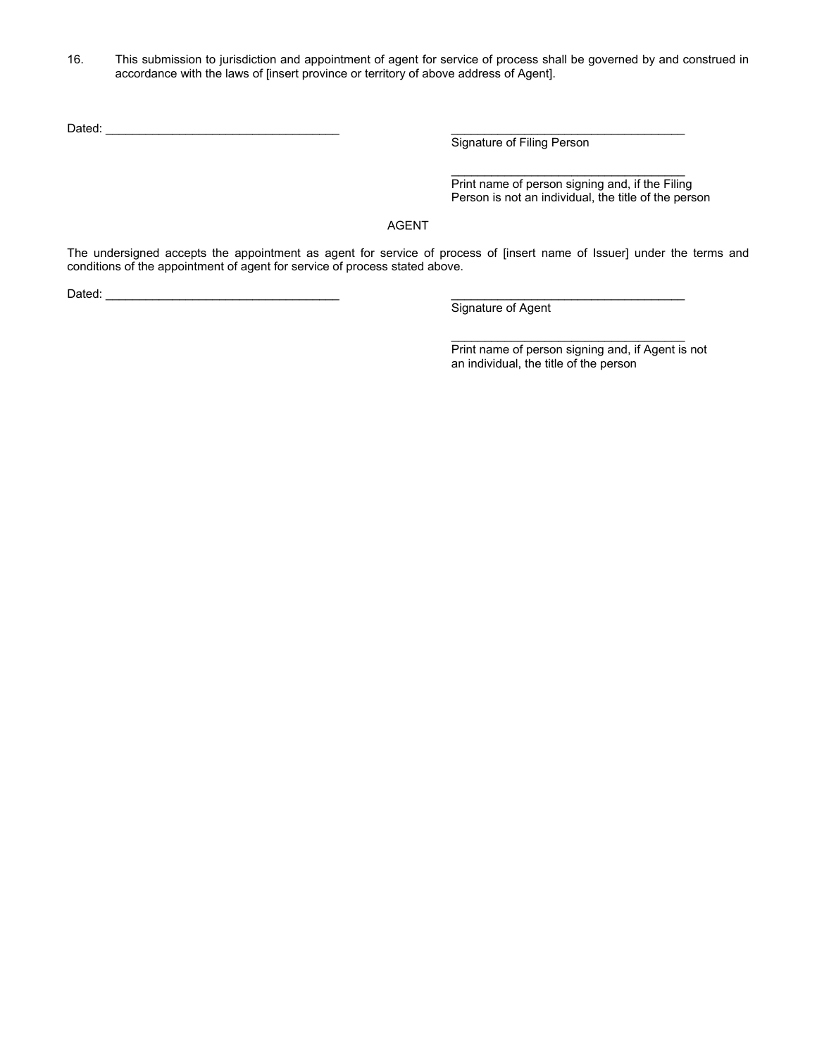16. This submission to jurisdiction and appointment of agent for service of process shall be governed by and construed in accordance with the laws of [insert province or territory of above address of Agent].

Dated: ___________________________________

___________________________________
Signature of Filing Person

___________________________________
Print name of person signing and, if the Filing Person is not an individual, the title of the person

AGENT

The undersigned accepts the appointment as agent for service of process of [insert name of Issuer] under the terms and conditions of the appointment of agent for service of process stated above.

Dated: ___________________________________

___________________________________
Signature of Agent

___________________________________
Print name of person signing and, if Agent is not an individual, the title of the person